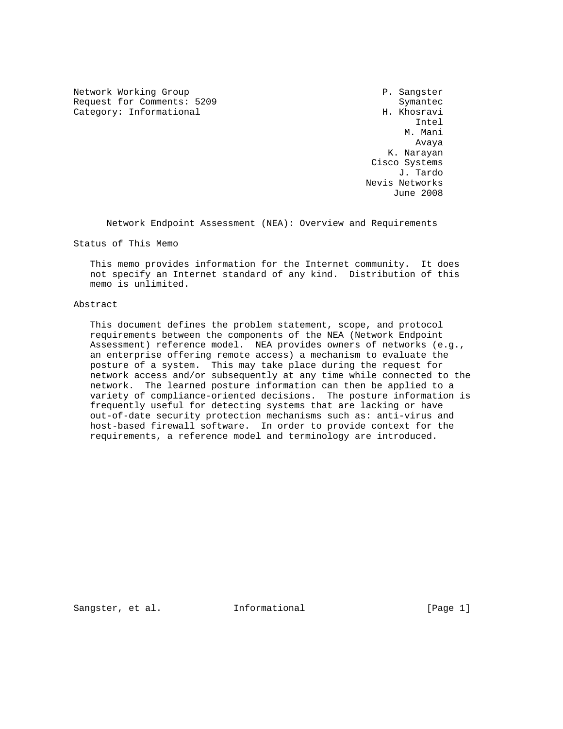Network Working Group P. Sangster
Request for Comments: 5209 Symantec
Category: Informational H. Khosravi
Intel
M. Mani
Avaya
K. Narayan
Cisco Systems
J. Tardo
Nevis Networks
June 2008

# Network Endpoint Assessment (NEA): Overview and Requirements

## Status of This Memo

This memo provides information for the Internet community. It does not specify an Internet standard of any kind. Distribution of this memo is unlimited.

## Abstract

This document defines the problem statement, scope, and protocol requirements between the components of the NEA (Network Endpoint Assessment) reference model. NEA provides owners of networks (e.g., an enterprise offering remote access) a mechanism to evaluate the posture of a system. This may take place during the request for network access and/or subsequently at any time while connected to the network. The learned posture information can then be applied to a variety of compliance-oriented decisions. The posture information is frequently useful for detecting systems that are lacking or have out-of-date security protection mechanisms such as: anti-virus and host-based firewall software. In order to provide context for the requirements, a reference model and terminology are introduced.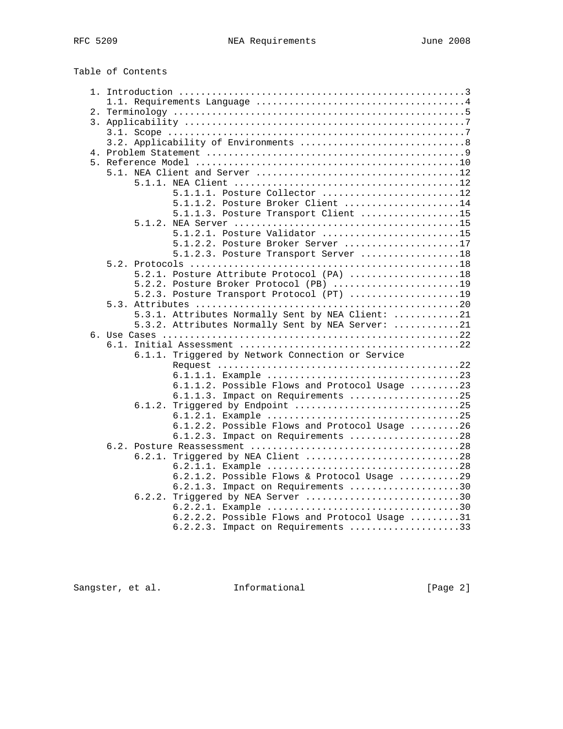Table of Contents

```
   1. Introduction ....................................................3
      1.1. Requirements Language ......................................4
   2. Terminology .....................................................5
   3. Applicability ...................................................7
      3.1. Scope ......................................................7
      3.2. Applicability of Environments ..............................8
   4. Problem Statement ...............................................9
   5. Reference Model ................................................10
      5.1. NEA Client and Server .....................................12
           5.1.1. NEA Client .........................................12
                  5.1.1.1. Posture Collector .........................12
                  5.1.1.2. Posture Broker Client .....................14
                  5.1.1.3. Posture Transport Client ..................15
           5.1.2. NEA Server .........................................15
                  5.1.2.1. Posture Validator .........................15
                  5.1.2.2. Posture Broker Server .....................17
                  5.1.2.3. Posture Transport Server ..................18
      5.2. Protocols .................................................18
           5.2.1. Posture Attribute Protocol (PA) ....................18
           5.2.2. Posture Broker Protocol (PB) .......................19
           5.2.3. Posture Transport Protocol (PT) ....................19
      5.3. Attributes ................................................20
           5.3.1. Attributes Normally Sent by NEA Client: ............21
           5.3.2. Attributes Normally Sent by NEA Server: ............21
   6. Use Cases ......................................................22
      6.1. Initial Assessment ........................................22
           6.1.1. Triggered by Network Connection or Service
                  Request ............................................22
                  6.1.1.1. Example ...................................23
                  6.1.1.2. Possible Flows and Protocol Usage .........23
                  6.1.1.3. Impact on Requirements ....................25
           6.1.2. Triggered by Endpoint ..............................25
                  6.1.2.1. Example ...................................25
                  6.1.2.2. Possible Flows and Protocol Usage .........26
                  6.1.2.3. Impact on Requirements ....................28
      6.2. Posture Reassessment ......................................28
           6.2.1. Triggered by NEA Client ............................28
                  6.2.1.1. Example ...................................28
                  6.2.1.2. Possible Flows & Protocol Usage ...........29
                  6.2.1.3. Impact on Requirements ....................30
           6.2.2. Triggered by NEA Server ............................30
                  6.2.2.1. Example ...................................30
                  6.2.2.2. Possible Flows and Protocol Usage .........31
                  6.2.2.3. Impact on Requirements ....................33
```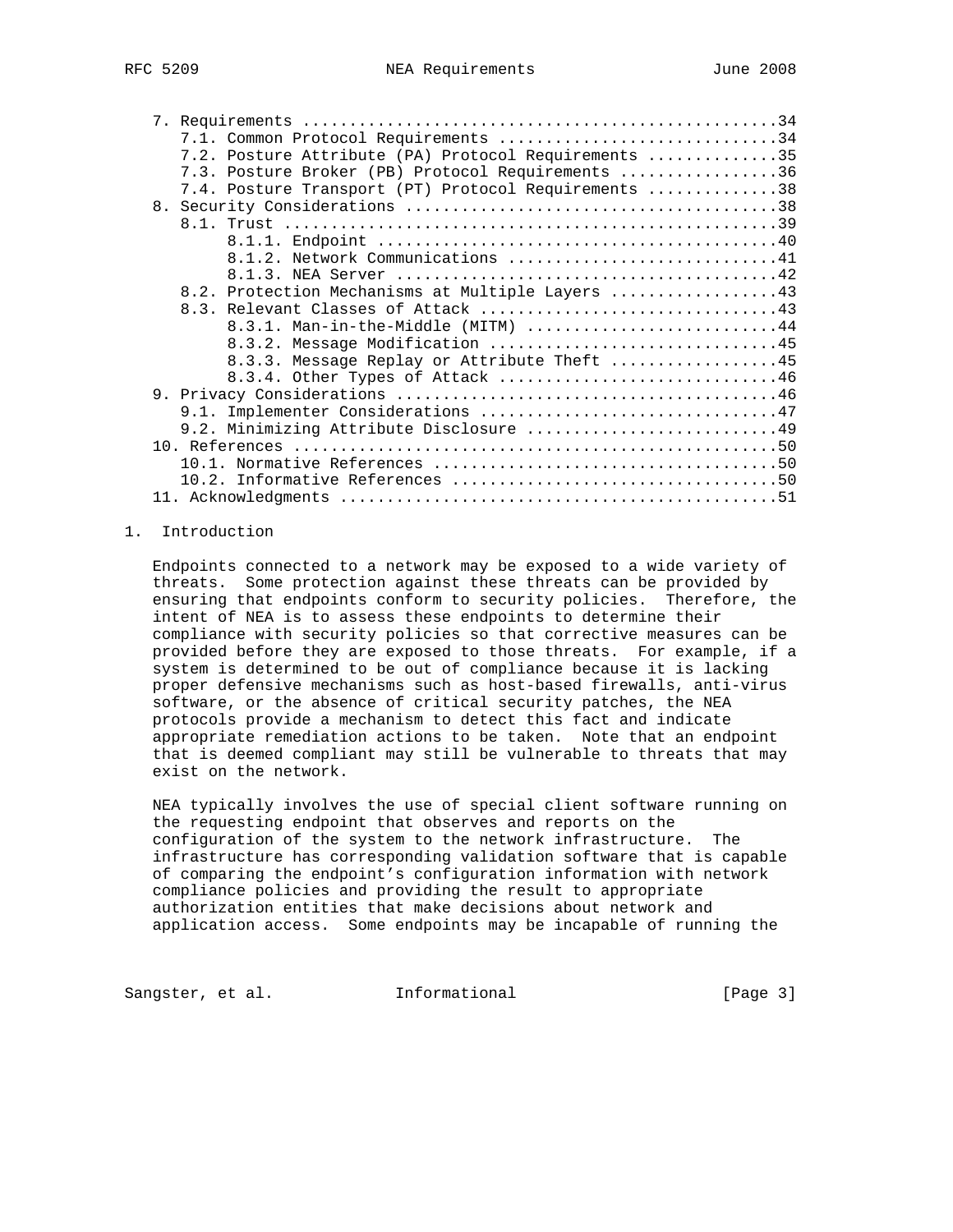- 7. Requirements ..................................................34
  - 7.1. Common Protocol Requirements .............................34
  - 7.2. Posture Attribute (PA) Protocol Requirements .............35
  - 7.3. Posture Broker (PB) Protocol Requirements ................36
  - 7.4. Posture Transport (PT) Protocol Requirements .............38
- 8. Security Considerations .......................................38
  - 8.1. Trust ....................................................39
    - 8.1.1. Endpoint .........................................40
    - 8.1.2. Network Communications ...........................41
    - 8.1.3. NEA Server .......................................42
  - 8.2. Protection Mechanisms at Multiple Layers .................43
  - 8.3. Relevant Classes of Attack ...............................43
    - 8.3.1. Man-in-the-Middle (MITM) .........................44
    - 8.3.2. Message Modification .............................45
    - 8.3.3. Message Replay or Attribute Theft ................45
    - 8.3.4. Other Types of Attack ............................46
- 9. Privacy Considerations ........................................46
  - 9.1. Implementer Considerations ...............................47
  - 9.2. Minimizing Attribute Disclosure ..........................49
- 10. References ...................................................50
  - 10.1. Normative References ....................................50
  - 10.2. Informative References ..................................50
- 11. Acknowledgments ..............................................51

## 1. Introduction

Endpoints connected to a network may be exposed to a wide variety of threats. Some protection against these threats can be provided by ensuring that endpoints conform to security policies. Therefore, the intent of NEA is to assess these endpoints to determine their compliance with security policies so that corrective measures can be provided before they are exposed to those threats. For example, if a system is determined to be out of compliance because it is lacking proper defensive mechanisms such as host-based firewalls, anti-virus software, or the absence of critical security patches, the NEA protocols provide a mechanism to detect this fact and indicate appropriate remediation actions to be taken. Note that an endpoint that is deemed compliant may still be vulnerable to threats that may exist on the network.

NEA typically involves the use of special client software running on the requesting endpoint that observes and reports on the configuration of the system to the network infrastructure. The infrastructure has corresponding validation software that is capable of comparing the endpoint's configuration information with network compliance policies and providing the result to appropriate authorization entities that make decisions about network and application access. Some endpoints may be incapable of running the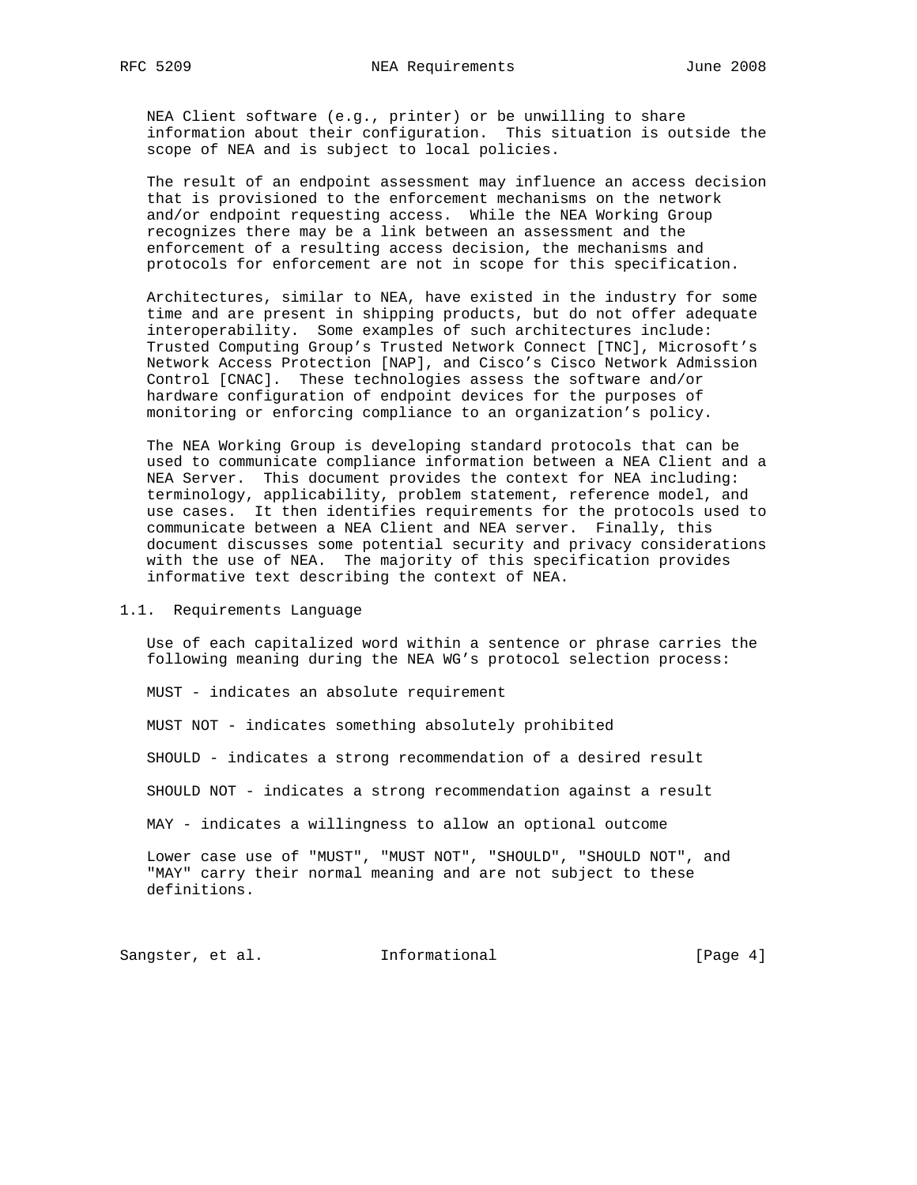NEA Client software (e.g., printer) or be unwilling to share information about their configuration. This situation is outside the scope of NEA and is subject to local policies.

The result of an endpoint assessment may influence an access decision that is provisioned to the enforcement mechanisms on the network and/or endpoint requesting access. While the NEA Working Group recognizes there may be a link between an assessment and the enforcement of a resulting access decision, the mechanisms and protocols for enforcement are not in scope for this specification.

Architectures, similar to NEA, have existed in the industry for some time and are present in shipping products, but do not offer adequate interoperability. Some examples of such architectures include: Trusted Computing Group's Trusted Network Connect [TNC], Microsoft's Network Access Protection [NAP], and Cisco's Cisco Network Admission Control [CNAC]. These technologies assess the software and/or hardware configuration of endpoint devices for the purposes of monitoring or enforcing compliance to an organization's policy.

The NEA Working Group is developing standard protocols that can be used to communicate compliance information between a NEA Client and a NEA Server. This document provides the context for NEA including: terminology, applicability, problem statement, reference model, and use cases. It then identifies requirements for the protocols used to communicate between a NEA Client and NEA server. Finally, this document discusses some potential security and privacy considerations with the use of NEA. The majority of this specification provides informative text describing the context of NEA.

## 1.1. Requirements Language

Use of each capitalized word within a sentence or phrase carries the following meaning during the NEA WG's protocol selection process:

MUST - indicates an absolute requirement

MUST NOT - indicates something absolutely prohibited

SHOULD - indicates a strong recommendation of a desired result

SHOULD NOT - indicates a strong recommendation against a result

MAY - indicates a willingness to allow an optional outcome

Lower case use of "MUST", "MUST NOT", "SHOULD", "SHOULD NOT", and "MAY" carry their normal meaning and are not subject to these definitions.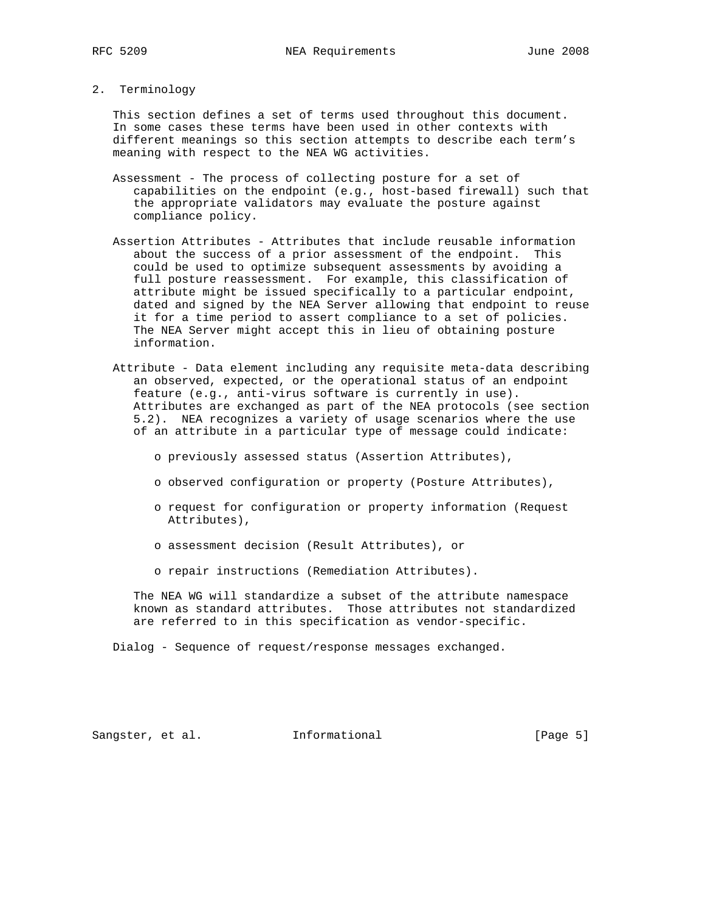## 2. Terminology

This section defines a set of terms used throughout this document. In some cases these terms have been used in other contexts with different meanings so this section attempts to describe each term's meaning with respect to the NEA WG activities.

Assessment - The process of collecting posture for a set of capabilities on the endpoint (e.g., host-based firewall) such that the appropriate validators may evaluate the posture against compliance policy.

Assertion Attributes - Attributes that include reusable information about the success of a prior assessment of the endpoint. This could be used to optimize subsequent assessments by avoiding a full posture reassessment. For example, this classification of attribute might be issued specifically to a particular endpoint, dated and signed by the NEA Server allowing that endpoint to reuse it for a time period to assert compliance to a set of policies. The NEA Server might accept this in lieu of obtaining posture information.

Attribute - Data element including any requisite meta-data describing an observed, expected, or the operational status of an endpoint feature (e.g., anti-virus software is currently in use). Attributes are exchanged as part of the NEA protocols (see section 5.2). NEA recognizes a variety of usage scenarios where the use of an attribute in a particular type of message could indicate:

- previously assessed status (Assertion Attributes),
- observed configuration or property (Posture Attributes),
- request for configuration or property information (Request Attributes),
- assessment decision (Result Attributes), or
- repair instructions (Remediation Attributes).

The NEA WG will standardize a subset of the attribute namespace known as standard attributes. Those attributes not standardized are referred to in this specification as vendor-specific.

Dialog - Sequence of request/response messages exchanged.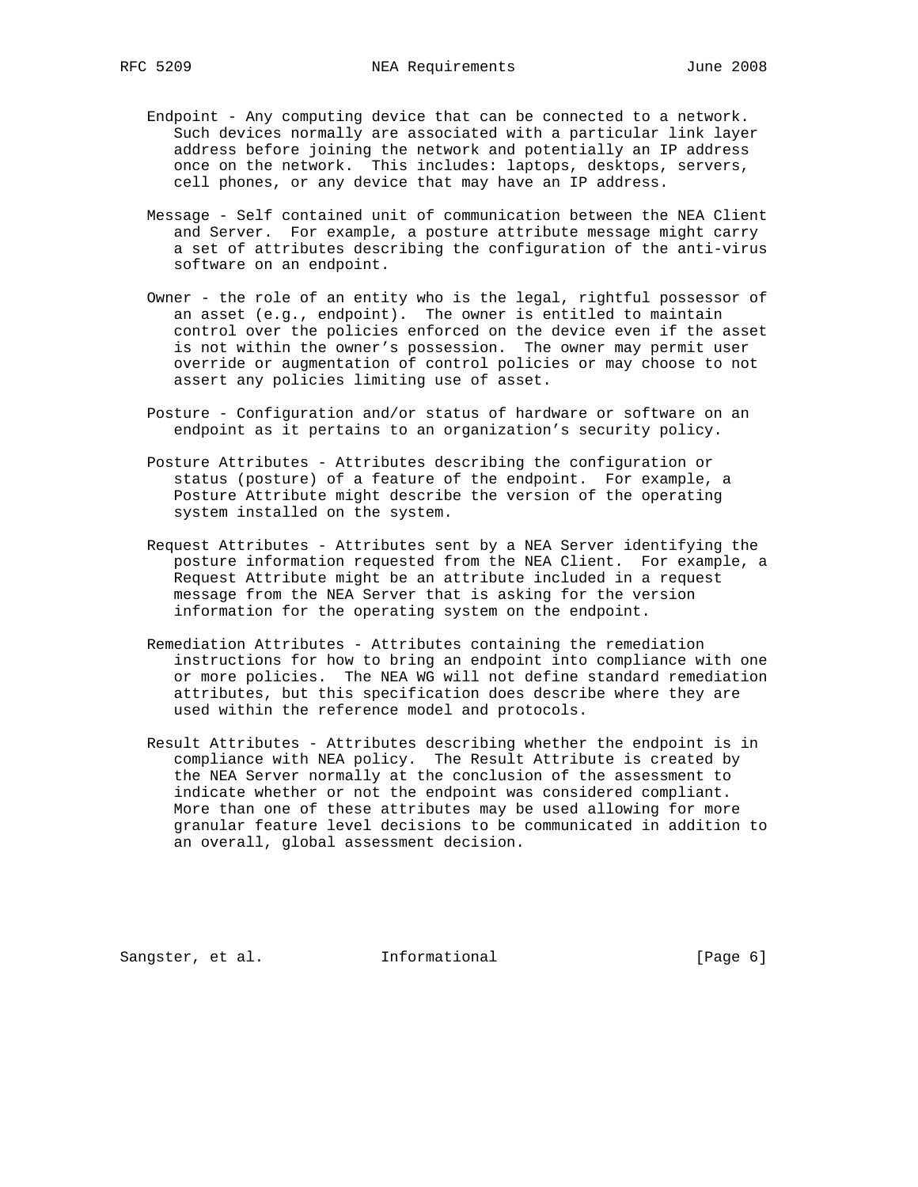Endpoint - Any computing device that can be connected to a network. Such devices normally are associated with a particular link layer address before joining the network and potentially an IP address once on the network. This includes: laptops, desktops, servers, cell phones, or any device that may have an IP address.

Message - Self contained unit of communication between the NEA Client and Server. For example, a posture attribute message might carry a set of attributes describing the configuration of the anti-virus software on an endpoint.

Owner - the role of an entity who is the legal, rightful possessor of an asset (e.g., endpoint). The owner is entitled to maintain control over the policies enforced on the device even if the asset is not within the owner's possession. The owner may permit user override or augmentation of control policies or may choose to not assert any policies limiting use of asset.

Posture - Configuration and/or status of hardware or software on an endpoint as it pertains to an organization's security policy.

Posture Attributes - Attributes describing the configuration or status (posture) of a feature of the endpoint. For example, a Posture Attribute might describe the version of the operating system installed on the system.

Request Attributes - Attributes sent by a NEA Server identifying the posture information requested from the NEA Client. For example, a Request Attribute might be an attribute included in a request message from the NEA Server that is asking for the version information for the operating system on the endpoint.

Remediation Attributes - Attributes containing the remediation instructions for how to bring an endpoint into compliance with one or more policies. The NEA WG will not define standard remediation attributes, but this specification does describe where they are used within the reference model and protocols.

Result Attributes - Attributes describing whether the endpoint is in compliance with NEA policy. The Result Attribute is created by the NEA Server normally at the conclusion of the assessment to indicate whether or not the endpoint was considered compliant. More than one of these attributes may be used allowing for more granular feature level decisions to be communicated in addition to an overall, global assessment decision.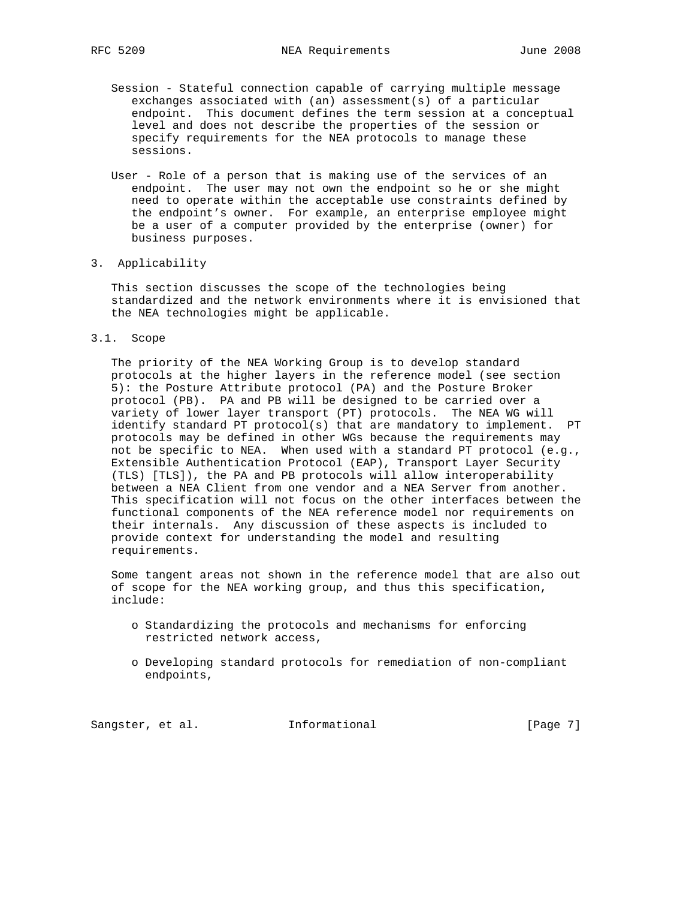Session - Stateful connection capable of carrying multiple message exchanges associated with (an) assessment(s) of a particular endpoint. This document defines the term session at a conceptual level and does not describe the properties of the session or specify requirements for the NEA protocols to manage these sessions.

User - Role of a person that is making use of the services of an endpoint. The user may not own the endpoint so he or she might need to operate within the acceptable use constraints defined by the endpoint's owner. For example, an enterprise employee might be a user of a computer provided by the enterprise (owner) for business purposes.

## 3. Applicability

This section discusses the scope of the technologies being standardized and the network environments where it is envisioned that the NEA technologies might be applicable.

### 3.1. Scope

The priority of the NEA Working Group is to develop standard protocols at the higher layers in the reference model (see section 5): the Posture Attribute protocol (PA) and the Posture Broker protocol (PB). PA and PB will be designed to be carried over a variety of lower layer transport (PT) protocols. The NEA WG will identify standard PT protocol(s) that are mandatory to implement. PT protocols may be defined in other WGs because the requirements may not be specific to NEA. When used with a standard PT protocol (e.g., Extensible Authentication Protocol (EAP), Transport Layer Security (TLS) [TLS]), the PA and PB protocols will allow interoperability between a NEA Client from one vendor and a NEA Server from another. This specification will not focus on the other interfaces between the functional components of the NEA reference model nor requirements on their internals. Any discussion of these aspects is included to provide context for understanding the model and resulting requirements.

Some tangent areas not shown in the reference model that are also out of scope for the NEA working group, and thus this specification, include:

- Standardizing the protocols and mechanisms for enforcing restricted network access,
- Developing standard protocols for remediation of non-compliant endpoints,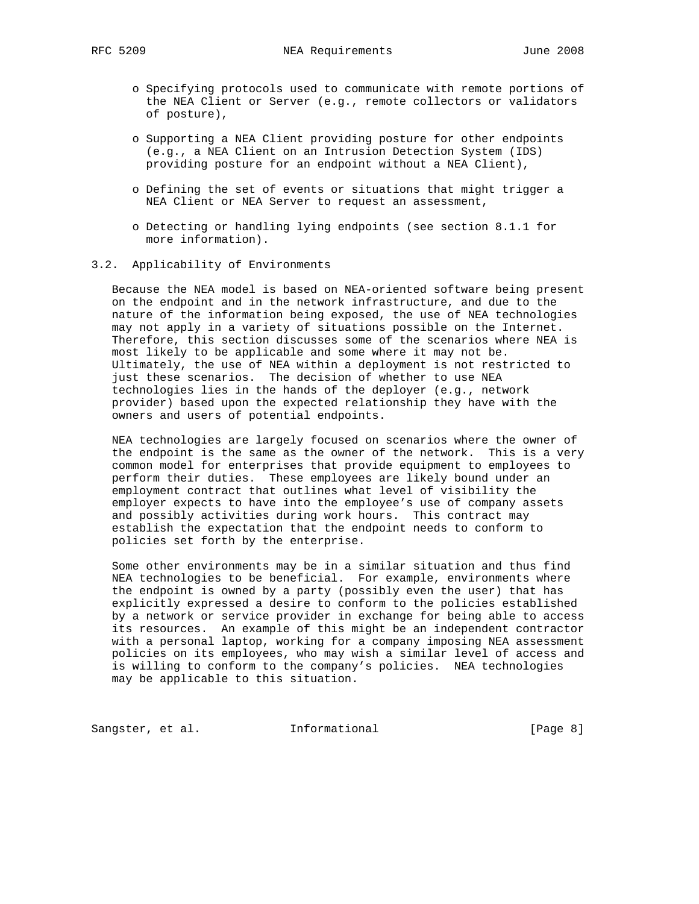- Specifying protocols used to communicate with remote portions of the NEA Client or Server (e.g., remote collectors or validators of posture),

- Supporting a NEA Client providing posture for other endpoints (e.g., a NEA Client on an Intrusion Detection System (IDS) providing posture for an endpoint without a NEA Client),

- Defining the set of events or situations that might trigger a NEA Client or NEA Server to request an assessment,

- Detecting or handling lying endpoints (see section 8.1.1 for more information).

## 3.2. Applicability of Environments

Because the NEA model is based on NEA-oriented software being present on the endpoint and in the network infrastructure, and due to the nature of the information being exposed, the use of NEA technologies may not apply in a variety of situations possible on the Internet. Therefore, this section discusses some of the scenarios where NEA is most likely to be applicable and some where it may not be. Ultimately, the use of NEA within a deployment is not restricted to just these scenarios. The decision of whether to use NEA technologies lies in the hands of the deployer (e.g., network provider) based upon the expected relationship they have with the owners and users of potential endpoints.

NEA technologies are largely focused on scenarios where the owner of the endpoint is the same as the owner of the network. This is a very common model for enterprises that provide equipment to employees to perform their duties. These employees are likely bound under an employment contract that outlines what level of visibility the employer expects to have into the employee's use of company assets and possibly activities during work hours. This contract may establish the expectation that the endpoint needs to conform to policies set forth by the enterprise.

Some other environments may be in a similar situation and thus find NEA technologies to be beneficial. For example, environments where the endpoint is owned by a party (possibly even the user) that has explicitly expressed a desire to conform to the policies established by a network or service provider in exchange for being able to access its resources. An example of this might be an independent contractor with a personal laptop, working for a company imposing NEA assessment policies on its employees, who may wish a similar level of access and is willing to conform to the company's policies. NEA technologies may be applicable to this situation.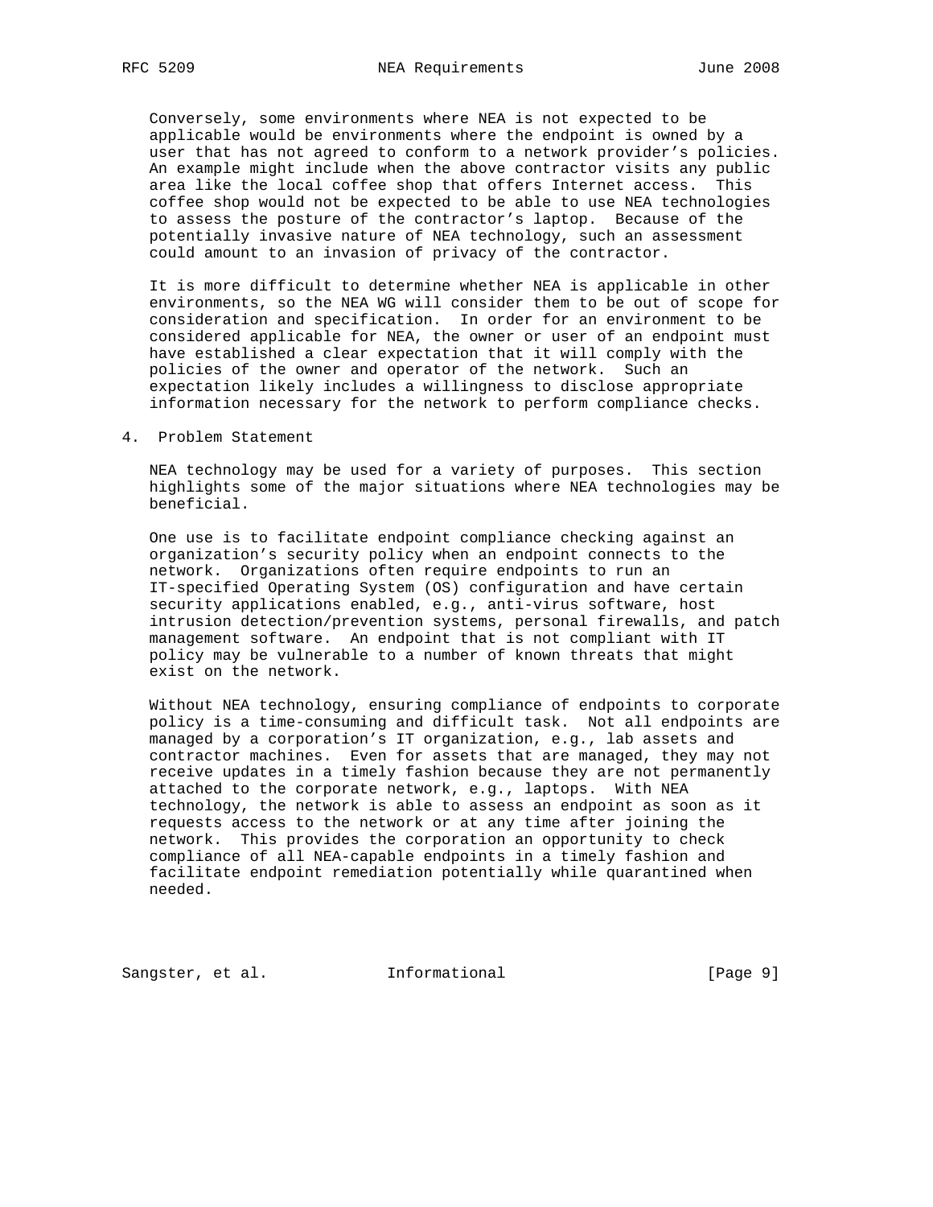Conversely, some environments where NEA is not expected to be applicable would be environments where the endpoint is owned by a user that has not agreed to conform to a network provider's policies. An example might include when the above contractor visits any public area like the local coffee shop that offers Internet access. This coffee shop would not be expected to be able to use NEA technologies to assess the posture of the contractor's laptop. Because of the potentially invasive nature of NEA technology, such an assessment could amount to an invasion of privacy of the contractor.

It is more difficult to determine whether NEA is applicable in other environments, so the NEA WG will consider them to be out of scope for consideration and specification. In order for an environment to be considered applicable for NEA, the owner or user of an endpoint must have established a clear expectation that it will comply with the policies of the owner and operator of the network. Such an expectation likely includes a willingness to disclose appropriate information necessary for the network to perform compliance checks.

## 4. Problem Statement

NEA technology may be used for a variety of purposes. This section highlights some of the major situations where NEA technologies may be beneficial.

One use is to facilitate endpoint compliance checking against an organization's security policy when an endpoint connects to the network. Organizations often require endpoints to run an IT-specified Operating System (OS) configuration and have certain security applications enabled, e.g., anti-virus software, host intrusion detection/prevention systems, personal firewalls, and patch management software. An endpoint that is not compliant with IT policy may be vulnerable to a number of known threats that might exist on the network.

Without NEA technology, ensuring compliance of endpoints to corporate policy is a time-consuming and difficult task. Not all endpoints are managed by a corporation's IT organization, e.g., lab assets and contractor machines. Even for assets that are managed, they may not receive updates in a timely fashion because they are not permanently attached to the corporate network, e.g., laptops. With NEA technology, the network is able to assess an endpoint as soon as it requests access to the network or at any time after joining the network. This provides the corporation an opportunity to check compliance of all NEA-capable endpoints in a timely fashion and facilitate endpoint remediation potentially while quarantined when needed.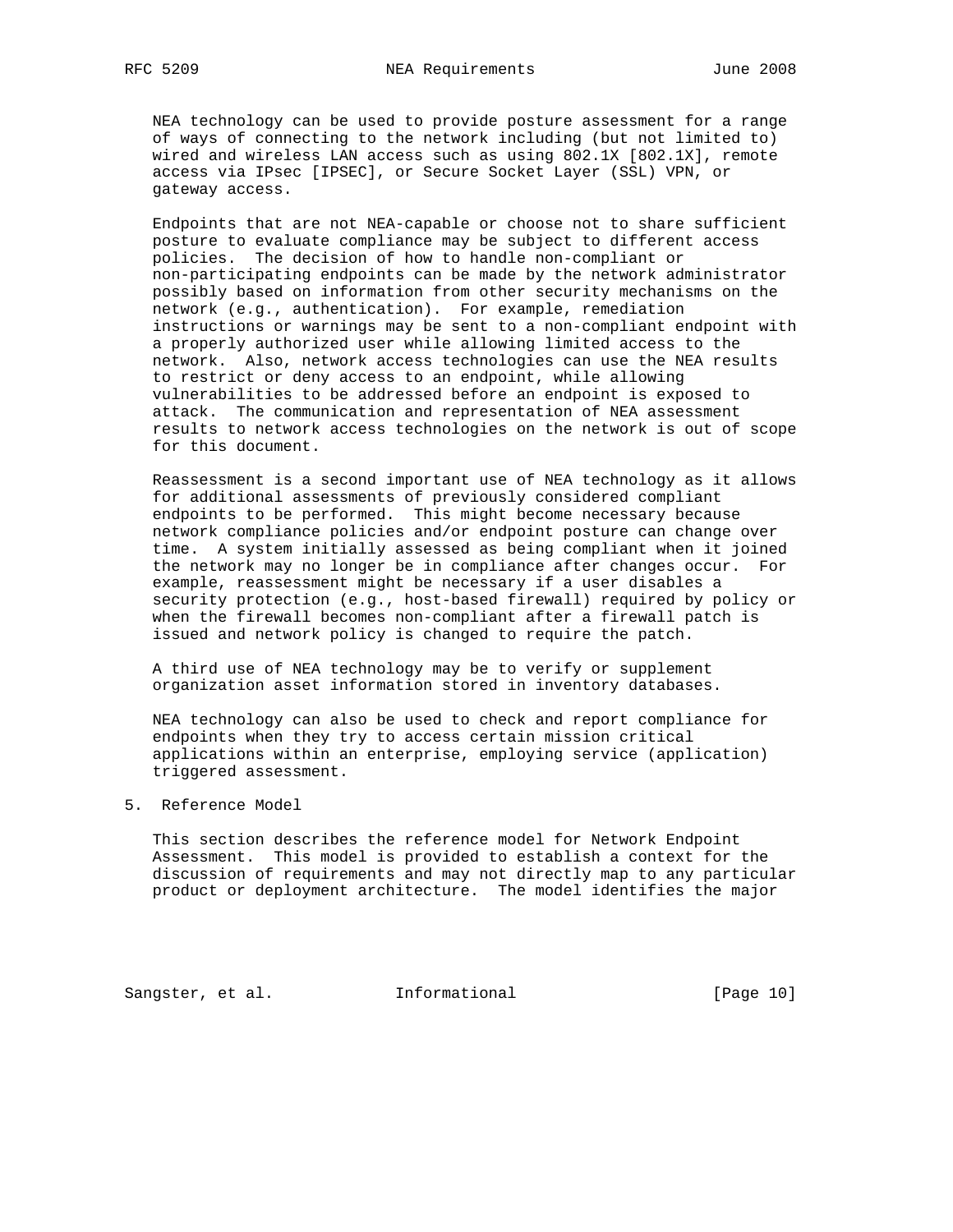NEA technology can be used to provide posture assessment for a range of ways of connecting to the network including (but not limited to) wired and wireless LAN access such as using 802.1X [802.1X], remote access via IPsec [IPSEC], or Secure Socket Layer (SSL) VPN, or gateway access.

Endpoints that are not NEA-capable or choose not to share sufficient posture to evaluate compliance may be subject to different access policies. The decision of how to handle non-compliant or non-participating endpoints can be made by the network administrator possibly based on information from other security mechanisms on the network (e.g., authentication). For example, remediation instructions or warnings may be sent to a non-compliant endpoint with a properly authorized user while allowing limited access to the network. Also, network access technologies can use the NEA results to restrict or deny access to an endpoint, while allowing vulnerabilities to be addressed before an endpoint is exposed to attack. The communication and representation of NEA assessment results to network access technologies on the network is out of scope for this document.

Reassessment is a second important use of NEA technology as it allows for additional assessments of previously considered compliant endpoints to be performed. This might become necessary because network compliance policies and/or endpoint posture can change over time. A system initially assessed as being compliant when it joined the network may no longer be in compliance after changes occur. For example, reassessment might be necessary if a user disables a security protection (e.g., host-based firewall) required by policy or when the firewall becomes non-compliant after a firewall patch is issued and network policy is changed to require the patch.

A third use of NEA technology may be to verify or supplement organization asset information stored in inventory databases.

NEA technology can also be used to check and report compliance for endpoints when they try to access certain mission critical applications within an enterprise, employing service (application) triggered assessment.

## 5. Reference Model

This section describes the reference model for Network Endpoint Assessment. This model is provided to establish a context for the discussion of requirements and may not directly map to any particular product or deployment architecture. The model identifies the major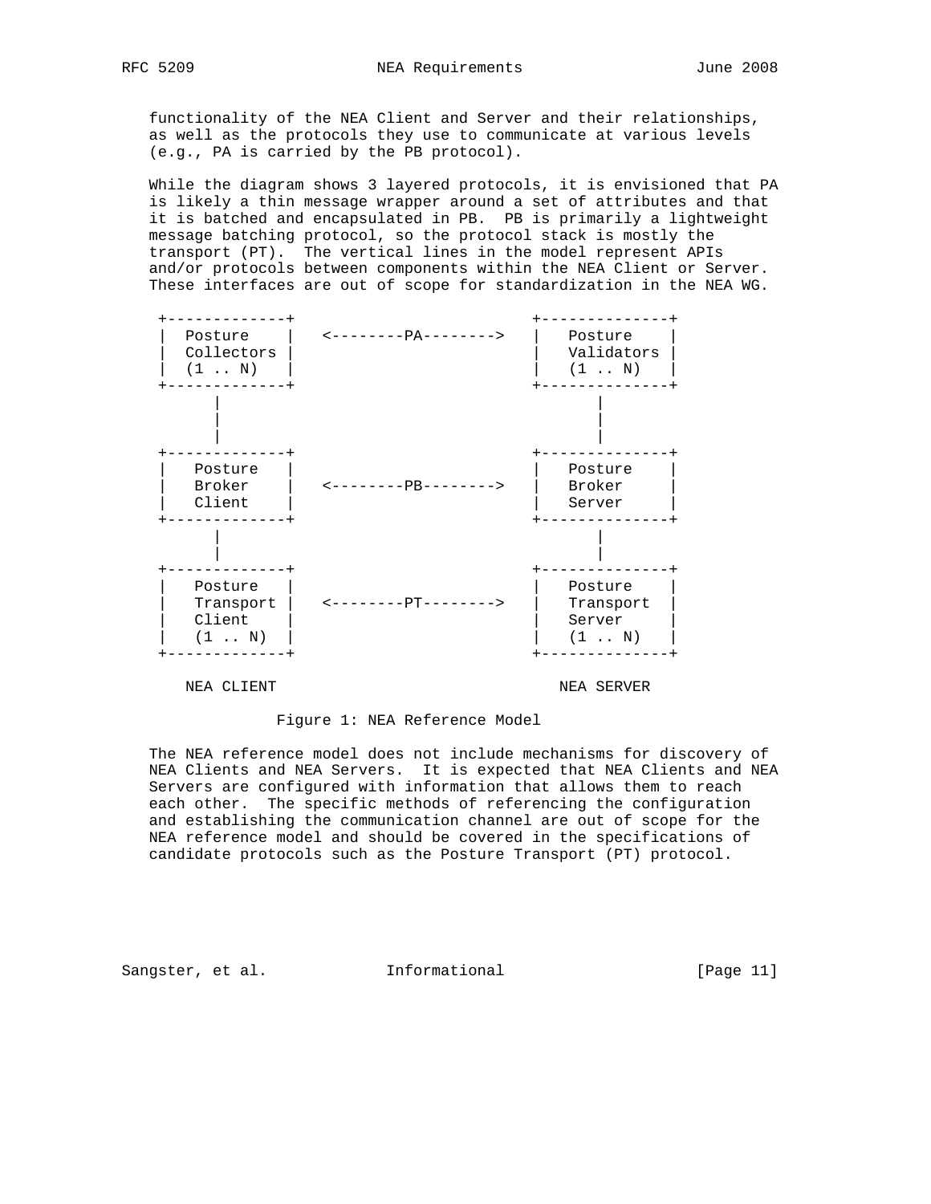functionality of the NEA Client and Server and their relationships, as well as the protocols they use to communicate at various levels (e.g., PA is carried by the PB protocol).

While the diagram shows 3 layered protocols, it is envisioned that PA is likely a thin message wrapper around a set of attributes and that it is batched and encapsulated in PB. PB is primarily a lightweight message batching protocol, so the protocol stack is mostly the transport (PT). The vertical lines in the model represent APIs and/or protocols between components within the NEA Client or Server. These interfaces are out of scope for standardization in the NEA WG.

```
 +-------------+                          +--------------+
 |  Posture    |   <--------PA-------->   |   Posture    |
 |  Collectors |                          |   Validators |
 |  (1 .. N)   |                          |   (1 .. N)   |
 +-------------+                          +--------------+
       |                                         |
       |                                         |
       |                                         |
 +-------------+                          +--------------+
 |   Posture   |                          |   Posture    |
 |   Broker    |   <--------PB-------->   |   Broker     |
 |   Client    |                          |   Server     |
 +-------------+                          +--------------+
       |                                         |
       |                                         |
 +-------------+                          +--------------+
 |   Posture   |                          |   Posture    |
 |   Transport |   <--------PT-------->   |   Transport  |
 |   Client    |                          |   Server     |
 |   (1 .. N)  |                          |   (1 .. N)   |
 +-------------+                          +--------------+

    NEA CLIENT                                NEA SERVER
```

Figure 1: NEA Reference Model

The NEA reference model does not include mechanisms for discovery of NEA Clients and NEA Servers. It is expected that NEA Clients and NEA Servers are configured with information that allows them to reach each other. The specific methods of referencing the configuration and establishing the communication channel are out of scope for the NEA reference model and should be covered in the specifications of candidate protocols such as the Posture Transport (PT) protocol.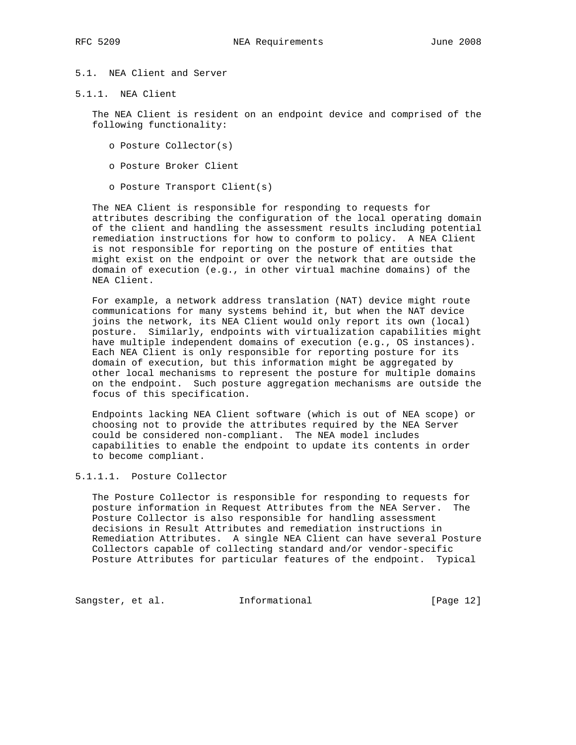### 5.1. NEA Client and Server

#### 5.1.1. NEA Client

The NEA Client is resident on an endpoint device and comprised of the following functionality:

- Posture Collector(s)
- Posture Broker Client
- Posture Transport Client(s)

The NEA Client is responsible for responding to requests for attributes describing the configuration of the local operating domain of the client and handling the assessment results including potential remediation instructions for how to conform to policy. A NEA Client is not responsible for reporting on the posture of entities that might exist on the endpoint or over the network that are outside the domain of execution (e.g., in other virtual machine domains) of the NEA Client.

For example, a network address translation (NAT) device might route communications for many systems behind it, but when the NAT device joins the network, its NEA Client would only report its own (local) posture. Similarly, endpoints with virtualization capabilities might have multiple independent domains of execution (e.g., OS instances). Each NEA Client is only responsible for reporting posture for its domain of execution, but this information might be aggregated by other local mechanisms to represent the posture for multiple domains on the endpoint. Such posture aggregation mechanisms are outside the focus of this specification.

Endpoints lacking NEA Client software (which is out of NEA scope) or choosing not to provide the attributes required by the NEA Server could be considered non-compliant. The NEA model includes capabilities to enable the endpoint to update its contents in order to become compliant.

##### 5.1.1.1. Posture Collector

The Posture Collector is responsible for responding to requests for posture information in Request Attributes from the NEA Server. The Posture Collector is also responsible for handling assessment decisions in Result Attributes and remediation instructions in Remediation Attributes. A single NEA Client can have several Posture Collectors capable of collecting standard and/or vendor-specific Posture Attributes for particular features of the endpoint. Typical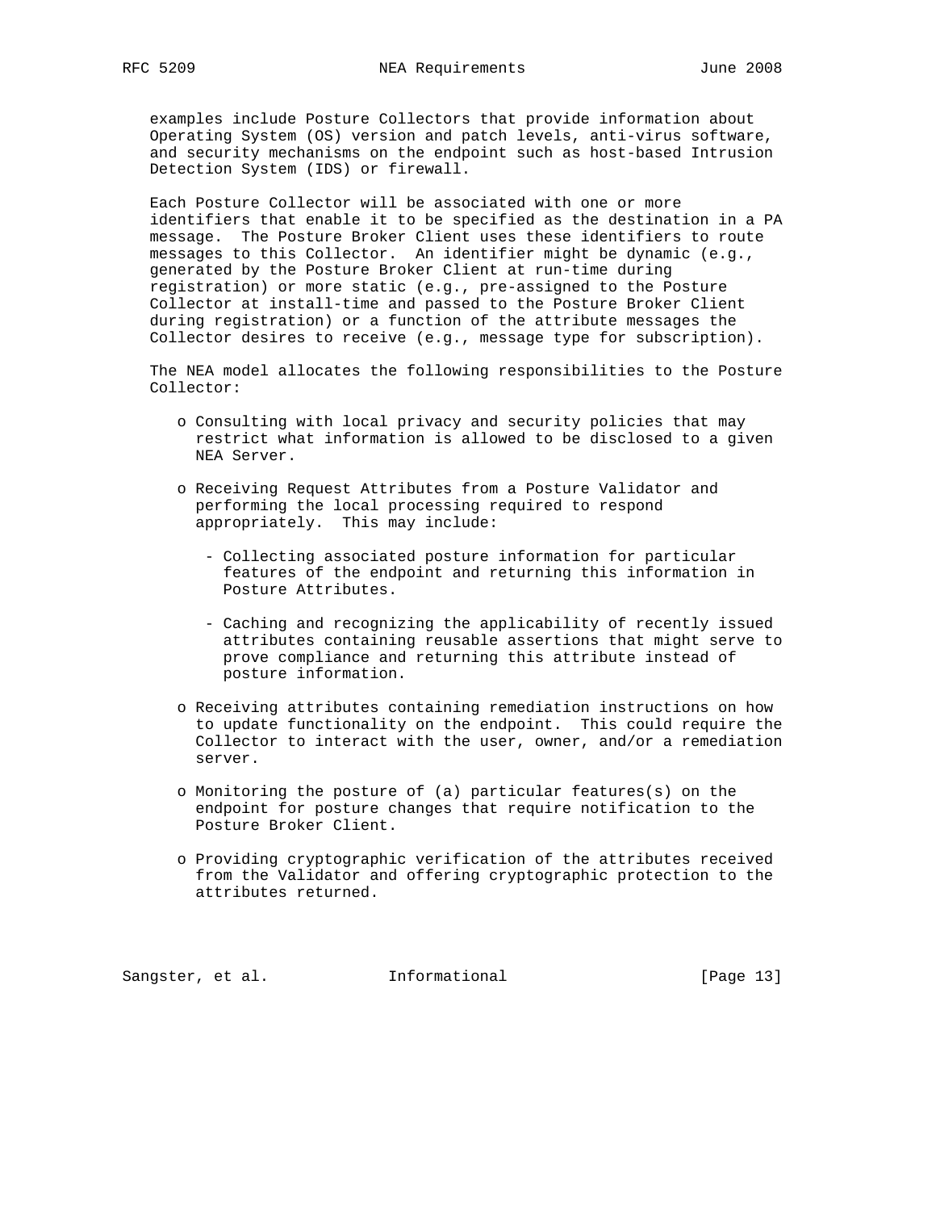examples include Posture Collectors that provide information about Operating System (OS) version and patch levels, anti-virus software, and security mechanisms on the endpoint such as host-based Intrusion Detection System (IDS) or firewall.

Each Posture Collector will be associated with one or more identifiers that enable it to be specified as the destination in a PA message. The Posture Broker Client uses these identifiers to route messages to this Collector. An identifier might be dynamic (e.g., generated by the Posture Broker Client at run-time during registration) or more static (e.g., pre-assigned to the Posture Collector at install-time and passed to the Posture Broker Client during registration) or a function of the attribute messages the Collector desires to receive (e.g., message type for subscription).

The NEA model allocates the following responsibilities to the Posture Collector:

- Consulting with local privacy and security policies that may restrict what information is allowed to be disclosed to a given NEA Server.

- Receiving Request Attributes from a Posture Validator and performing the local processing required to respond appropriately. This may include:

  - Collecting associated posture information for particular features of the endpoint and returning this information in Posture Attributes.

  - Caching and recognizing the applicability of recently issued attributes containing reusable assertions that might serve to prove compliance and returning this attribute instead of posture information.

- Receiving attributes containing remediation instructions on how to update functionality on the endpoint. This could require the Collector to interact with the user, owner, and/or a remediation server.

- Monitoring the posture of (a) particular features(s) on the endpoint for posture changes that require notification to the Posture Broker Client.

- Providing cryptographic verification of the attributes received from the Validator and offering cryptographic protection to the attributes returned.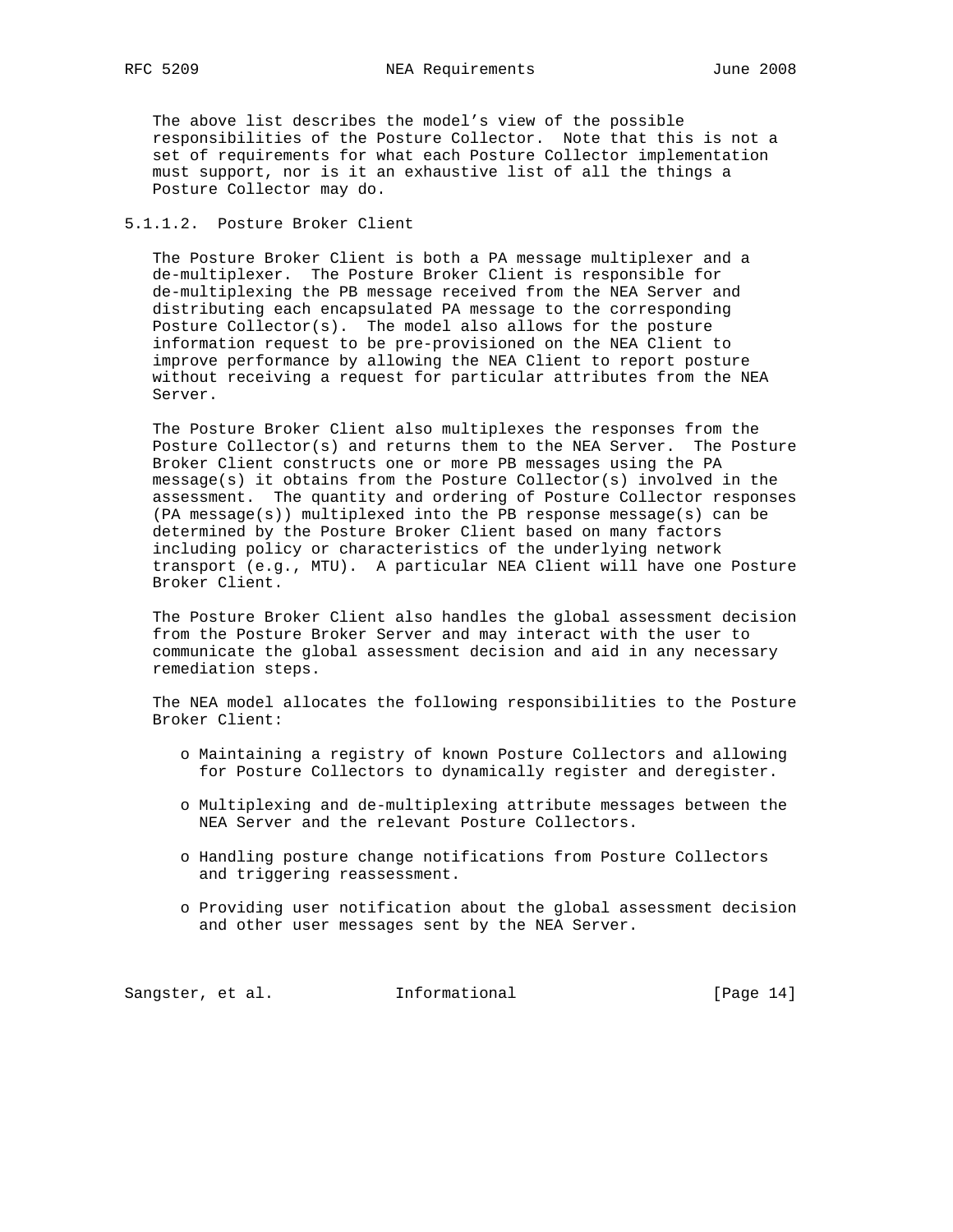The above list describes the model's view of the possible responsibilities of the Posture Collector. Note that this is not a set of requirements for what each Posture Collector implementation must support, nor is it an exhaustive list of all the things a Posture Collector may do.

#### 5.1.1.2. Posture Broker Client

The Posture Broker Client is both a PA message multiplexer and a de-multiplexer. The Posture Broker Client is responsible for de-multiplexing the PB message received from the NEA Server and distributing each encapsulated PA message to the corresponding Posture Collector(s). The model also allows for the posture information request to be pre-provisioned on the NEA Client to improve performance by allowing the NEA Client to report posture without receiving a request for particular attributes from the NEA Server.

The Posture Broker Client also multiplexes the responses from the Posture Collector(s) and returns them to the NEA Server. The Posture Broker Client constructs one or more PB messages using the PA message(s) it obtains from the Posture Collector(s) involved in the assessment. The quantity and ordering of Posture Collector responses (PA message(s)) multiplexed into the PB response message(s) can be determined by the Posture Broker Client based on many factors including policy or characteristics of the underlying network transport (e.g., MTU). A particular NEA Client will have one Posture Broker Client.

The Posture Broker Client also handles the global assessment decision from the Posture Broker Server and may interact with the user to communicate the global assessment decision and aid in any necessary remediation steps.

The NEA model allocates the following responsibilities to the Posture Broker Client:

- Maintaining a registry of known Posture Collectors and allowing for Posture Collectors to dynamically register and deregister.
- Multiplexing and de-multiplexing attribute messages between the NEA Server and the relevant Posture Collectors.
- Handling posture change notifications from Posture Collectors and triggering reassessment.
- Providing user notification about the global assessment decision and other user messages sent by the NEA Server.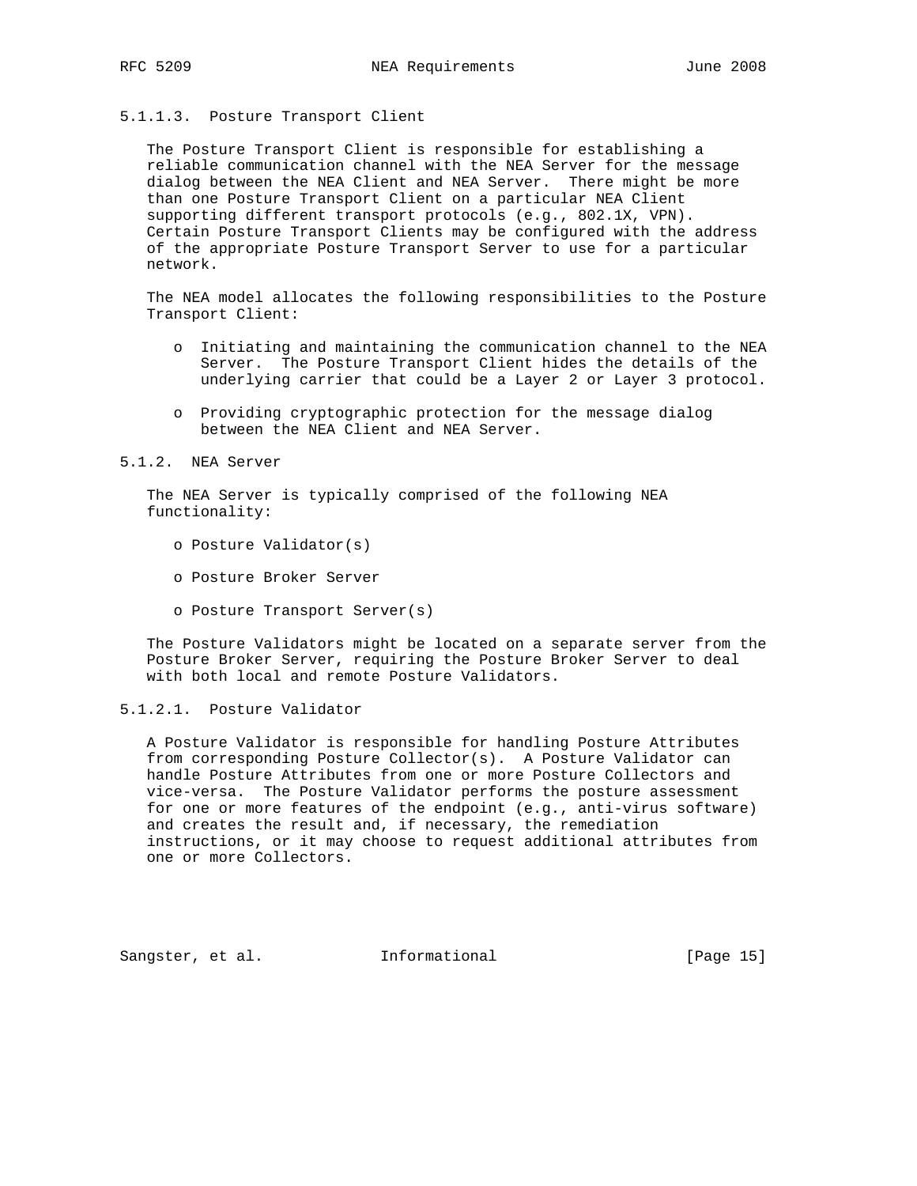#### 5.1.1.3. Posture Transport Client

The Posture Transport Client is responsible for establishing a reliable communication channel with the NEA Server for the message dialog between the NEA Client and NEA Server. There might be more than one Posture Transport Client on a particular NEA Client supporting different transport protocols (e.g., 802.1X, VPN). Certain Posture Transport Clients may be configured with the address of the appropriate Posture Transport Server to use for a particular network.

The NEA model allocates the following responsibilities to the Posture Transport Client:

- Initiating and maintaining the communication channel to the NEA Server. The Posture Transport Client hides the details of the underlying carrier that could be a Layer 2 or Layer 3 protocol.

- Providing cryptographic protection for the message dialog between the NEA Client and NEA Server.

### 5.1.2. NEA Server

The NEA Server is typically comprised of the following NEA functionality:

- Posture Validator(s)

- Posture Broker Server

- Posture Transport Server(s)

The Posture Validators might be located on a separate server from the Posture Broker Server, requiring the Posture Broker Server to deal with both local and remote Posture Validators.

#### 5.1.2.1. Posture Validator

A Posture Validator is responsible for handling Posture Attributes from corresponding Posture Collector(s). A Posture Validator can handle Posture Attributes from one or more Posture Collectors and vice-versa. The Posture Validator performs the posture assessment for one or more features of the endpoint (e.g., anti-virus software) and creates the result and, if necessary, the remediation instructions, or it may choose to request additional attributes from one or more Collectors.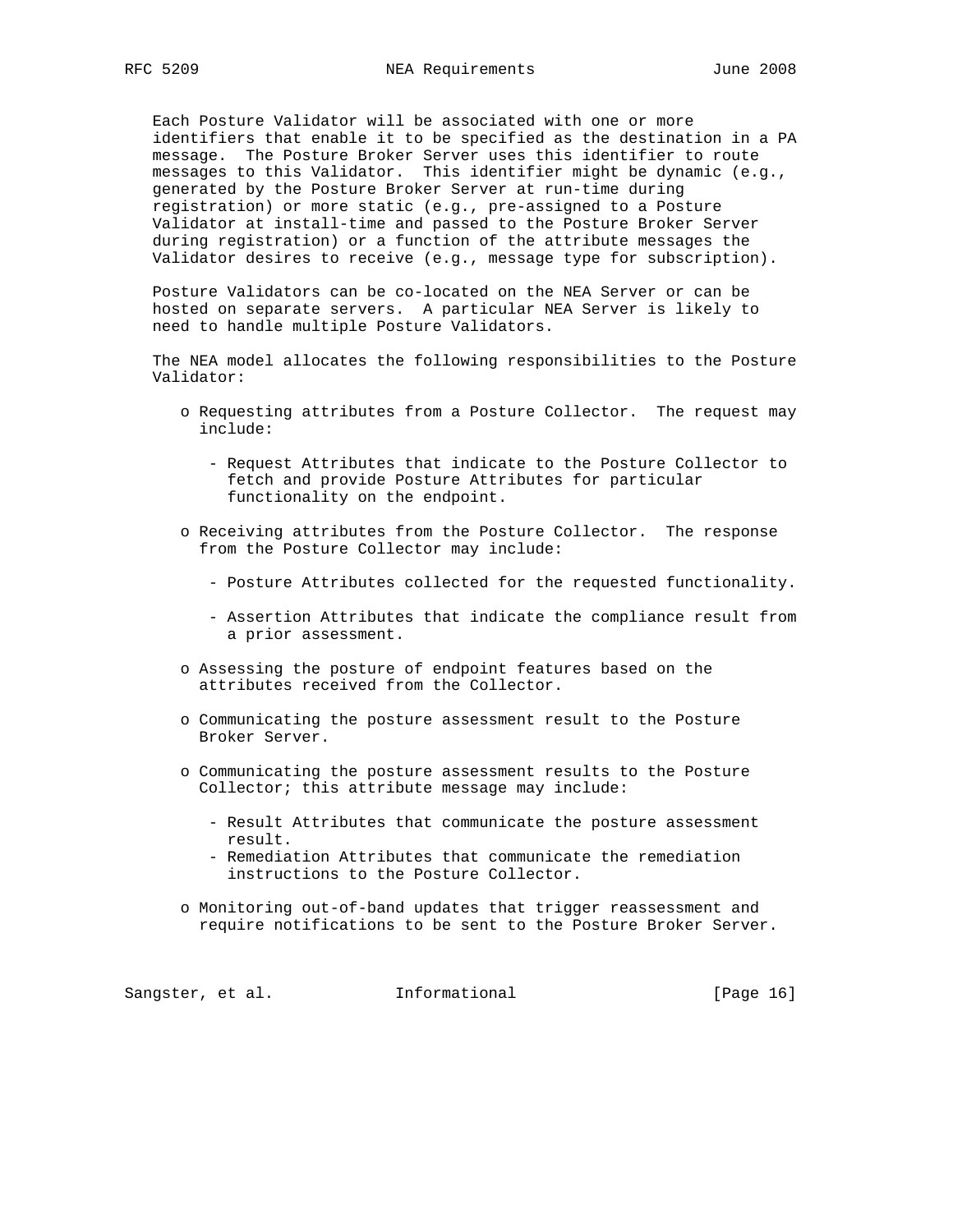Each Posture Validator will be associated with one or more identifiers that enable it to be specified as the destination in a PA message. The Posture Broker Server uses this identifier to route messages to this Validator. This identifier might be dynamic (e.g., generated by the Posture Broker Server at run-time during registration) or more static (e.g., pre-assigned to a Posture Validator at install-time and passed to the Posture Broker Server during registration) or a function of the attribute messages the Validator desires to receive (e.g., message type for subscription).

Posture Validators can be co-located on the NEA Server or can be hosted on separate servers. A particular NEA Server is likely to need to handle multiple Posture Validators.

The NEA model allocates the following responsibilities to the Posture Validator:

- Requesting attributes from a Posture Collector. The request may include:
  - Request Attributes that indicate to the Posture Collector to fetch and provide Posture Attributes for particular functionality on the endpoint.
- Receiving attributes from the Posture Collector. The response from the Posture Collector may include:
  - Posture Attributes collected for the requested functionality.
  - Assertion Attributes that indicate the compliance result from a prior assessment.
- Assessing the posture of endpoint features based on the attributes received from the Collector.
- Communicating the posture assessment result to the Posture Broker Server.
- Communicating the posture assessment results to the Posture Collector; this attribute message may include:
  - Result Attributes that communicate the posture assessment result.
  - Remediation Attributes that communicate the remediation instructions to the Posture Collector.
- Monitoring out-of-band updates that trigger reassessment and require notifications to be sent to the Posture Broker Server.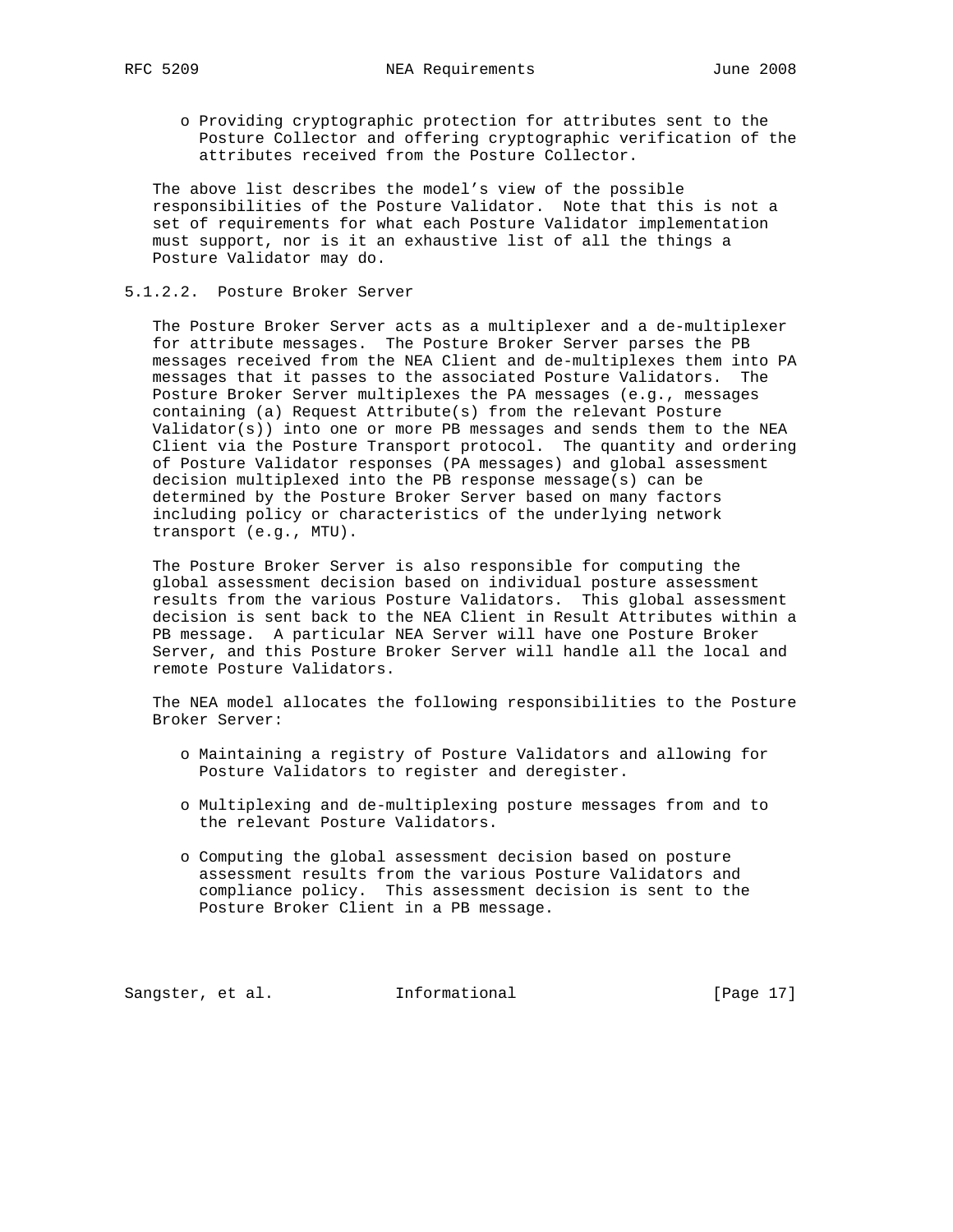- Providing cryptographic protection for attributes sent to the Posture Collector and offering cryptographic verification of the attributes received from the Posture Collector.

The above list describes the model's view of the possible responsibilities of the Posture Validator. Note that this is not a set of requirements for what each Posture Validator implementation must support, nor is it an exhaustive list of all the things a Posture Validator may do.

#### 5.1.2.2. Posture Broker Server

The Posture Broker Server acts as a multiplexer and a de-multiplexer for attribute messages. The Posture Broker Server parses the PB messages received from the NEA Client and de-multiplexes them into PA messages that it passes to the associated Posture Validators. The Posture Broker Server multiplexes the PA messages (e.g., messages containing (a) Request Attribute(s) from the relevant Posture Validator(s)) into one or more PB messages and sends them to the NEA Client via the Posture Transport protocol. The quantity and ordering of Posture Validator responses (PA messages) and global assessment decision multiplexed into the PB response message(s) can be determined by the Posture Broker Server based on many factors including policy or characteristics of the underlying network transport (e.g., MTU).

The Posture Broker Server is also responsible for computing the global assessment decision based on individual posture assessment results from the various Posture Validators. This global assessment decision is sent back to the NEA Client in Result Attributes within a PB message. A particular NEA Server will have one Posture Broker Server, and this Posture Broker Server will handle all the local and remote Posture Validators.

The NEA model allocates the following responsibilities to the Posture Broker Server:

- Maintaining a registry of Posture Validators and allowing for Posture Validators to register and deregister.
- Multiplexing and de-multiplexing posture messages from and to the relevant Posture Validators.
- Computing the global assessment decision based on posture assessment results from the various Posture Validators and compliance policy. This assessment decision is sent to the Posture Broker Client in a PB message.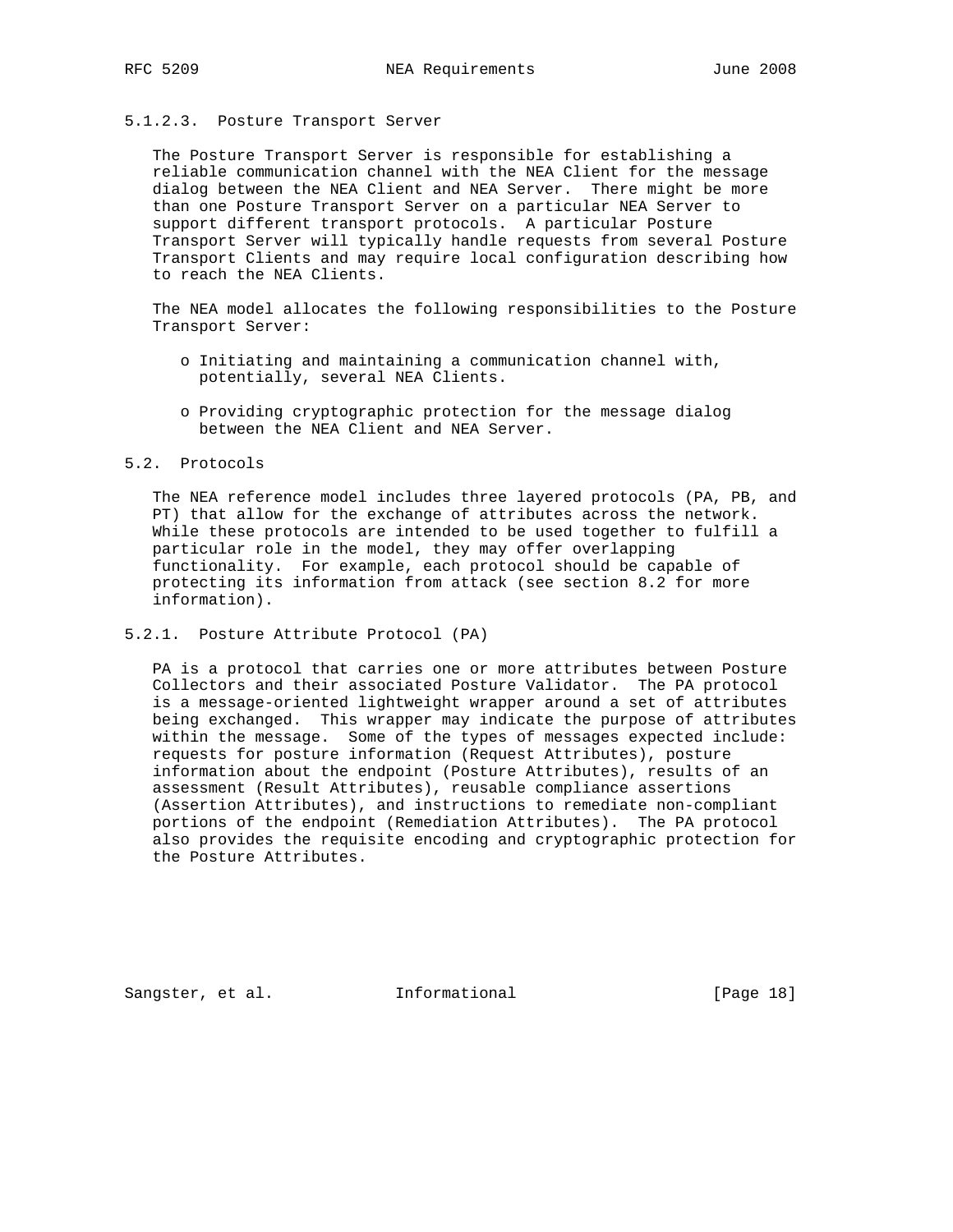#### 5.1.2.3. Posture Transport Server

The Posture Transport Server is responsible for establishing a reliable communication channel with the NEA Client for the message dialog between the NEA Client and NEA Server. There might be more than one Posture Transport Server on a particular NEA Server to support different transport protocols. A particular Posture Transport Server will typically handle requests from several Posture Transport Clients and may require local configuration describing how to reach the NEA Clients.

The NEA model allocates the following responsibilities to the Posture Transport Server:

- Initiating and maintaining a communication channel with, potentially, several NEA Clients.
- Providing cryptographic protection for the message dialog between the NEA Client and NEA Server.

### 5.2. Protocols

The NEA reference model includes three layered protocols (PA, PB, and PT) that allow for the exchange of attributes across the network. While these protocols are intended to be used together to fulfill a particular role in the model, they may offer overlapping functionality. For example, each protocol should be capable of protecting its information from attack (see section 8.2 for more information).

#### 5.2.1. Posture Attribute Protocol (PA)

PA is a protocol that carries one or more attributes between Posture Collectors and their associated Posture Validator. The PA protocol is a message-oriented lightweight wrapper around a set of attributes being exchanged. This wrapper may indicate the purpose of attributes within the message. Some of the types of messages expected include: requests for posture information (Request Attributes), posture information about the endpoint (Posture Attributes), results of an assessment (Result Attributes), reusable compliance assertions (Assertion Attributes), and instructions to remediate non-compliant portions of the endpoint (Remediation Attributes). The PA protocol also provides the requisite encoding and cryptographic protection for the Posture Attributes.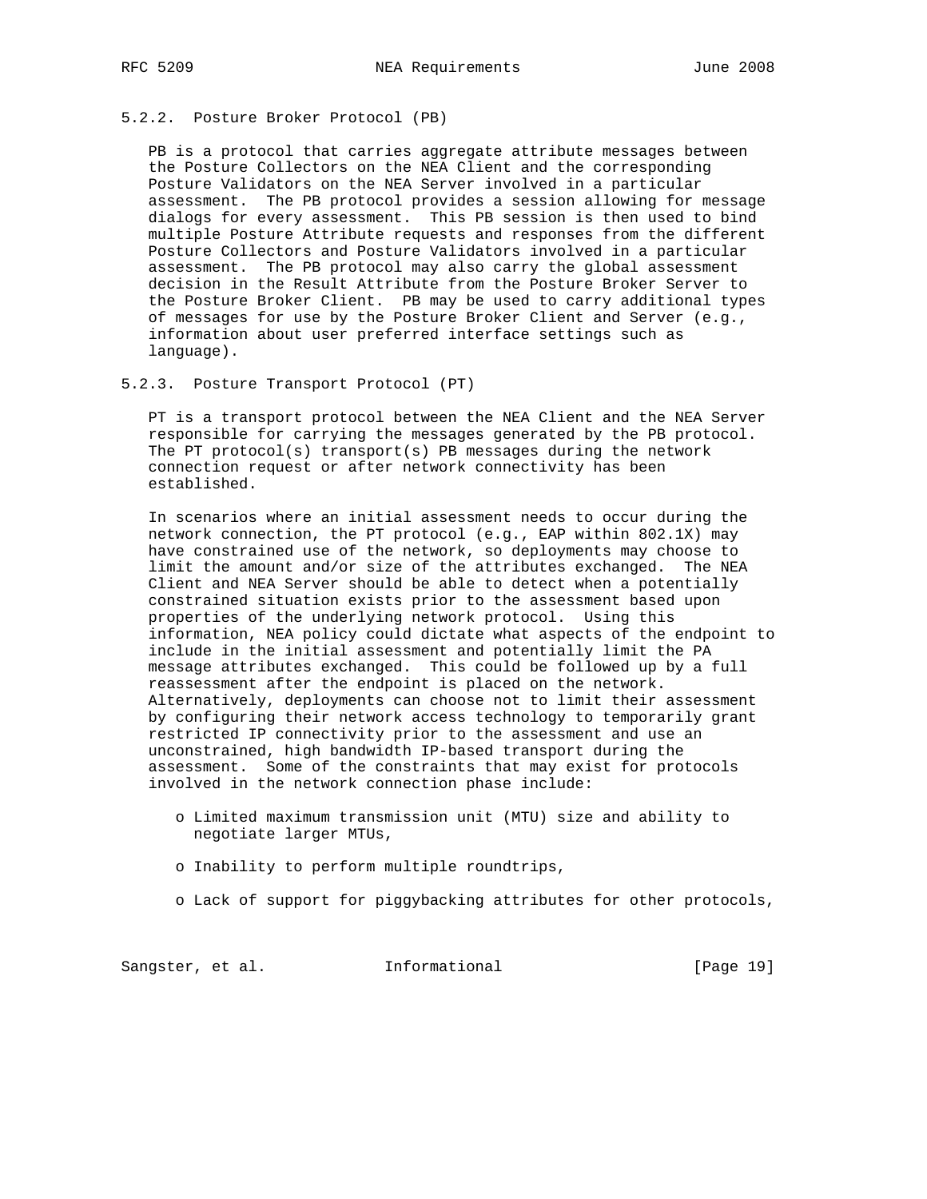#### 5.2.2. Posture Broker Protocol (PB)

PB is a protocol that carries aggregate attribute messages between the Posture Collectors on the NEA Client and the corresponding Posture Validators on the NEA Server involved in a particular assessment. The PB protocol provides a session allowing for message dialogs for every assessment. This PB session is then used to bind multiple Posture Attribute requests and responses from the different Posture Collectors and Posture Validators involved in a particular assessment. The PB protocol may also carry the global assessment decision in the Result Attribute from the Posture Broker Server to the Posture Broker Client. PB may be used to carry additional types of messages for use by the Posture Broker Client and Server (e.g., information about user preferred interface settings such as language).

#### 5.2.3. Posture Transport Protocol (PT)

PT is a transport protocol between the NEA Client and the NEA Server responsible for carrying the messages generated by the PB protocol. The PT protocol(s) transport(s) PB messages during the network connection request or after network connectivity has been established.

In scenarios where an initial assessment needs to occur during the network connection, the PT protocol (e.g., EAP within 802.1X) may have constrained use of the network, so deployments may choose to limit the amount and/or size of the attributes exchanged. The NEA Client and NEA Server should be able to detect when a potentially constrained situation exists prior to the assessment based upon properties of the underlying network protocol. Using this information, NEA policy could dictate what aspects of the endpoint to include in the initial assessment and potentially limit the PA message attributes exchanged. This could be followed up by a full reassessment after the endpoint is placed on the network. Alternatively, deployments can choose not to limit their assessment by configuring their network access technology to temporarily grant restricted IP connectivity prior to the assessment and use an unconstrained, high bandwidth IP-based transport during the assessment. Some of the constraints that may exist for protocols involved in the network connection phase include:

- Limited maximum transmission unit (MTU) size and ability to negotiate larger MTUs,
- Inability to perform multiple roundtrips,
- Lack of support for piggybacking attributes for other protocols,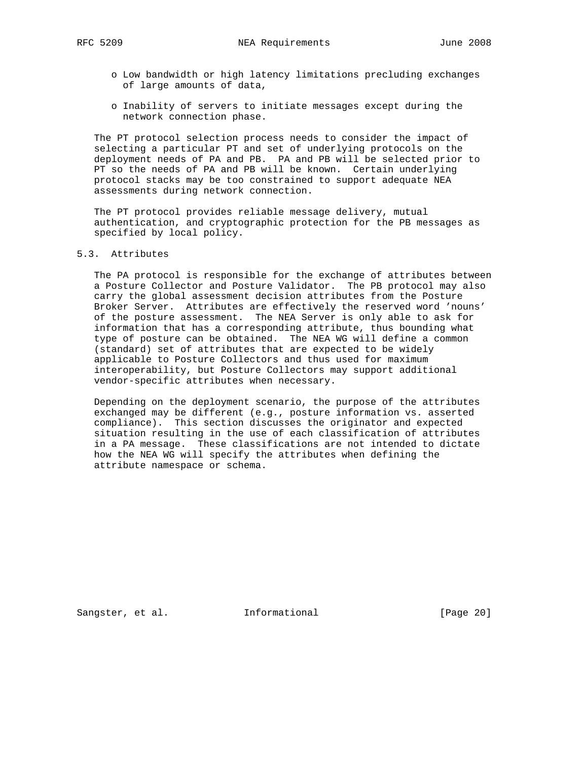- Low bandwidth or high latency limitations precluding exchanges of large amounts of data,
- Inability of servers to initiate messages except during the network connection phase.

The PT protocol selection process needs to consider the impact of selecting a particular PT and set of underlying protocols on the deployment needs of PA and PB. PA and PB will be selected prior to PT so the needs of PA and PB will be known. Certain underlying protocol stacks may be too constrained to support adequate NEA assessments during network connection.

The PT protocol provides reliable message delivery, mutual authentication, and cryptographic protection for the PB messages as specified by local policy.

## 5.3. Attributes

The PA protocol is responsible for the exchange of attributes between a Posture Collector and Posture Validator. The PB protocol may also carry the global assessment decision attributes from the Posture Broker Server. Attributes are effectively the reserved word 'nouns' of the posture assessment. The NEA Server is only able to ask for information that has a corresponding attribute, thus bounding what type of posture can be obtained. The NEA WG will define a common (standard) set of attributes that are expected to be widely applicable to Posture Collectors and thus used for maximum interoperability, but Posture Collectors may support additional vendor-specific attributes when necessary.

Depending on the deployment scenario, the purpose of the attributes exchanged may be different (e.g., posture information vs. asserted compliance). This section discusses the originator and expected situation resulting in the use of each classification of attributes in a PA message. These classifications are not intended to dictate how the NEA WG will specify the attributes when defining the attribute namespace or schema.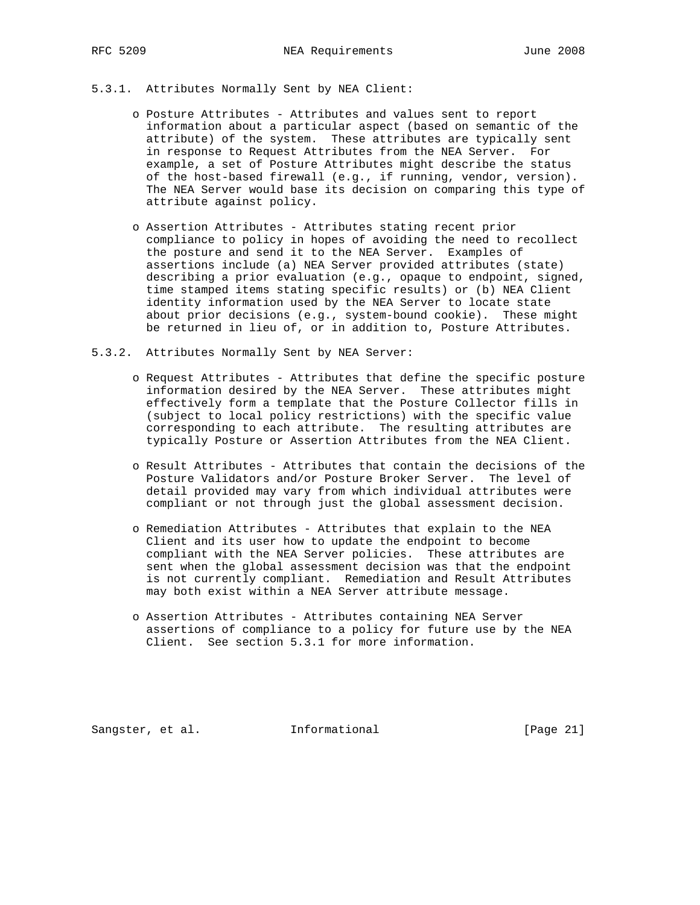#### 5.3.1. Attributes Normally Sent by NEA Client:

- Posture Attributes - Attributes and values sent to report information about a particular aspect (based on semantic of the attribute) of the system. These attributes are typically sent in response to Request Attributes from the NEA Server. For example, a set of Posture Attributes might describe the status of the host-based firewall (e.g., if running, vendor, version). The NEA Server would base its decision on comparing this type of attribute against policy.

- Assertion Attributes - Attributes stating recent prior compliance to policy in hopes of avoiding the need to recollect the posture and send it to the NEA Server. Examples of assertions include (a) NEA Server provided attributes (state) describing a prior evaluation (e.g., opaque to endpoint, signed, time stamped items stating specific results) or (b) NEA Client identity information used by the NEA Server to locate state about prior decisions (e.g., system-bound cookie). These might be returned in lieu of, or in addition to, Posture Attributes.

#### 5.3.2. Attributes Normally Sent by NEA Server:

- Request Attributes - Attributes that define the specific posture information desired by the NEA Server. These attributes might effectively form a template that the Posture Collector fills in (subject to local policy restrictions) with the specific value corresponding to each attribute. The resulting attributes are typically Posture or Assertion Attributes from the NEA Client.

- Result Attributes - Attributes that contain the decisions of the Posture Validators and/or Posture Broker Server. The level of detail provided may vary from which individual attributes were compliant or not through just the global assessment decision.

- Remediation Attributes - Attributes that explain to the NEA Client and its user how to update the endpoint to become compliant with the NEA Server policies. These attributes are sent when the global assessment decision was that the endpoint is not currently compliant. Remediation and Result Attributes may both exist within a NEA Server attribute message.

- Assertion Attributes - Attributes containing NEA Server assertions of compliance to a policy for future use by the NEA Client. See section 5.3.1 for more information.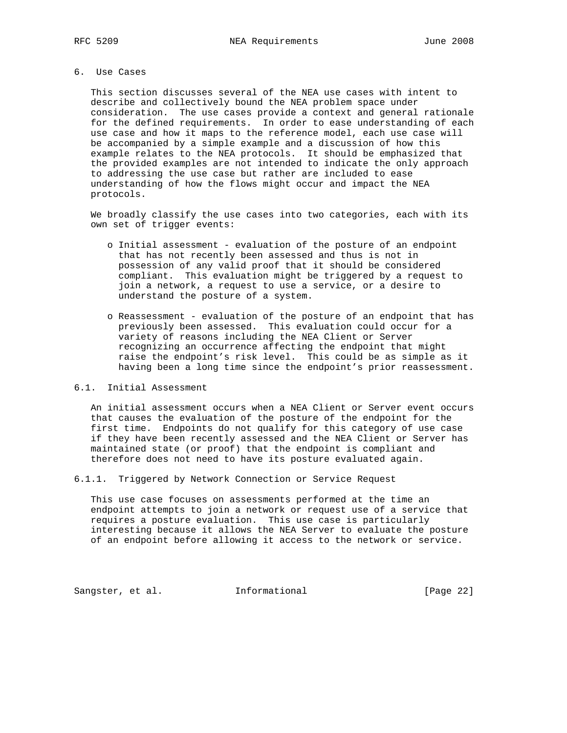## 6. Use Cases

This section discusses several of the NEA use cases with intent to describe and collectively bound the NEA problem space under consideration. The use cases provide a context and general rationale for the defined requirements. In order to ease understanding of each use case and how it maps to the reference model, each use case will be accompanied by a simple example and a discussion of how this example relates to the NEA protocols. It should be emphasized that the provided examples are not intended to indicate the only approach to addressing the use case but rather are included to ease understanding of how the flows might occur and impact the NEA protocols.

We broadly classify the use cases into two categories, each with its own set of trigger events:

- Initial assessment - evaluation of the posture of an endpoint that has not recently been assessed and thus is not in possession of any valid proof that it should be considered compliant. This evaluation might be triggered by a request to join a network, a request to use a service, or a desire to understand the posture of a system.

- Reassessment - evaluation of the posture of an endpoint that has previously been assessed. This evaluation could occur for a variety of reasons including the NEA Client or Server recognizing an occurrence affecting the endpoint that might raise the endpoint's risk level. This could be as simple as it having been a long time since the endpoint's prior reassessment.

### 6.1. Initial Assessment

An initial assessment occurs when a NEA Client or Server event occurs that causes the evaluation of the posture of the endpoint for the first time. Endpoints do not qualify for this category of use case if they have been recently assessed and the NEA Client or Server has maintained state (or proof) that the endpoint is compliant and therefore does not need to have its posture evaluated again.

#### 6.1.1. Triggered by Network Connection or Service Request

This use case focuses on assessments performed at the time an endpoint attempts to join a network or request use of a service that requires a posture evaluation. This use case is particularly interesting because it allows the NEA Server to evaluate the posture of an endpoint before allowing it access to the network or service.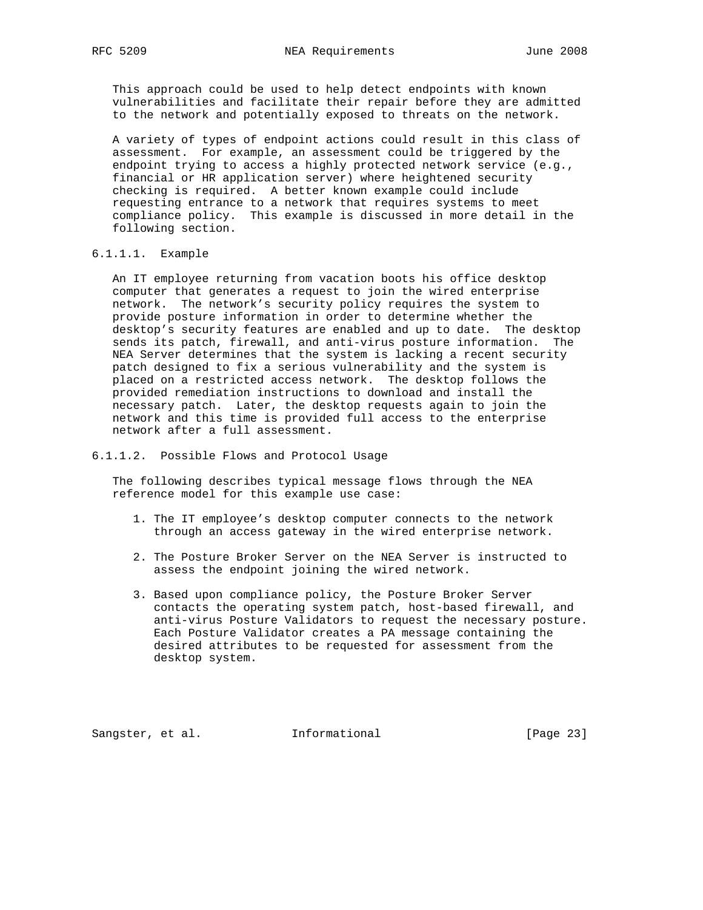This approach could be used to help detect endpoints with known vulnerabilities and facilitate their repair before they are admitted to the network and potentially exposed to threats on the network.

A variety of types of endpoint actions could result in this class of assessment. For example, an assessment could be triggered by the endpoint trying to access a highly protected network service (e.g., financial or HR application server) where heightened security checking is required. A better known example could include requesting entrance to a network that requires systems to meet compliance policy. This example is discussed in more detail in the following section.

#### 6.1.1.1. Example

An IT employee returning from vacation boots his office desktop computer that generates a request to join the wired enterprise network. The network's security policy requires the system to provide posture information in order to determine whether the desktop's security features are enabled and up to date. The desktop sends its patch, firewall, and anti-virus posture information. The NEA Server determines that the system is lacking a recent security patch designed to fix a serious vulnerability and the system is placed on a restricted access network. The desktop follows the provided remediation instructions to download and install the necessary patch. Later, the desktop requests again to join the network and this time is provided full access to the enterprise network after a full assessment.

#### 6.1.1.2. Possible Flows and Protocol Usage

The following describes typical message flows through the NEA reference model for this example use case:

1. The IT employee's desktop computer connects to the network through an access gateway in the wired enterprise network.

2. The Posture Broker Server on the NEA Server is instructed to assess the endpoint joining the wired network.

3. Based upon compliance policy, the Posture Broker Server contacts the operating system patch, host-based firewall, and anti-virus Posture Validators to request the necessary posture. Each Posture Validator creates a PA message containing the desired attributes to be requested for assessment from the desktop system.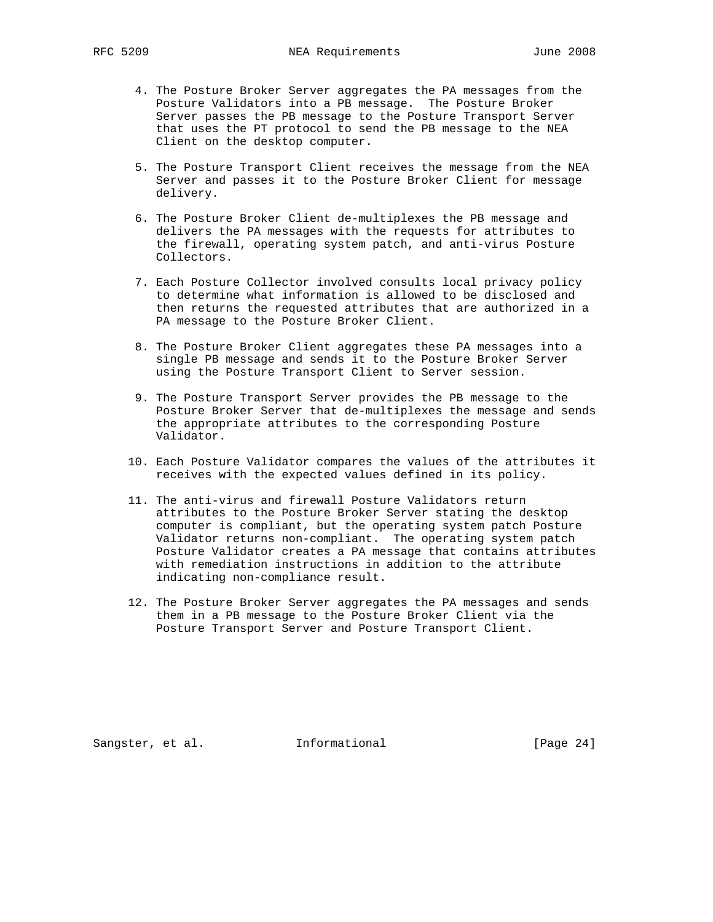4. The Posture Broker Server aggregates the PA messages from the Posture Validators into a PB message. The Posture Broker Server passes the PB message to the Posture Transport Server that uses the PT protocol to send the PB message to the NEA Client on the desktop computer.

5. The Posture Transport Client receives the message from the NEA Server and passes it to the Posture Broker Client for message delivery.

6. The Posture Broker Client de-multiplexes the PB message and delivers the PA messages with the requests for attributes to the firewall, operating system patch, and anti-virus Posture Collectors.

7. Each Posture Collector involved consults local privacy policy to determine what information is allowed to be disclosed and then returns the requested attributes that are authorized in a PA message to the Posture Broker Client.

8. The Posture Broker Client aggregates these PA messages into a single PB message and sends it to the Posture Broker Server using the Posture Transport Client to Server session.

9. The Posture Transport Server provides the PB message to the Posture Broker Server that de-multiplexes the message and sends the appropriate attributes to the corresponding Posture Validator.

10. Each Posture Validator compares the values of the attributes it receives with the expected values defined in its policy.

11. The anti-virus and firewall Posture Validators return attributes to the Posture Broker Server stating the desktop computer is compliant, but the operating system patch Posture Validator returns non-compliant. The operating system patch Posture Validator creates a PA message that contains attributes with remediation instructions in addition to the attribute indicating non-compliance result.

12. The Posture Broker Server aggregates the PA messages and sends them in a PB message to the Posture Broker Client via the Posture Transport Server and Posture Transport Client.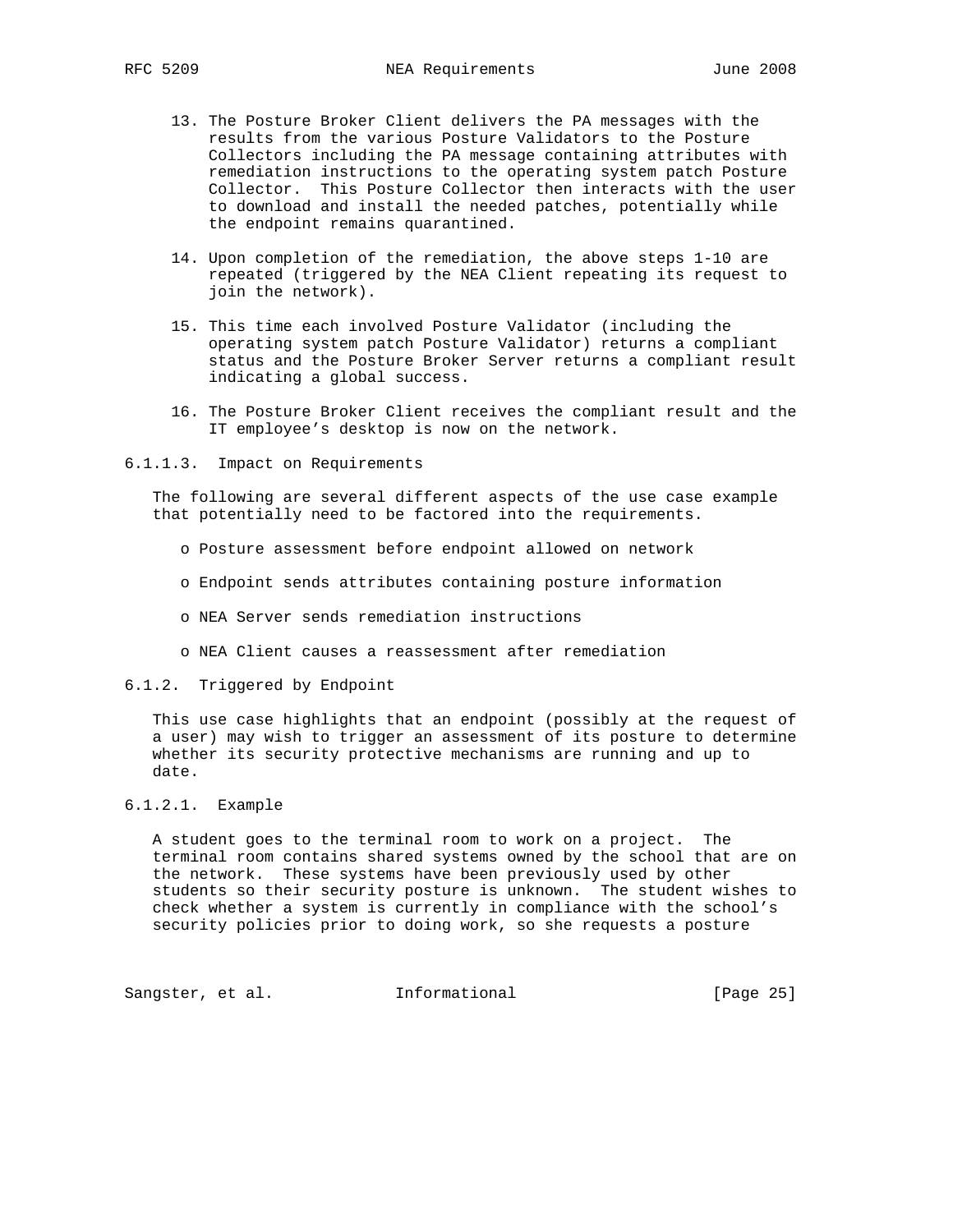13. The Posture Broker Client delivers the PA messages with the results from the various Posture Validators to the Posture Collectors including the PA message containing attributes with remediation instructions to the operating system patch Posture Collector. This Posture Collector then interacts with the user to download and install the needed patches, potentially while the endpoint remains quarantined.

14. Upon completion of the remediation, the above steps 1-10 are repeated (triggered by the NEA Client repeating its request to join the network).

15. This time each involved Posture Validator (including the operating system patch Posture Validator) returns a compliant status and the Posture Broker Server returns a compliant result indicating a global success.

16. The Posture Broker Client receives the compliant result and the IT employee's desktop is now on the network.

#### 6.1.1.3. Impact on Requirements

The following are several different aspects of the use case example that potentially need to be factored into the requirements.

- Posture assessment before endpoint allowed on network
- Endpoint sends attributes containing posture information
- NEA Server sends remediation instructions
- NEA Client causes a reassessment after remediation

### 6.1.2. Triggered by Endpoint

This use case highlights that an endpoint (possibly at the request of a user) may wish to trigger an assessment of its posture to determine whether its security protective mechanisms are running and up to date.

#### 6.1.2.1. Example

A student goes to the terminal room to work on a project. The terminal room contains shared systems owned by the school that are on the network. These systems have been previously used by other students so their security posture is unknown. The student wishes to check whether a system is currently in compliance with the school's security policies prior to doing work, so she requests a posture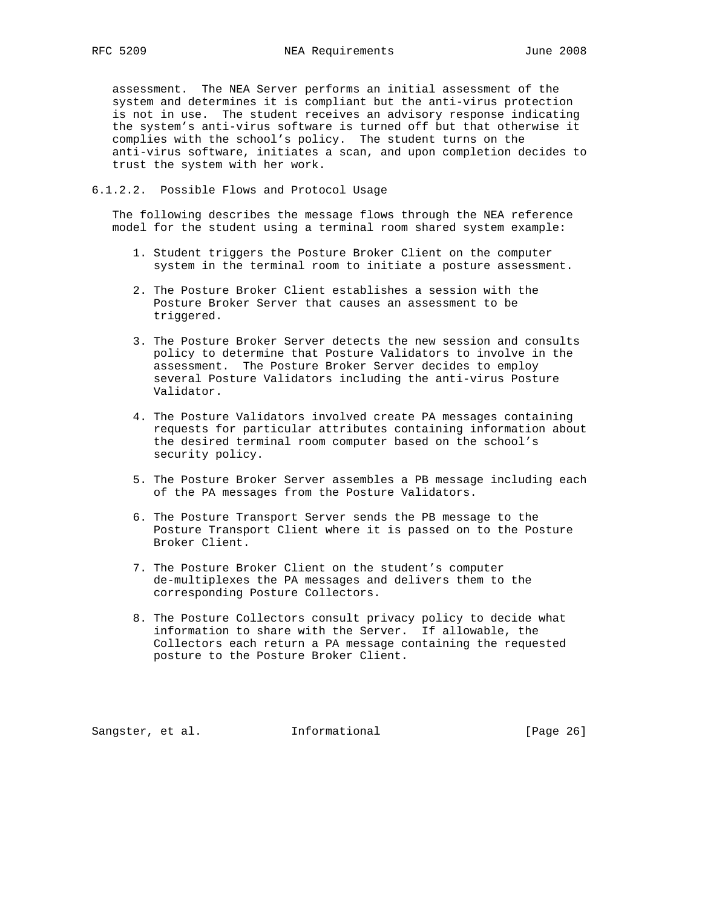assessment. The NEA Server performs an initial assessment of the system and determines it is compliant but the anti-virus protection is not in use. The student receives an advisory response indicating the system's anti-virus software is turned off but that otherwise it complies with the school's policy. The student turns on the anti-virus software, initiates a scan, and upon completion decides to trust the system with her work.

#### 6.1.2.2. Possible Flows and Protocol Usage

The following describes the message flows through the NEA reference model for the student using a terminal room shared system example:

1. Student triggers the Posture Broker Client on the computer system in the terminal room to initiate a posture assessment.

2. The Posture Broker Client establishes a session with the Posture Broker Server that causes an assessment to be triggered.

3. The Posture Broker Server detects the new session and consults policy to determine that Posture Validators to involve in the assessment. The Posture Broker Server decides to employ several Posture Validators including the anti-virus Posture Validator.

4. The Posture Validators involved create PA messages containing requests for particular attributes containing information about the desired terminal room computer based on the school's security policy.

5. The Posture Broker Server assembles a PB message including each of the PA messages from the Posture Validators.

6. The Posture Transport Server sends the PB message to the Posture Transport Client where it is passed on to the Posture Broker Client.

7. The Posture Broker Client on the student's computer de-multiplexes the PA messages and delivers them to the corresponding Posture Collectors.

8. The Posture Collectors consult privacy policy to decide what information to share with the Server. If allowable, the Collectors each return a PA message containing the requested posture to the Posture Broker Client.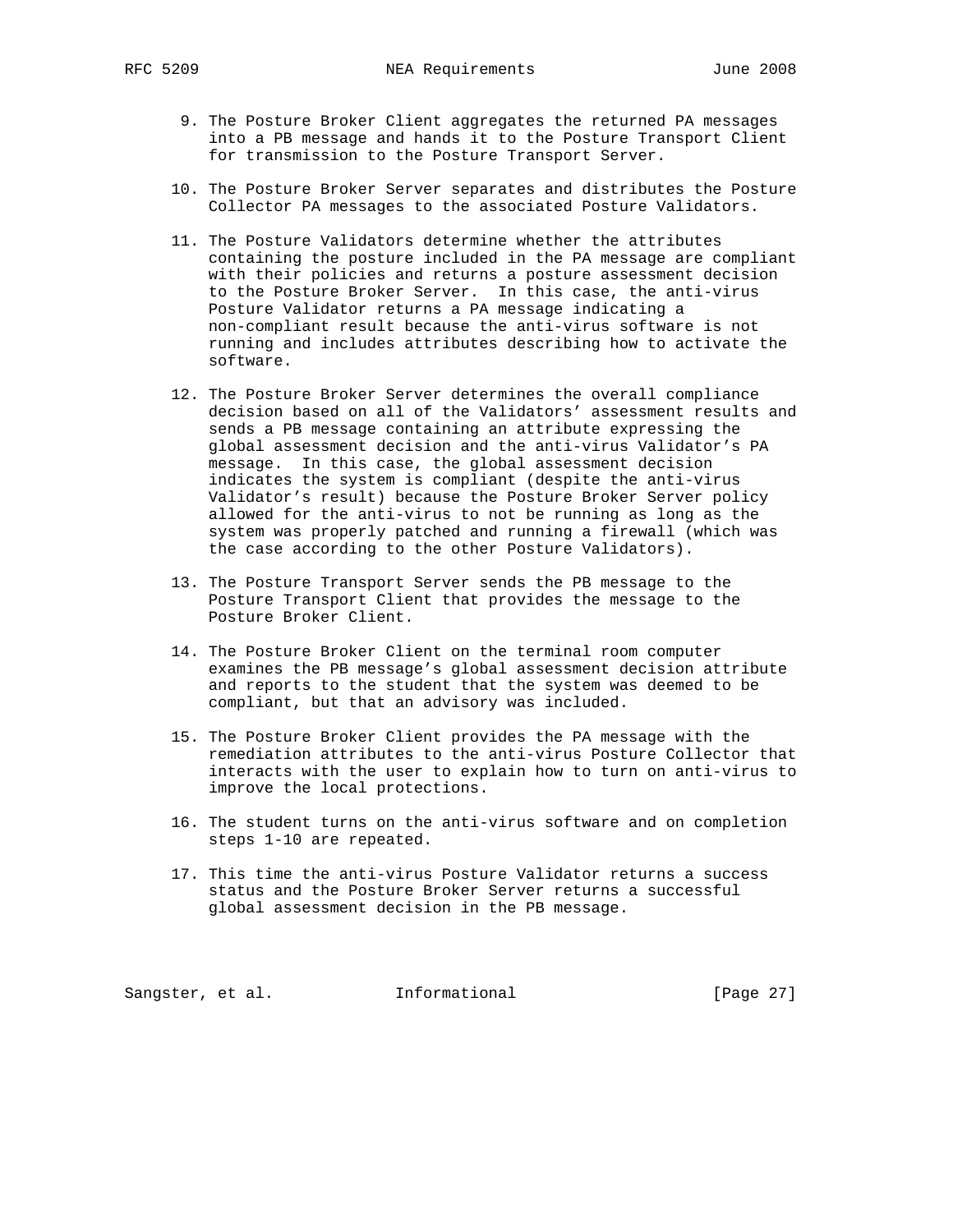9. The Posture Broker Client aggregates the returned PA messages into a PB message and hands it to the Posture Transport Client for transmission to the Posture Transport Server.

10. The Posture Broker Server separates and distributes the Posture Collector PA messages to the associated Posture Validators.

11. The Posture Validators determine whether the attributes containing the posture included in the PA message are compliant with their policies and returns a posture assessment decision to the Posture Broker Server. In this case, the anti-virus Posture Validator returns a PA message indicating a non-compliant result because the anti-virus software is not running and includes attributes describing how to activate the software.

12. The Posture Broker Server determines the overall compliance decision based on all of the Validators' assessment results and sends a PB message containing an attribute expressing the global assessment decision and the anti-virus Validator's PA message. In this case, the global assessment decision indicates the system is compliant (despite the anti-virus Validator's result) because the Posture Broker Server policy allowed for the anti-virus to not be running as long as the system was properly patched and running a firewall (which was the case according to the other Posture Validators).

13. The Posture Transport Server sends the PB message to the Posture Transport Client that provides the message to the Posture Broker Client.

14. The Posture Broker Client on the terminal room computer examines the PB message's global assessment decision attribute and reports to the student that the system was deemed to be compliant, but that an advisory was included.

15. The Posture Broker Client provides the PA message with the remediation attributes to the anti-virus Posture Collector that interacts with the user to explain how to turn on anti-virus to improve the local protections.

16. The student turns on the anti-virus software and on completion steps 1-10 are repeated.

17. This time the anti-virus Posture Validator returns a success status and the Posture Broker Server returns a successful global assessment decision in the PB message.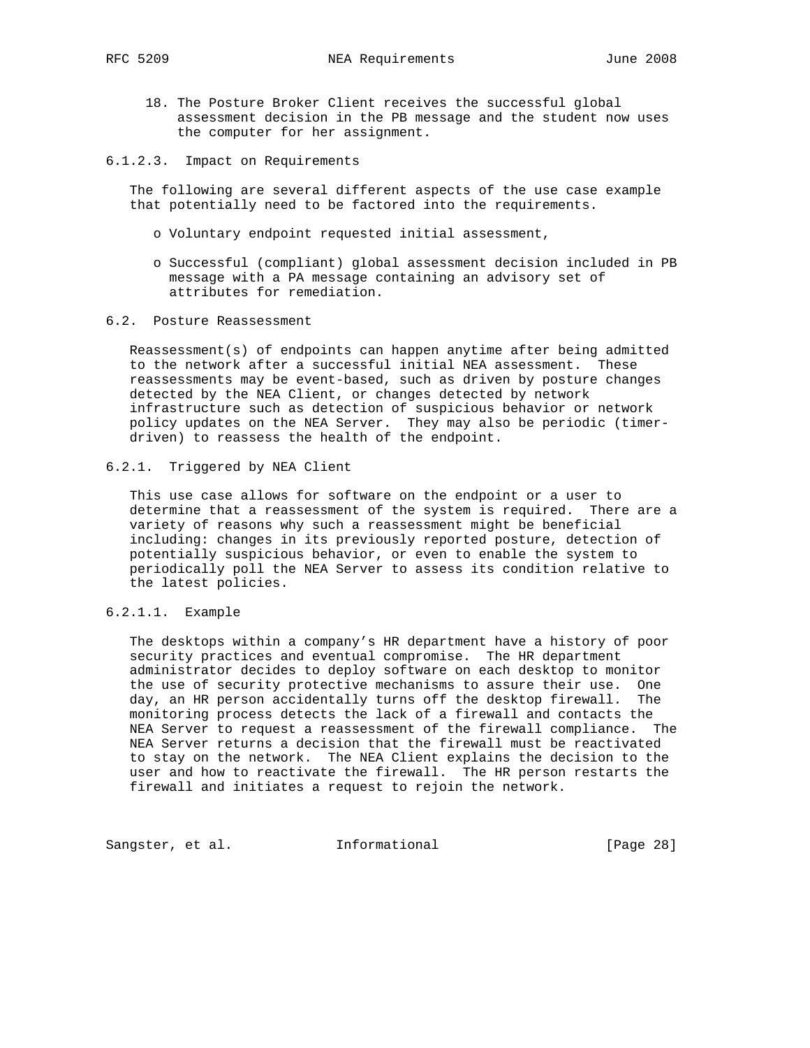18. The Posture Broker Client receives the successful global assessment decision in the PB message and the student now uses the computer for her assignment.

#### 6.1.2.3. Impact on Requirements

The following are several different aspects of the use case example that potentially need to be factored into the requirements.

- Voluntary endpoint requested initial assessment,
- Successful (compliant) global assessment decision included in PB message with a PA message containing an advisory set of attributes for remediation.

## 6.2. Posture Reassessment

Reassessment(s) of endpoints can happen anytime after being admitted to the network after a successful initial NEA assessment. These reassessments may be event-based, such as driven by posture changes detected by the NEA Client, or changes detected by network infrastructure such as detection of suspicious behavior or network policy updates on the NEA Server. They may also be periodic (timer-driven) to reassess the health of the endpoint.

### 6.2.1. Triggered by NEA Client

This use case allows for software on the endpoint or a user to determine that a reassessment of the system is required. There are a variety of reasons why such a reassessment might be beneficial including: changes in its previously reported posture, detection of potentially suspicious behavior, or even to enable the system to periodically poll the NEA Server to assess its condition relative to the latest policies.

#### 6.2.1.1. Example

The desktops within a company's HR department have a history of poor security practices and eventual compromise. The HR department administrator decides to deploy software on each desktop to monitor the use of security protective mechanisms to assure their use. One day, an HR person accidentally turns off the desktop firewall. The monitoring process detects the lack of a firewall and contacts the NEA Server to request a reassessment of the firewall compliance. The NEA Server returns a decision that the firewall must be reactivated to stay on the network. The NEA Client explains the decision to the user and how to reactivate the firewall. The HR person restarts the firewall and initiates a request to rejoin the network.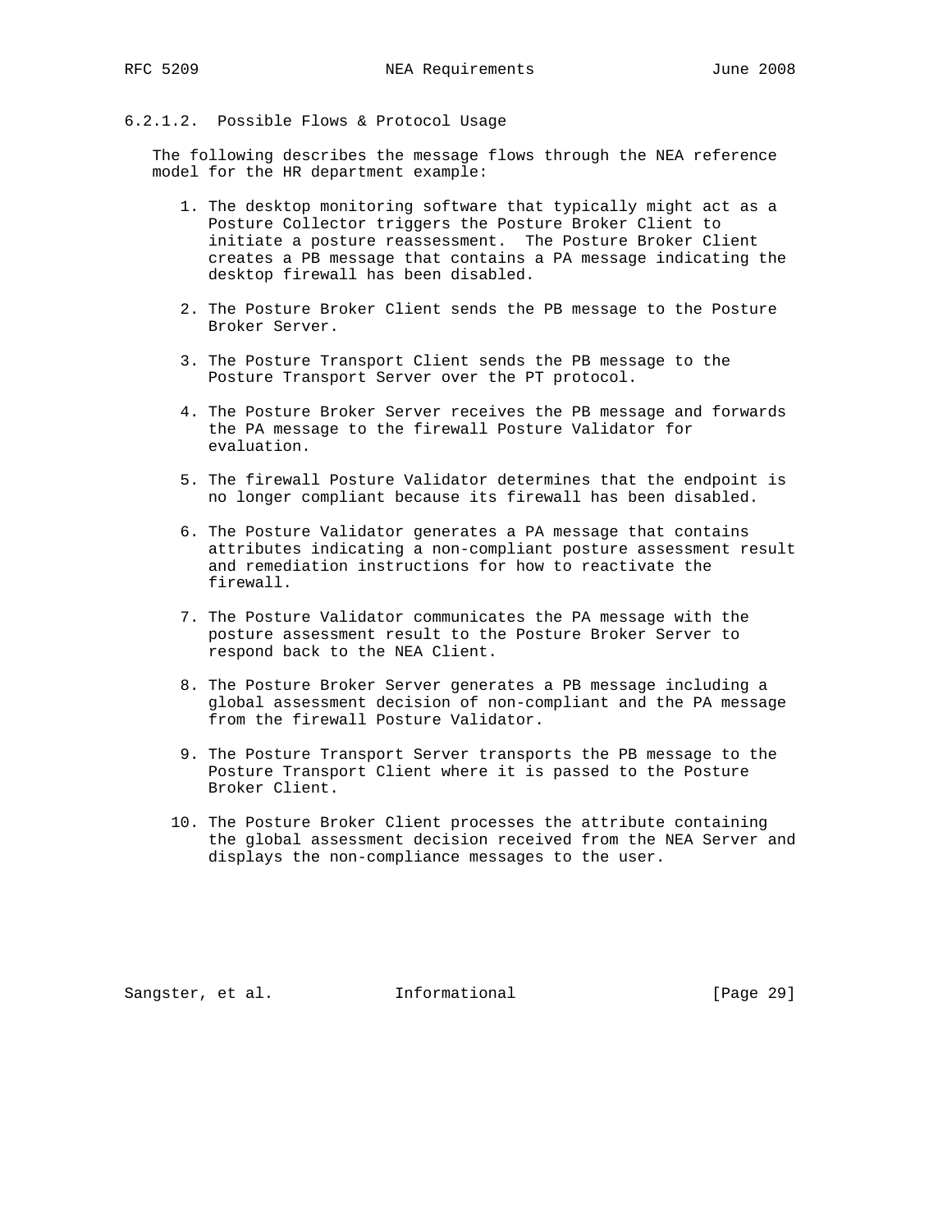#### 6.2.1.2. Possible Flows & Protocol Usage

The following describes the message flows through the NEA reference model for the HR department example:

1. The desktop monitoring software that typically might act as a Posture Collector triggers the Posture Broker Client to initiate a posture reassessment. The Posture Broker Client creates a PB message that contains a PA message indicating the desktop firewall has been disabled.

2. The Posture Broker Client sends the PB message to the Posture Broker Server.

3. The Posture Transport Client sends the PB message to the Posture Transport Server over the PT protocol.

4. The Posture Broker Server receives the PB message and forwards the PA message to the firewall Posture Validator for evaluation.

5. The firewall Posture Validator determines that the endpoint is no longer compliant because its firewall has been disabled.

6. The Posture Validator generates a PA message that contains attributes indicating a non-compliant posture assessment result and remediation instructions for how to reactivate the firewall.

7. The Posture Validator communicates the PA message with the posture assessment result to the Posture Broker Server to respond back to the NEA Client.

8. The Posture Broker Server generates a PB message including a global assessment decision of non-compliant and the PA message from the firewall Posture Validator.

9. The Posture Transport Server transports the PB message to the Posture Transport Client where it is passed to the Posture Broker Client.

10. The Posture Broker Client processes the attribute containing the global assessment decision received from the NEA Server and displays the non-compliance messages to the user.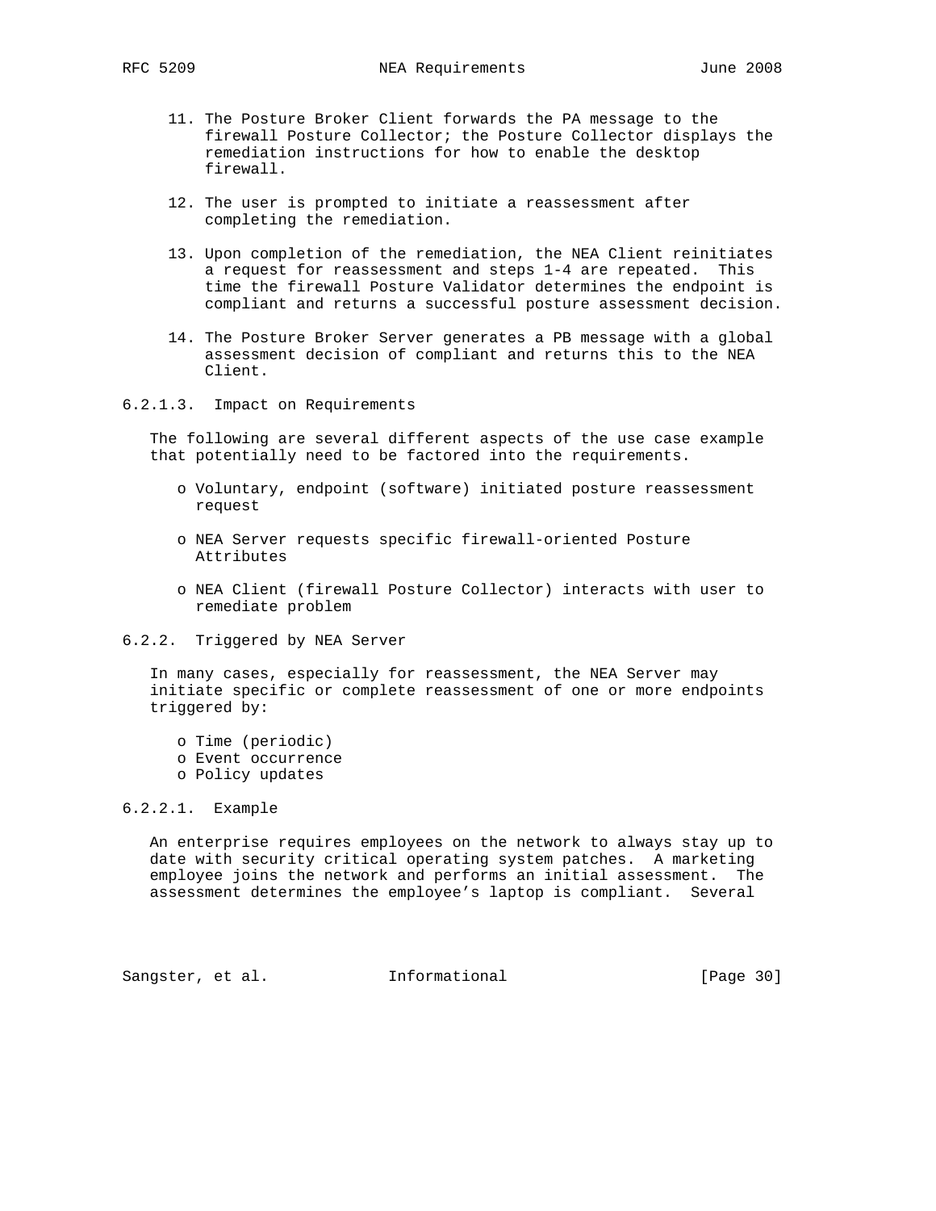11. The Posture Broker Client forwards the PA message to the firewall Posture Collector; the Posture Collector displays the remediation instructions for how to enable the desktop firewall.

12. The user is prompted to initiate a reassessment after completing the remediation.

13. Upon completion of the remediation, the NEA Client reinitiates a request for reassessment and steps 1-4 are repeated. This time the firewall Posture Validator determines the endpoint is compliant and returns a successful posture assessment decision.

14. The Posture Broker Server generates a PB message with a global assessment decision of compliant and returns this to the NEA Client.

#### 6.2.1.3. Impact on Requirements

The following are several different aspects of the use case example that potentially need to be factored into the requirements.

- Voluntary, endpoint (software) initiated posture reassessment request
- NEA Server requests specific firewall-oriented Posture Attributes
- NEA Client (firewall Posture Collector) interacts with user to remediate problem

### 6.2.2. Triggered by NEA Server

In many cases, especially for reassessment, the NEA Server may initiate specific or complete reassessment of one or more endpoints triggered by:

- Time (periodic)
- Event occurrence
- Policy updates

#### 6.2.2.1. Example

An enterprise requires employees on the network to always stay up to date with security critical operating system patches. A marketing employee joins the network and performs an initial assessment. The assessment determines the employee’s laptop is compliant. Several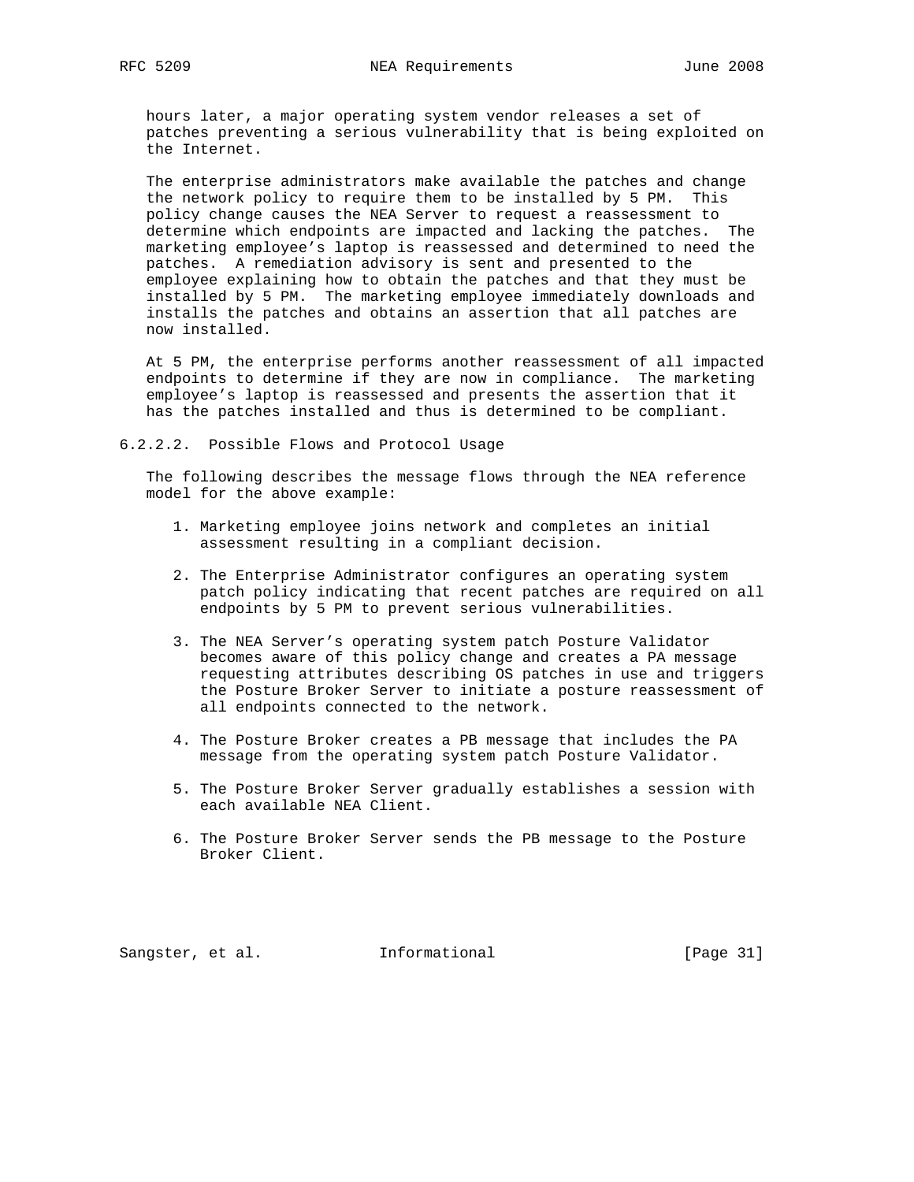hours later, a major operating system vendor releases a set of patches preventing a serious vulnerability that is being exploited on the Internet.

The enterprise administrators make available the patches and change the network policy to require them to be installed by 5 PM. This policy change causes the NEA Server to request a reassessment to determine which endpoints are impacted and lacking the patches. The marketing employee's laptop is reassessed and determined to need the patches. A remediation advisory is sent and presented to the employee explaining how to obtain the patches and that they must be installed by 5 PM. The marketing employee immediately downloads and installs the patches and obtains an assertion that all patches are now installed.

At 5 PM, the enterprise performs another reassessment of all impacted endpoints to determine if they are now in compliance. The marketing employee's laptop is reassessed and presents the assertion that it has the patches installed and thus is determined to be compliant.

#### 6.2.2.2. Possible Flows and Protocol Usage

The following describes the message flows through the NEA reference model for the above example:

1. Marketing employee joins network and completes an initial assessment resulting in a compliant decision.

2. The Enterprise Administrator configures an operating system patch policy indicating that recent patches are required on all endpoints by 5 PM to prevent serious vulnerabilities.

3. The NEA Server's operating system patch Posture Validator becomes aware of this policy change and creates a PA message requesting attributes describing OS patches in use and triggers the Posture Broker Server to initiate a posture reassessment of all endpoints connected to the network.

4. The Posture Broker creates a PB message that includes the PA message from the operating system patch Posture Validator.

5. The Posture Broker Server gradually establishes a session with each available NEA Client.

6. The Posture Broker Server sends the PB message to the Posture Broker Client.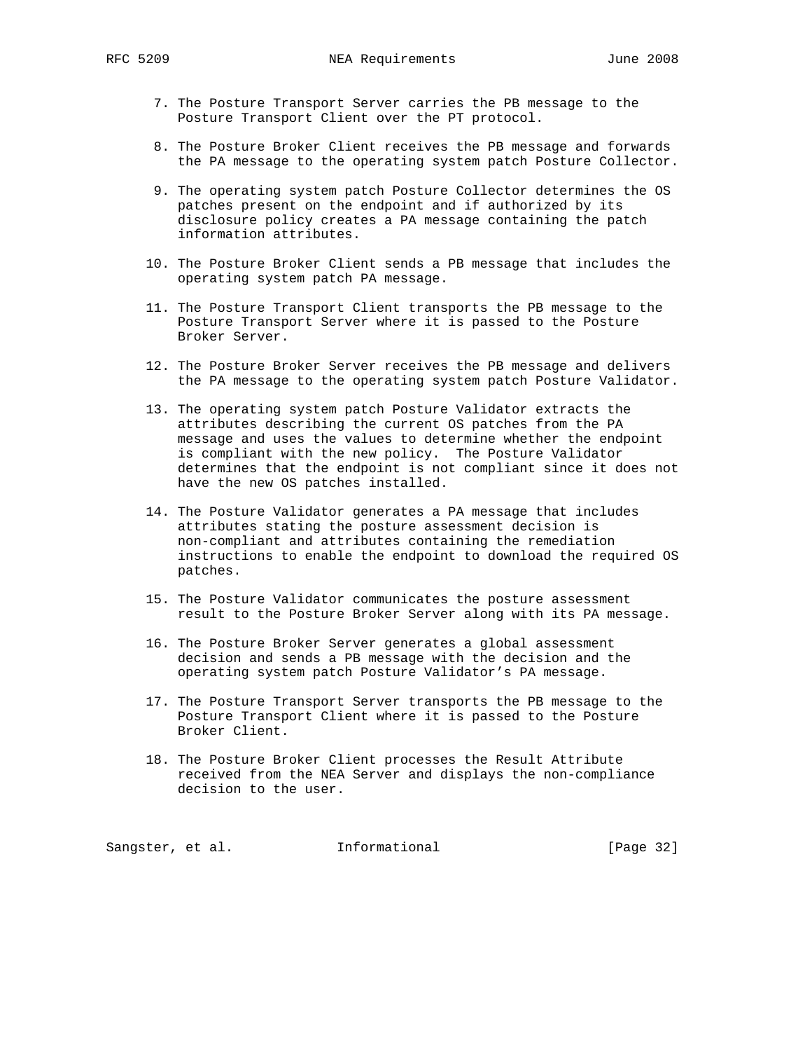7. The Posture Transport Server carries the PB message to the Posture Transport Client over the PT protocol.

8. The Posture Broker Client receives the PB message and forwards the PA message to the operating system patch Posture Collector.

9. The operating system patch Posture Collector determines the OS patches present on the endpoint and if authorized by its disclosure policy creates a PA message containing the patch information attributes.

10. The Posture Broker Client sends a PB message that includes the operating system patch PA message.

11. The Posture Transport Client transports the PB message to the Posture Transport Server where it is passed to the Posture Broker Server.

12. The Posture Broker Server receives the PB message and delivers the PA message to the operating system patch Posture Validator.

13. The operating system patch Posture Validator extracts the attributes describing the current OS patches from the PA message and uses the values to determine whether the endpoint is compliant with the new policy. The Posture Validator determines that the endpoint is not compliant since it does not have the new OS patches installed.

14. The Posture Validator generates a PA message that includes attributes stating the posture assessment decision is non-compliant and attributes containing the remediation instructions to enable the endpoint to download the required OS patches.

15. The Posture Validator communicates the posture assessment result to the Posture Broker Server along with its PA message.

16. The Posture Broker Server generates a global assessment decision and sends a PB message with the decision and the operating system patch Posture Validator's PA message.

17. The Posture Transport Server transports the PB message to the Posture Transport Client where it is passed to the Posture Broker Client.

18. The Posture Broker Client processes the Result Attribute received from the NEA Server and displays the non-compliance decision to the user.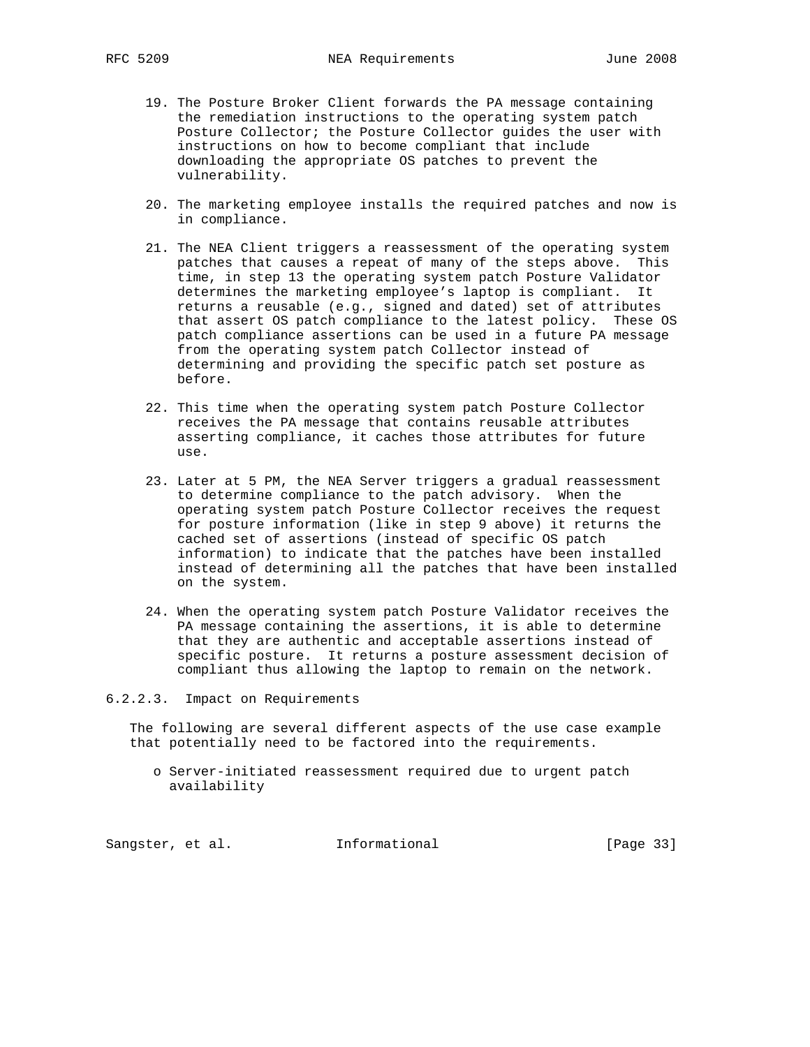19. The Posture Broker Client forwards the PA message containing the remediation instructions to the operating system patch Posture Collector; the Posture Collector guides the user with instructions on how to become compliant that include downloading the appropriate OS patches to prevent the vulnerability.

20. The marketing employee installs the required patches and now is in compliance.

21. The NEA Client triggers a reassessment of the operating system patches that causes a repeat of many of the steps above. This time, in step 13 the operating system patch Posture Validator determines the marketing employee's laptop is compliant. It returns a reusable (e.g., signed and dated) set of attributes that assert OS patch compliance to the latest policy. These OS patch compliance assertions can be used in a future PA message from the operating system patch Collector instead of determining and providing the specific patch set posture as before.

22. This time when the operating system patch Posture Collector receives the PA message that contains reusable attributes asserting compliance, it caches those attributes for future use.

23. Later at 5 PM, the NEA Server triggers a gradual reassessment to determine compliance to the patch advisory. When the operating system patch Posture Collector receives the request for posture information (like in step 9 above) it returns the cached set of assertions (instead of specific OS patch information) to indicate that the patches have been installed instead of determining all the patches that have been installed on the system.

24. When the operating system patch Posture Validator receives the PA message containing the assertions, it is able to determine that they are authentic and acceptable assertions instead of specific posture. It returns a posture assessment decision of compliant thus allowing the laptop to remain on the network.

#### 6.2.2.3. Impact on Requirements

The following are several different aspects of the use case example that potentially need to be factored into the requirements.

- Server-initiated reassessment required due to urgent patch availability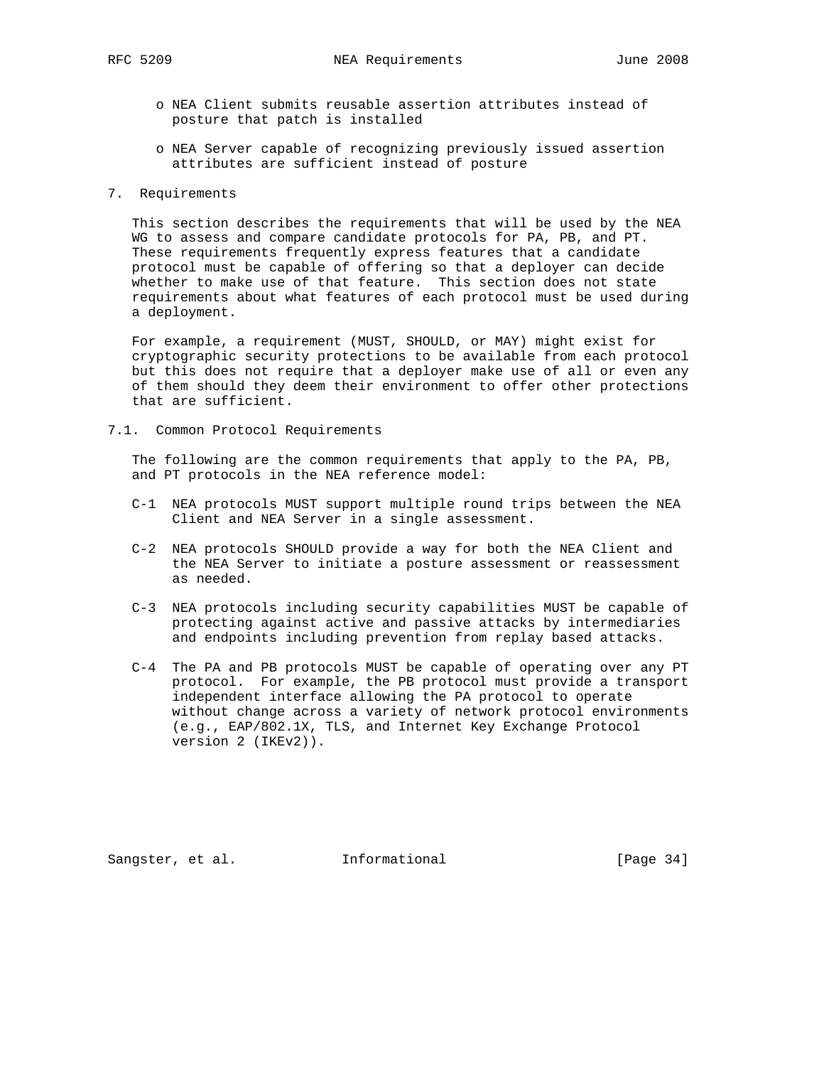- NEA Client submits reusable assertion attributes instead of posture that patch is installed

- NEA Server capable of recognizing previously issued assertion attributes are sufficient instead of posture

## 7. Requirements

This section describes the requirements that will be used by the NEA WG to assess and compare candidate protocols for PA, PB, and PT. These requirements frequently express features that a candidate protocol must be capable of offering so that a deployer can decide whether to make use of that feature. This section does not state requirements about what features of each protocol must be used during a deployment.

For example, a requirement (MUST, SHOULD, or MAY) might exist for cryptographic security protections to be available from each protocol but this does not require that a deployer make use of all or even any of them should they deem their environment to offer other protections that are sufficient.

### 7.1. Common Protocol Requirements

The following are the common requirements that apply to the PA, PB, and PT protocols in the NEA reference model:

C-1 NEA protocols MUST support multiple round trips between the NEA Client and NEA Server in a single assessment.

C-2 NEA protocols SHOULD provide a way for both the NEA Client and the NEA Server to initiate a posture assessment or reassessment as needed.

C-3 NEA protocols including security capabilities MUST be capable of protecting against active and passive attacks by intermediaries and endpoints including prevention from replay based attacks.

C-4 The PA and PB protocols MUST be capable of operating over any PT protocol. For example, the PB protocol must provide a transport independent interface allowing the PA protocol to operate without change across a variety of network protocol environments (e.g., EAP/802.1X, TLS, and Internet Key Exchange Protocol version 2 (IKEv2)).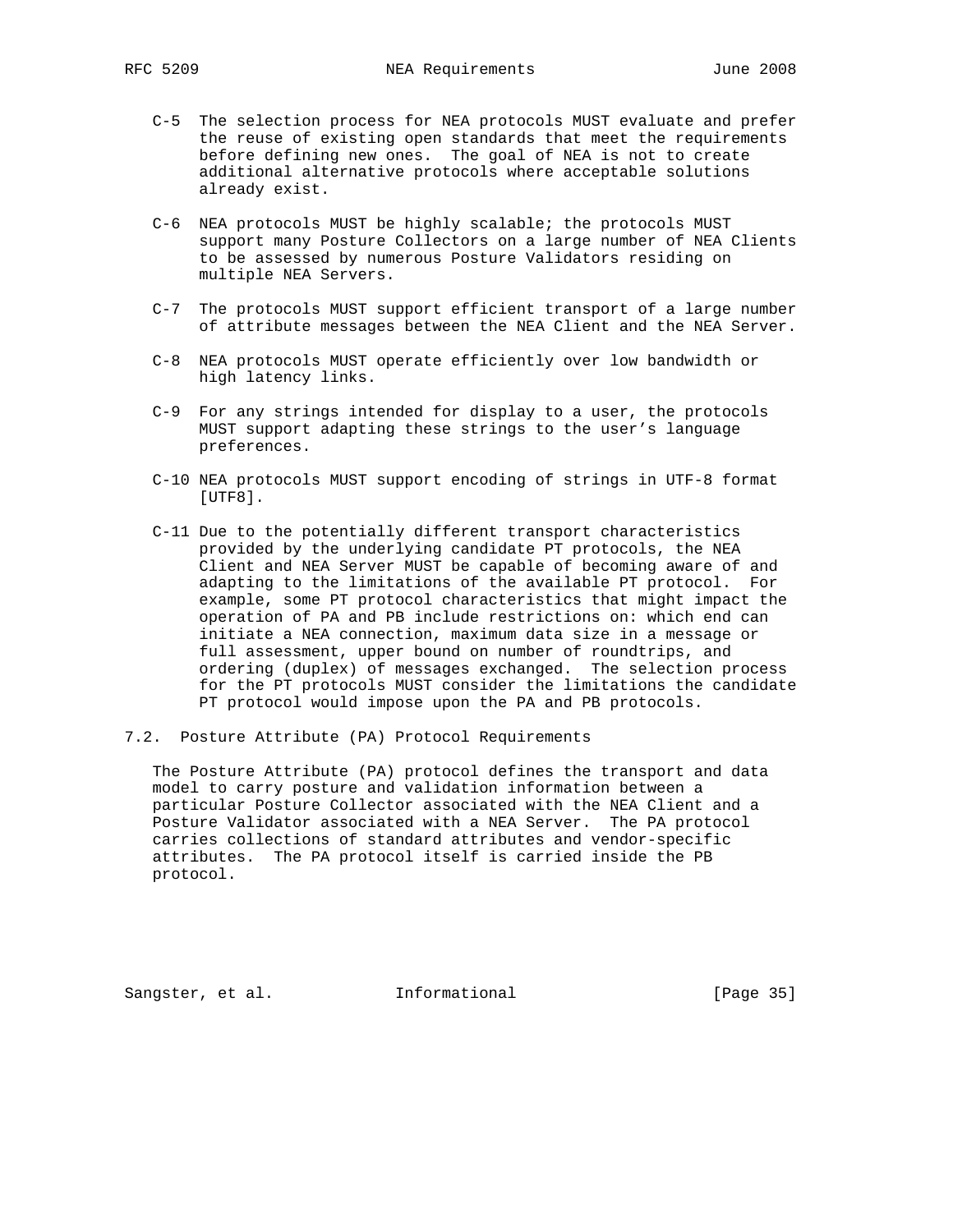C-5 The selection process for NEA protocols MUST evaluate and prefer the reuse of existing open standards that meet the requirements before defining new ones. The goal of NEA is not to create additional alternative protocols where acceptable solutions already exist.

C-6 NEA protocols MUST be highly scalable; the protocols MUST support many Posture Collectors on a large number of NEA Clients to be assessed by numerous Posture Validators residing on multiple NEA Servers.

C-7 The protocols MUST support efficient transport of a large number of attribute messages between the NEA Client and the NEA Server.

C-8 NEA protocols MUST operate efficiently over low bandwidth or high latency links.

C-9 For any strings intended for display to a user, the protocols MUST support adapting these strings to the user's language preferences.

C-10 NEA protocols MUST support encoding of strings in UTF-8 format [UTF8].

C-11 Due to the potentially different transport characteristics provided by the underlying candidate PT protocols, the NEA Client and NEA Server MUST be capable of becoming aware of and adapting to the limitations of the available PT protocol. For example, some PT protocol characteristics that might impact the operation of PA and PB include restrictions on: which end can initiate a NEA connection, maximum data size in a message or full assessment, upper bound on number of roundtrips, and ordering (duplex) of messages exchanged. The selection process for the PT protocols MUST consider the limitations the candidate PT protocol would impose upon the PA and PB protocols.

## 7.2. Posture Attribute (PA) Protocol Requirements

The Posture Attribute (PA) protocol defines the transport and data model to carry posture and validation information between a particular Posture Collector associated with the NEA Client and a Posture Validator associated with a NEA Server. The PA protocol carries collections of standard attributes and vendor-specific attributes. The PA protocol itself is carried inside the PB protocol.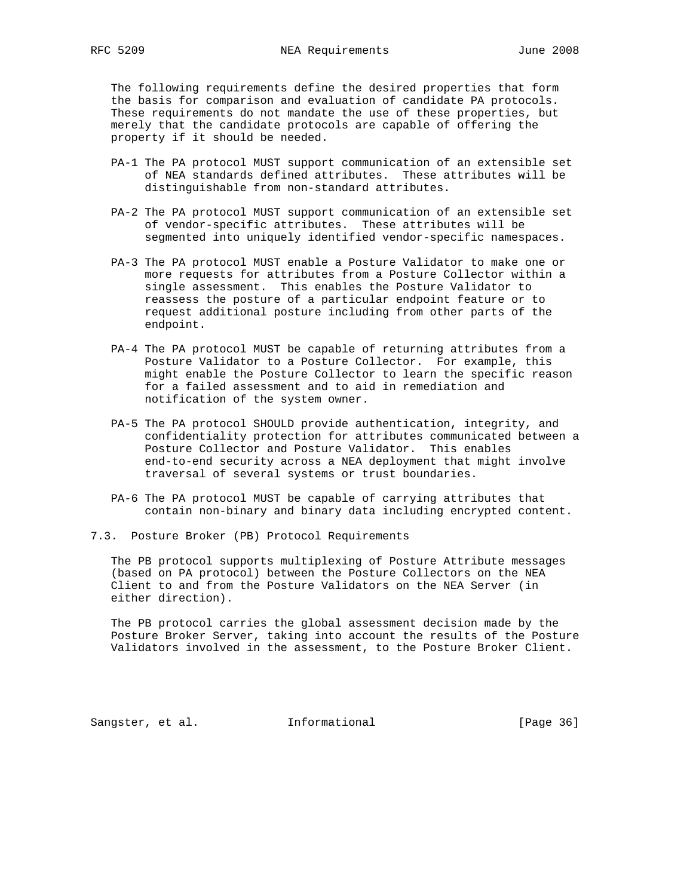The following requirements define the desired properties that form the basis for comparison and evaluation of candidate PA protocols. These requirements do not mandate the use of these properties, but merely that the candidate protocols are capable of offering the property if it should be needed.

PA-1 The PA protocol MUST support communication of an extensible set of NEA standards defined attributes. These attributes will be distinguishable from non-standard attributes.

PA-2 The PA protocol MUST support communication of an extensible set of vendor-specific attributes. These attributes will be segmented into uniquely identified vendor-specific namespaces.

PA-3 The PA protocol MUST enable a Posture Validator to make one or more requests for attributes from a Posture Collector within a single assessment. This enables the Posture Validator to reassess the posture of a particular endpoint feature or to request additional posture including from other parts of the endpoint.

PA-4 The PA protocol MUST be capable of returning attributes from a Posture Validator to a Posture Collector. For example, this might enable the Posture Collector to learn the specific reason for a failed assessment and to aid in remediation and notification of the system owner.

PA-5 The PA protocol SHOULD provide authentication, integrity, and confidentiality protection for attributes communicated between a Posture Collector and Posture Validator. This enables end-to-end security across a NEA deployment that might involve traversal of several systems or trust boundaries.

PA-6 The PA protocol MUST be capable of carrying attributes that contain non-binary and binary data including encrypted content.

### 7.3. Posture Broker (PB) Protocol Requirements

The PB protocol supports multiplexing of Posture Attribute messages (based on PA protocol) between the Posture Collectors on the NEA Client to and from the Posture Validators on the NEA Server (in either direction).

The PB protocol carries the global assessment decision made by the Posture Broker Server, taking into account the results of the Posture Validators involved in the assessment, to the Posture Broker Client.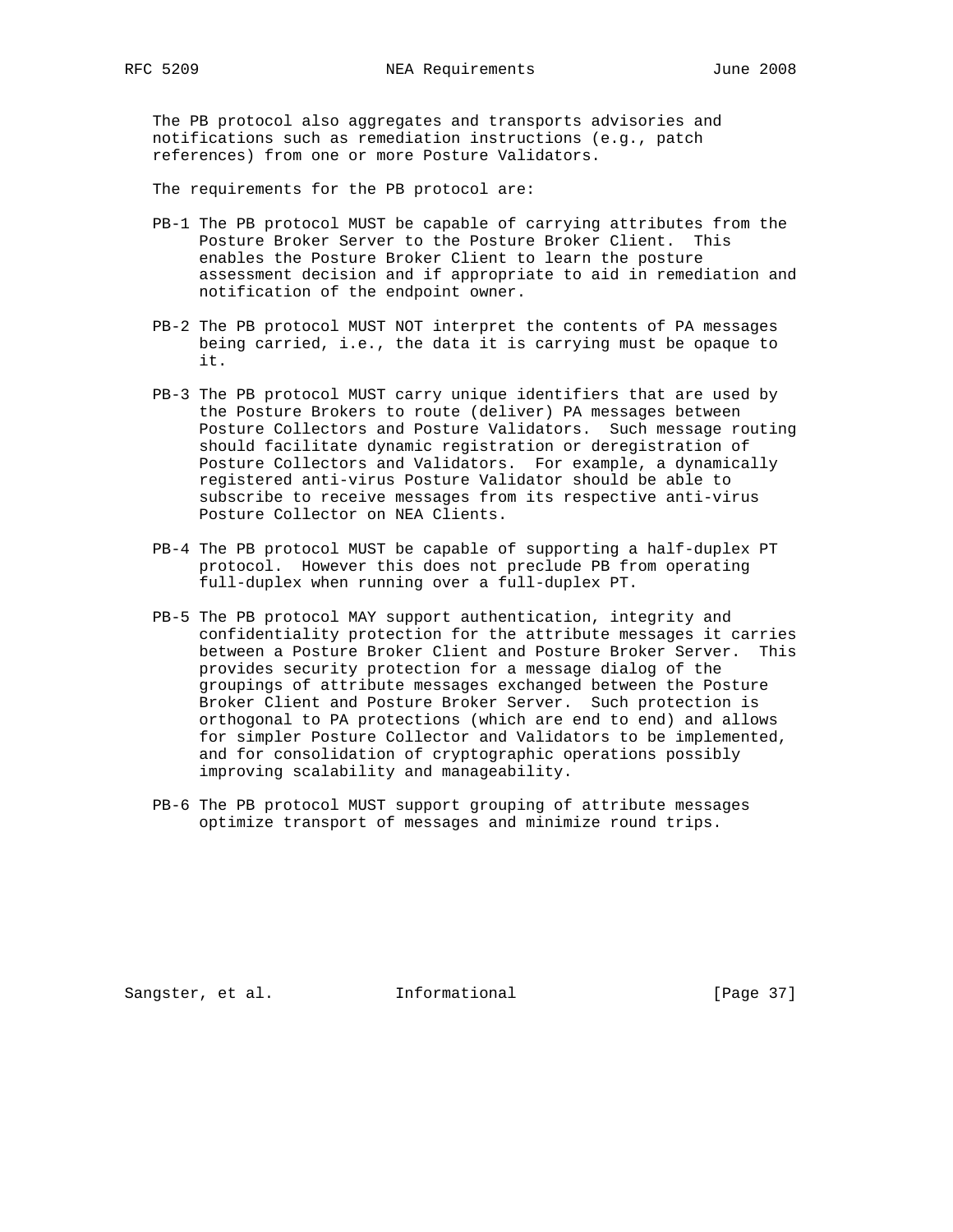The PB protocol also aggregates and transports advisories and notifications such as remediation instructions (e.g., patch references) from one or more Posture Validators.

The requirements for the PB protocol are:

PB-1 The PB protocol MUST be capable of carrying attributes from the Posture Broker Server to the Posture Broker Client. This enables the Posture Broker Client to learn the posture assessment decision and if appropriate to aid in remediation and notification of the endpoint owner.

PB-2 The PB protocol MUST NOT interpret the contents of PA messages being carried, i.e., the data it is carrying must be opaque to it.

PB-3 The PB protocol MUST carry unique identifiers that are used by the Posture Brokers to route (deliver) PA messages between Posture Collectors and Posture Validators. Such message routing should facilitate dynamic registration or deregistration of Posture Collectors and Validators. For example, a dynamically registered anti-virus Posture Validator should be able to subscribe to receive messages from its respective anti-virus Posture Collector on NEA Clients.

PB-4 The PB protocol MUST be capable of supporting a half-duplex PT protocol. However this does not preclude PB from operating full-duplex when running over a full-duplex PT.

PB-5 The PB protocol MAY support authentication, integrity and confidentiality protection for the attribute messages it carries between a Posture Broker Client and Posture Broker Server. This provides security protection for a message dialog of the groupings of attribute messages exchanged between the Posture Broker Client and Posture Broker Server. Such protection is orthogonal to PA protections (which are end to end) and allows for simpler Posture Collector and Validators to be implemented, and for consolidation of cryptographic operations possibly improving scalability and manageability.

PB-6 The PB protocol MUST support grouping of attribute messages optimize transport of messages and minimize round trips.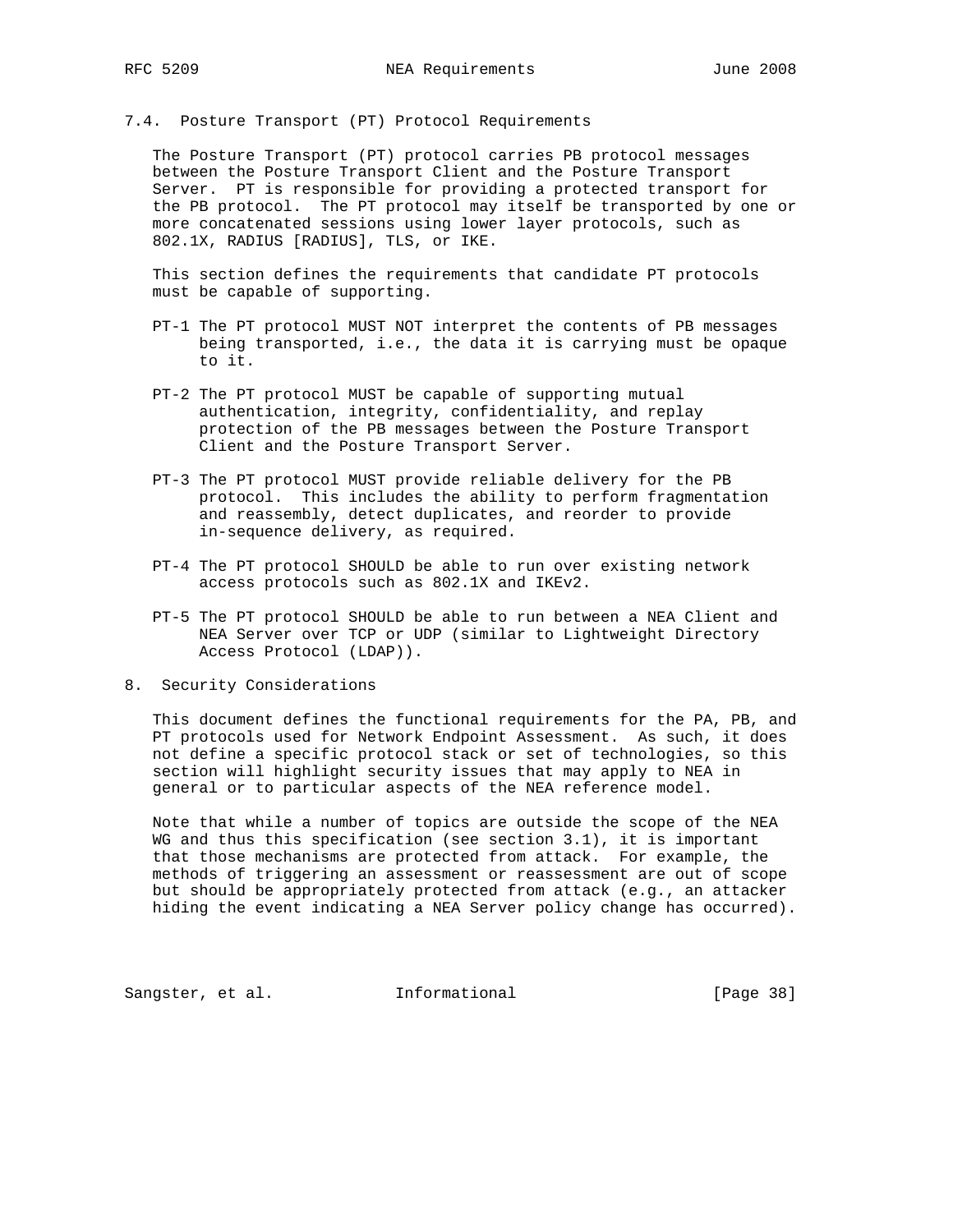### 7.4. Posture Transport (PT) Protocol Requirements

The Posture Transport (PT) protocol carries PB protocol messages between the Posture Transport Client and the Posture Transport Server. PT is responsible for providing a protected transport for the PB protocol. The PT protocol may itself be transported by one or more concatenated sessions using lower layer protocols, such as 802.1X, RADIUS [RADIUS], TLS, or IKE.

This section defines the requirements that candidate PT protocols must be capable of supporting.

- PT-1 The PT protocol MUST NOT interpret the contents of PB messages being transported, i.e., the data it is carrying must be opaque to it.

- PT-2 The PT protocol MUST be capable of supporting mutual authentication, integrity, confidentiality, and replay protection of the PB messages between the Posture Transport Client and the Posture Transport Server.

- PT-3 The PT protocol MUST provide reliable delivery for the PB protocol. This includes the ability to perform fragmentation and reassembly, detect duplicates, and reorder to provide in-sequence delivery, as required.

- PT-4 The PT protocol SHOULD be able to run over existing network access protocols such as 802.1X and IKEv2.

- PT-5 The PT protocol SHOULD be able to run between a NEA Client and NEA Server over TCP or UDP (similar to Lightweight Directory Access Protocol (LDAP)).

## 8. Security Considerations

This document defines the functional requirements for the PA, PB, and PT protocols used for Network Endpoint Assessment. As such, it does not define a specific protocol stack or set of technologies, so this section will highlight security issues that may apply to NEA in general or to particular aspects of the NEA reference model.

Note that while a number of topics are outside the scope of the NEA WG and thus this specification (see section 3.1), it is important that those mechanisms are protected from attack. For example, the methods of triggering an assessment or reassessment are out of scope but should be appropriately protected from attack (e.g., an attacker hiding the event indicating a NEA Server policy change has occurred).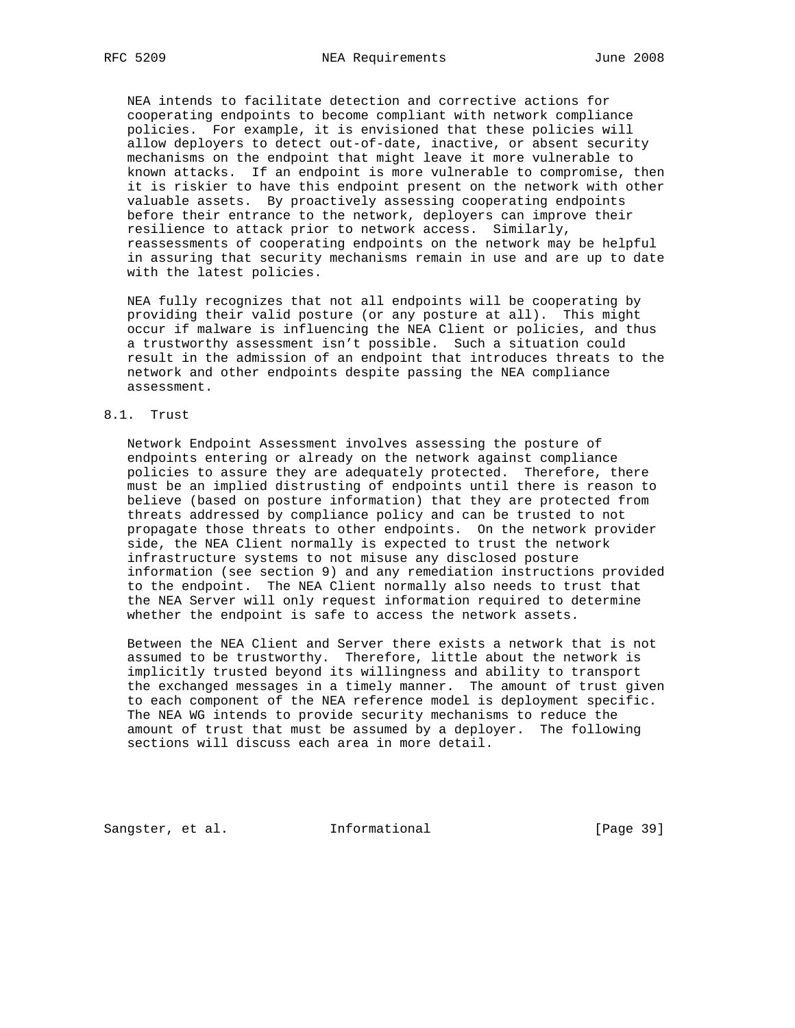NEA intends to facilitate detection and corrective actions for cooperating endpoints to become compliant with network compliance policies. For example, it is envisioned that these policies will allow deployers to detect out-of-date, inactive, or absent security mechanisms on the endpoint that might leave it more vulnerable to known attacks. If an endpoint is more vulnerable to compromise, then it is riskier to have this endpoint present on the network with other valuable assets. By proactively assessing cooperating endpoints before their entrance to the network, deployers can improve their resilience to attack prior to network access. Similarly, reassessments of cooperating endpoints on the network may be helpful in assuring that security mechanisms remain in use and are up to date with the latest policies.

NEA fully recognizes that not all endpoints will be cooperating by providing their valid posture (or any posture at all). This might occur if malware is influencing the NEA Client or policies, and thus a trustworthy assessment isn't possible. Such a situation could result in the admission of an endpoint that introduces threats to the network and other endpoints despite passing the NEA compliance assessment.

## 8.1. Trust

Network Endpoint Assessment involves assessing the posture of endpoints entering or already on the network against compliance policies to assure they are adequately protected. Therefore, there must be an implied distrusting of endpoints until there is reason to believe (based on posture information) that they are protected from threats addressed by compliance policy and can be trusted to not propagate those threats to other endpoints. On the network provider side, the NEA Client normally is expected to trust the network infrastructure systems to not misuse any disclosed posture information (see section 9) and any remediation instructions provided to the endpoint. The NEA Client normally also needs to trust that the NEA Server will only request information required to determine whether the endpoint is safe to access the network assets.

Between the NEA Client and Server there exists a network that is not assumed to be trustworthy. Therefore, little about the network is implicitly trusted beyond its willingness and ability to transport the exchanged messages in a timely manner. The amount of trust given to each component of the NEA reference model is deployment specific. The NEA WG intends to provide security mechanisms to reduce the amount of trust that must be assumed by a deployer. The following sections will discuss each area in more detail.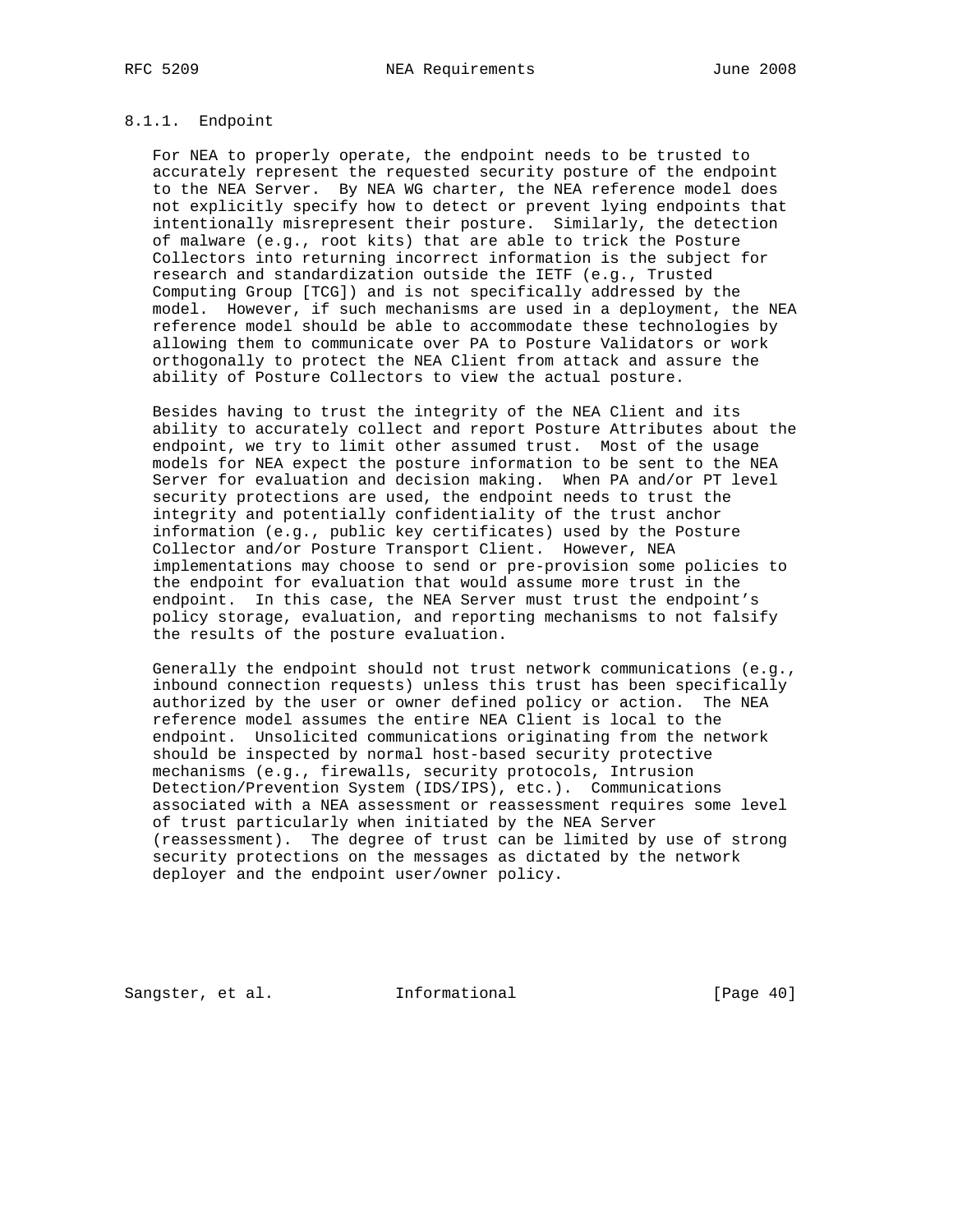#### 8.1.1. Endpoint

For NEA to properly operate, the endpoint needs to be trusted to accurately represent the requested security posture of the endpoint to the NEA Server. By NEA WG charter, the NEA reference model does not explicitly specify how to detect or prevent lying endpoints that intentionally misrepresent their posture. Similarly, the detection of malware (e.g., root kits) that are able to trick the Posture Collectors into returning incorrect information is the subject for research and standardization outside the IETF (e.g., Trusted Computing Group [TCG]) and is not specifically addressed by the model. However, if such mechanisms are used in a deployment, the NEA reference model should be able to accommodate these technologies by allowing them to communicate over PA to Posture Validators or work orthogonally to protect the NEA Client from attack and assure the ability of Posture Collectors to view the actual posture.

Besides having to trust the integrity of the NEA Client and its ability to accurately collect and report Posture Attributes about the endpoint, we try to limit other assumed trust. Most of the usage models for NEA expect the posture information to be sent to the NEA Server for evaluation and decision making. When PA and/or PT level security protections are used, the endpoint needs to trust the integrity and potentially confidentiality of the trust anchor information (e.g., public key certificates) used by the Posture Collector and/or Posture Transport Client. However, NEA implementations may choose to send or pre-provision some policies to the endpoint for evaluation that would assume more trust in the endpoint. In this case, the NEA Server must trust the endpoint's policy storage, evaluation, and reporting mechanisms to not falsify the results of the posture evaluation.

Generally the endpoint should not trust network communications (e.g., inbound connection requests) unless this trust has been specifically authorized by the user or owner defined policy or action. The NEA reference model assumes the entire NEA Client is local to the endpoint. Unsolicited communications originating from the network should be inspected by normal host-based security protective mechanisms (e.g., firewalls, security protocols, Intrusion Detection/Prevention System (IDS/IPS), etc.). Communications associated with a NEA assessment or reassessment requires some level of trust particularly when initiated by the NEA Server (reassessment). The degree of trust can be limited by use of strong security protections on the messages as dictated by the network deployer and the endpoint user/owner policy.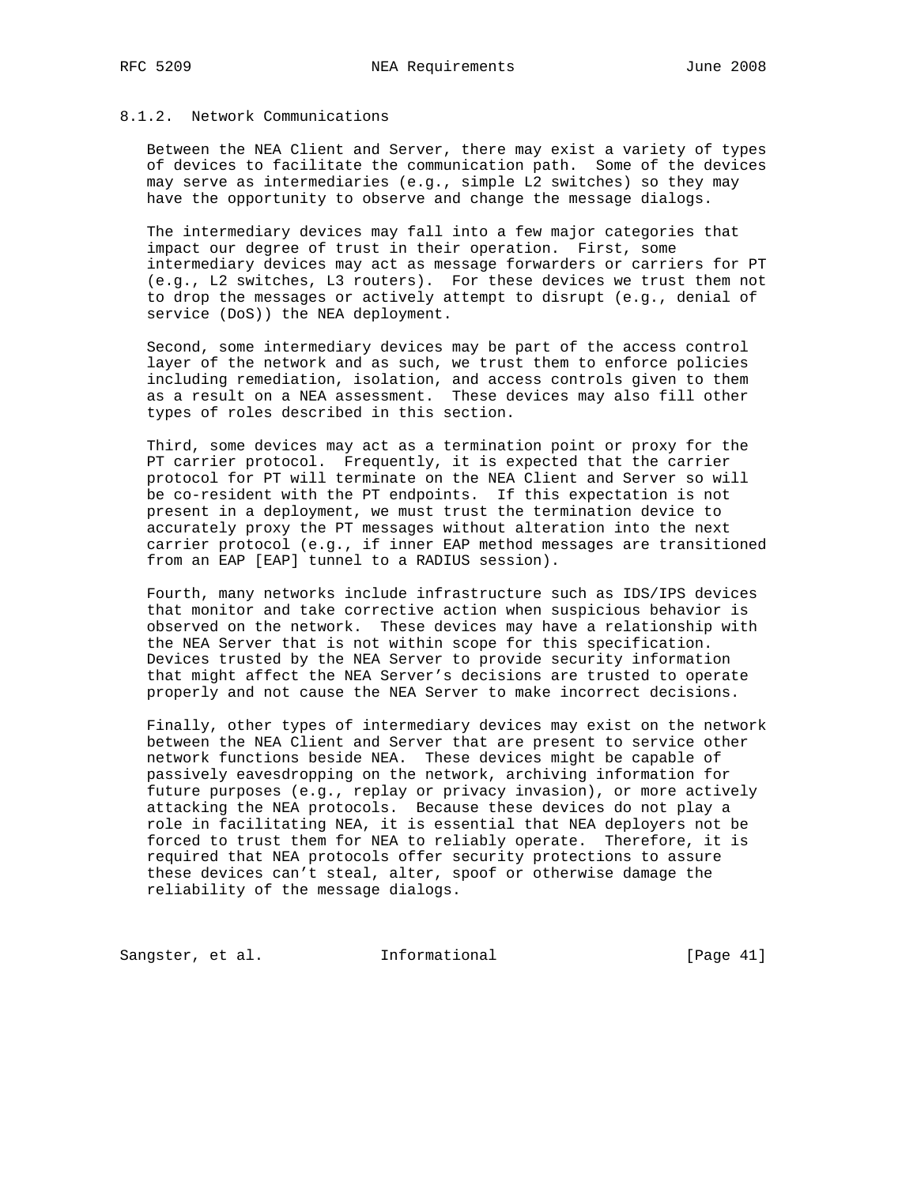#### 8.1.2. Network Communications

Between the NEA Client and Server, there may exist a variety of types of devices to facilitate the communication path. Some of the devices may serve as intermediaries (e.g., simple L2 switches) so they may have the opportunity to observe and change the message dialogs.

The intermediary devices may fall into a few major categories that impact our degree of trust in their operation. First, some intermediary devices may act as message forwarders or carriers for PT (e.g., L2 switches, L3 routers). For these devices we trust them not to drop the messages or actively attempt to disrupt (e.g., denial of service (DoS)) the NEA deployment.

Second, some intermediary devices may be part of the access control layer of the network and as such, we trust them to enforce policies including remediation, isolation, and access controls given to them as a result on a NEA assessment. These devices may also fill other types of roles described in this section.

Third, some devices may act as a termination point or proxy for the PT carrier protocol. Frequently, it is expected that the carrier protocol for PT will terminate on the NEA Client and Server so will be co-resident with the PT endpoints. If this expectation is not present in a deployment, we must trust the termination device to accurately proxy the PT messages without alteration into the next carrier protocol (e.g., if inner EAP method messages are transitioned from an EAP [EAP] tunnel to a RADIUS session).

Fourth, many networks include infrastructure such as IDS/IPS devices that monitor and take corrective action when suspicious behavior is observed on the network. These devices may have a relationship with the NEA Server that is not within scope for this specification. Devices trusted by the NEA Server to provide security information that might affect the NEA Server's decisions are trusted to operate properly and not cause the NEA Server to make incorrect decisions.

Finally, other types of intermediary devices may exist on the network between the NEA Client and Server that are present to service other network functions beside NEA. These devices might be capable of passively eavesdropping on the network, archiving information for future purposes (e.g., replay or privacy invasion), or more actively attacking the NEA protocols. Because these devices do not play a role in facilitating NEA, it is essential that NEA deployers not be forced to trust them for NEA to reliably operate. Therefore, it is required that NEA protocols offer security protections to assure these devices can't steal, alter, spoof or otherwise damage the reliability of the message dialogs.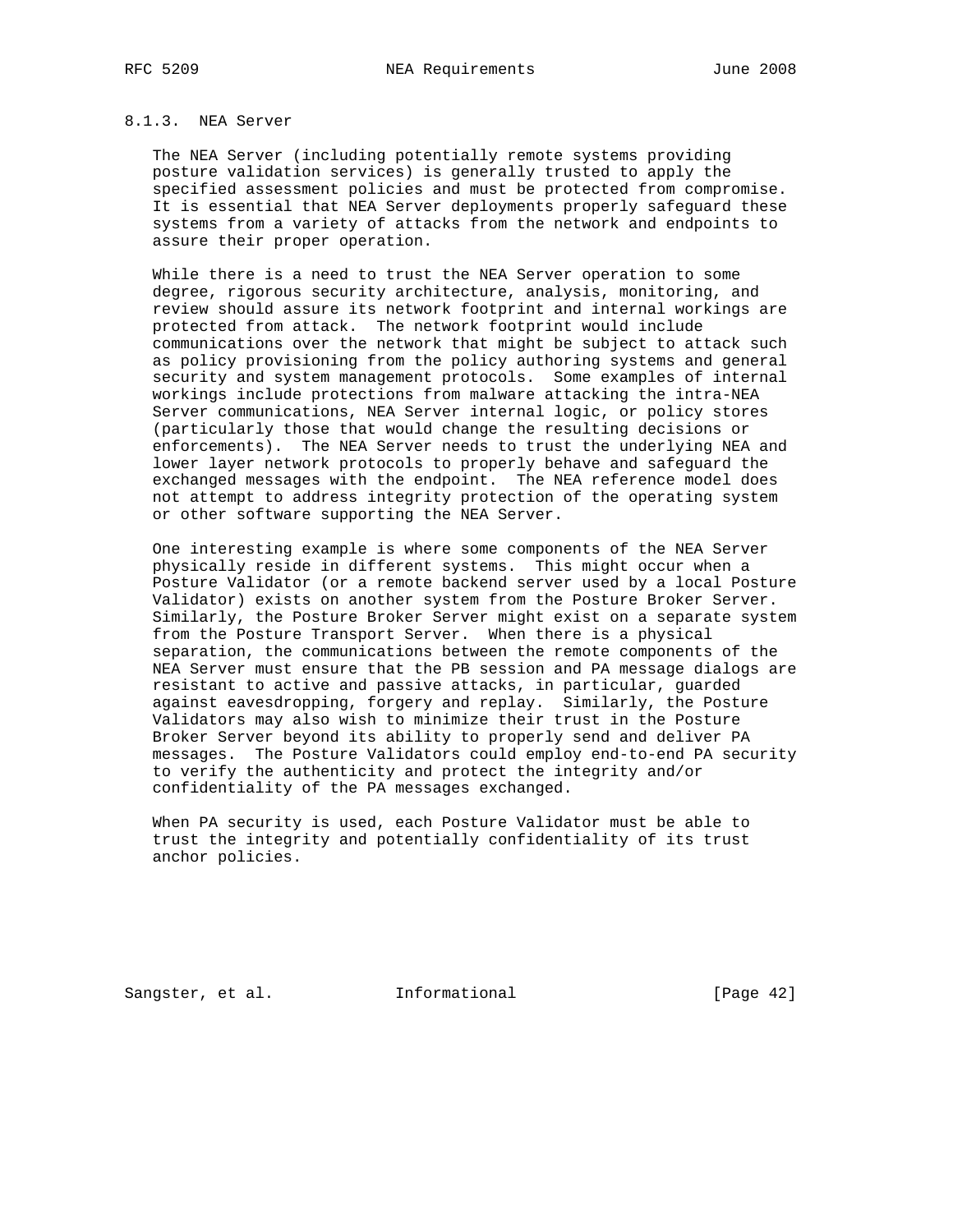### 8.1.3. NEA Server

The NEA Server (including potentially remote systems providing posture validation services) is generally trusted to apply the specified assessment policies and must be protected from compromise. It is essential that NEA Server deployments properly safeguard these systems from a variety of attacks from the network and endpoints to assure their proper operation.

While there is a need to trust the NEA Server operation to some degree, rigorous security architecture, analysis, monitoring, and review should assure its network footprint and internal workings are protected from attack. The network footprint would include communications over the network that might be subject to attack such as policy provisioning from the policy authoring systems and general security and system management protocols. Some examples of internal workings include protections from malware attacking the intra-NEA Server communications, NEA Server internal logic, or policy stores (particularly those that would change the resulting decisions or enforcements). The NEA Server needs to trust the underlying NEA and lower layer network protocols to properly behave and safeguard the exchanged messages with the endpoint. The NEA reference model does not attempt to address integrity protection of the operating system or other software supporting the NEA Server.

One interesting example is where some components of the NEA Server physically reside in different systems. This might occur when a Posture Validator (or a remote backend server used by a local Posture Validator) exists on another system from the Posture Broker Server. Similarly, the Posture Broker Server might exist on a separate system from the Posture Transport Server. When there is a physical separation, the communications between the remote components of the NEA Server must ensure that the PB session and PA message dialogs are resistant to active and passive attacks, in particular, guarded against eavesdropping, forgery and replay. Similarly, the Posture Validators may also wish to minimize their trust in the Posture Broker Server beyond its ability to properly send and deliver PA messages. The Posture Validators could employ end-to-end PA security to verify the authenticity and protect the integrity and/or confidentiality of the PA messages exchanged.

When PA security is used, each Posture Validator must be able to trust the integrity and potentially confidentiality of its trust anchor policies.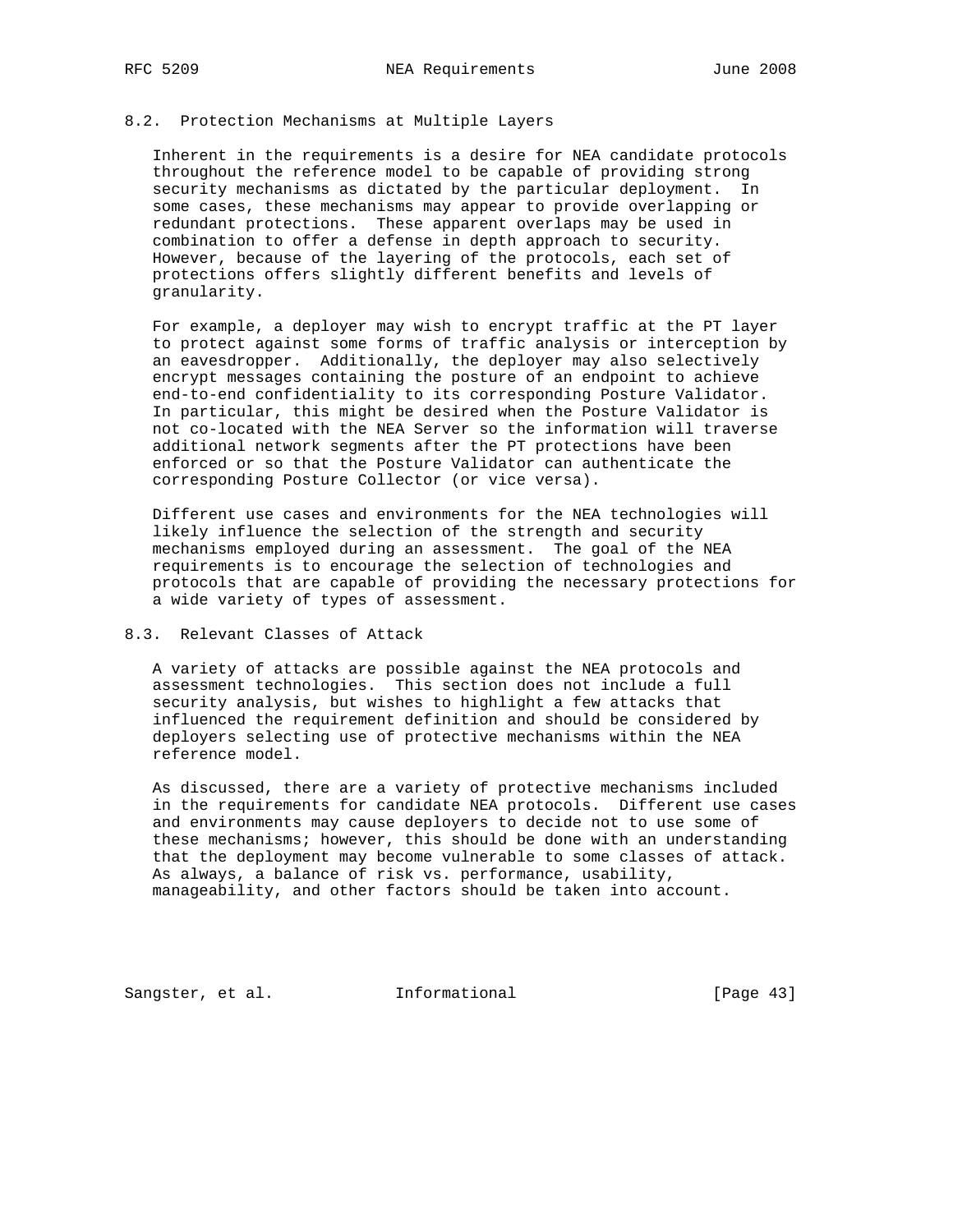### 8.2. Protection Mechanisms at Multiple Layers

Inherent in the requirements is a desire for NEA candidate protocols throughout the reference model to be capable of providing strong security mechanisms as dictated by the particular deployment. In some cases, these mechanisms may appear to provide overlapping or redundant protections. These apparent overlaps may be used in combination to offer a defense in depth approach to security. However, because of the layering of the protocols, each set of protections offers slightly different benefits and levels of granularity.

For example, a deployer may wish to encrypt traffic at the PT layer to protect against some forms of traffic analysis or interception by an eavesdropper. Additionally, the deployer may also selectively encrypt messages containing the posture of an endpoint to achieve end-to-end confidentiality to its corresponding Posture Validator. In particular, this might be desired when the Posture Validator is not co-located with the NEA Server so the information will traverse additional network segments after the PT protections have been enforced or so that the Posture Validator can authenticate the corresponding Posture Collector (or vice versa).

Different use cases and environments for the NEA technologies will likely influence the selection of the strength and security mechanisms employed during an assessment. The goal of the NEA requirements is to encourage the selection of technologies and protocols that are capable of providing the necessary protections for a wide variety of types of assessment.

### 8.3. Relevant Classes of Attack

A variety of attacks are possible against the NEA protocols and assessment technologies. This section does not include a full security analysis, but wishes to highlight a few attacks that influenced the requirement definition and should be considered by deployers selecting use of protective mechanisms within the NEA reference model.

As discussed, there are a variety of protective mechanisms included in the requirements for candidate NEA protocols. Different use cases and environments may cause deployers to decide not to use some of these mechanisms; however, this should be done with an understanding that the deployment may become vulnerable to some classes of attack. As always, a balance of risk vs. performance, usability, manageability, and other factors should be taken into account.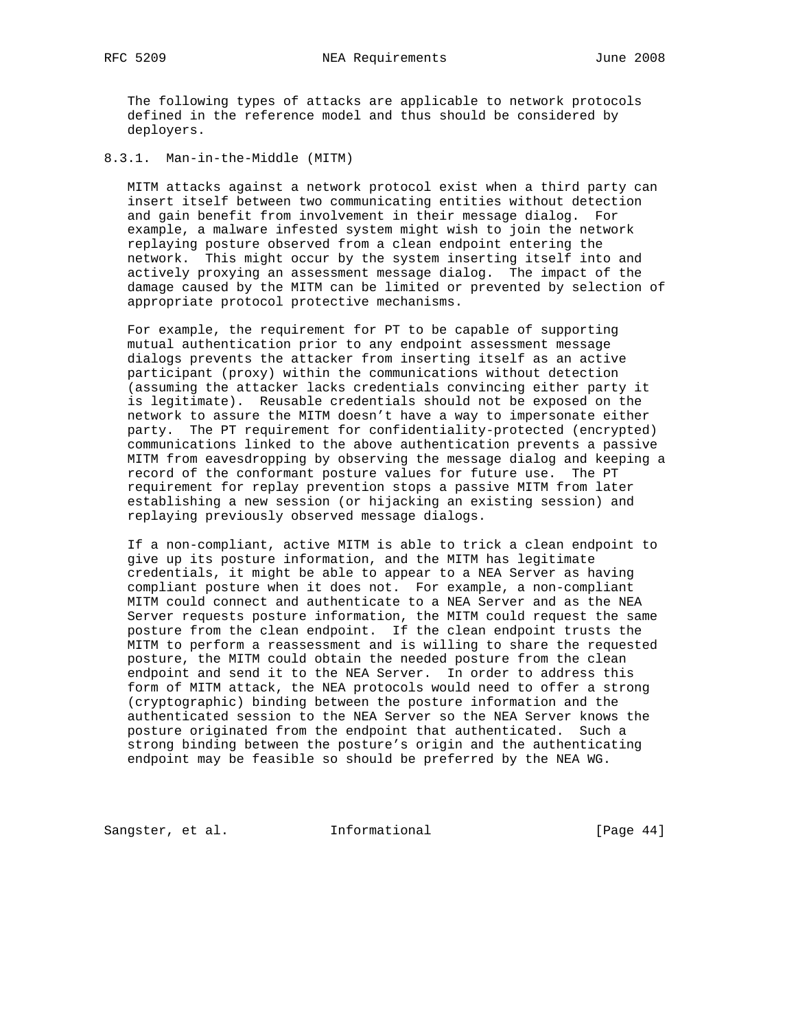The following types of attacks are applicable to network protocols defined in the reference model and thus should be considered by deployers.

### 8.3.1. Man-in-the-Middle (MITM)

MITM attacks against a network protocol exist when a third party can insert itself between two communicating entities without detection and gain benefit from involvement in their message dialog. For example, a malware infested system might wish to join the network replaying posture observed from a clean endpoint entering the network. This might occur by the system inserting itself into and actively proxying an assessment message dialog. The impact of the damage caused by the MITM can be limited or prevented by selection of appropriate protocol protective mechanisms.

For example, the requirement for PT to be capable of supporting mutual authentication prior to any endpoint assessment message dialogs prevents the attacker from inserting itself as an active participant (proxy) within the communications without detection (assuming the attacker lacks credentials convincing either party it is legitimate). Reusable credentials should not be exposed on the network to assure the MITM doesn't have a way to impersonate either party. The PT requirement for confidentiality-protected (encrypted) communications linked to the above authentication prevents a passive MITM from eavesdropping by observing the message dialog and keeping a record of the conformant posture values for future use. The PT requirement for replay prevention stops a passive MITM from later establishing a new session (or hijacking an existing session) and replaying previously observed message dialogs.

If a non-compliant, active MITM is able to trick a clean endpoint to give up its posture information, and the MITM has legitimate credentials, it might be able to appear to a NEA Server as having compliant posture when it does not. For example, a non-compliant MITM could connect and authenticate to a NEA Server and as the NEA Server requests posture information, the MITM could request the same posture from the clean endpoint. If the clean endpoint trusts the MITM to perform a reassessment and is willing to share the requested posture, the MITM could obtain the needed posture from the clean endpoint and send it to the NEA Server. In order to address this form of MITM attack, the NEA protocols would need to offer a strong (cryptographic) binding between the posture information and the authenticated session to the NEA Server so the NEA Server knows the posture originated from the endpoint that authenticated. Such a strong binding between the posture's origin and the authenticating endpoint may be feasible so should be preferred by the NEA WG.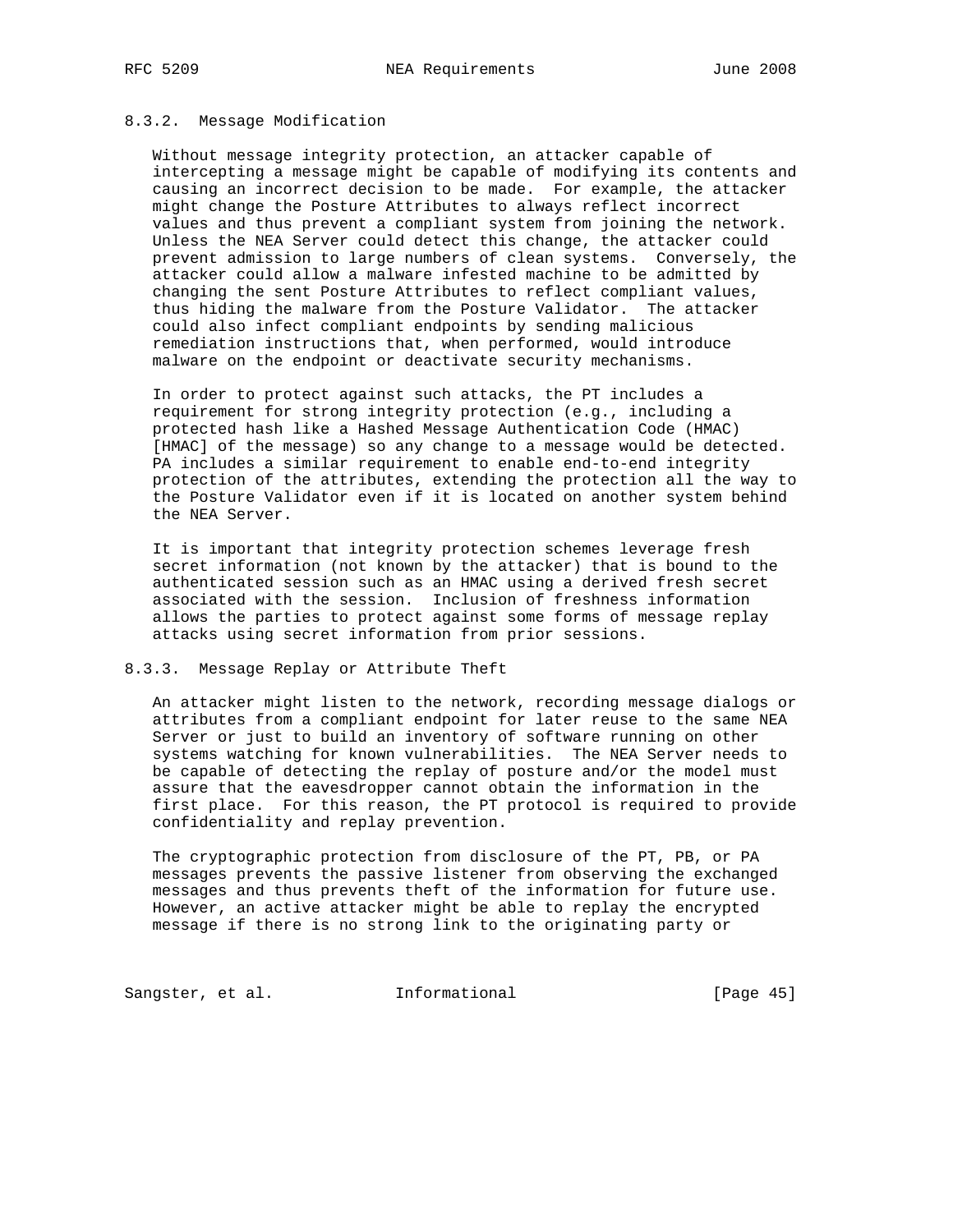#### 8.3.2. Message Modification

Without message integrity protection, an attacker capable of intercepting a message might be capable of modifying its contents and causing an incorrect decision to be made. For example, the attacker might change the Posture Attributes to always reflect incorrect values and thus prevent a compliant system from joining the network. Unless the NEA Server could detect this change, the attacker could prevent admission to large numbers of clean systems. Conversely, the attacker could allow a malware infested machine to be admitted by changing the sent Posture Attributes to reflect compliant values, thus hiding the malware from the Posture Validator. The attacker could also infect compliant endpoints by sending malicious remediation instructions that, when performed, would introduce malware on the endpoint or deactivate security mechanisms.

In order to protect against such attacks, the PT includes a requirement for strong integrity protection (e.g., including a protected hash like a Hashed Message Authentication Code (HMAC) [HMAC] of the message) so any change to a message would be detected. PA includes a similar requirement to enable end-to-end integrity protection of the attributes, extending the protection all the way to the Posture Validator even if it is located on another system behind the NEA Server.

It is important that integrity protection schemes leverage fresh secret information (not known by the attacker) that is bound to the authenticated session such as an HMAC using a derived fresh secret associated with the session. Inclusion of freshness information allows the parties to protect against some forms of message replay attacks using secret information from prior sessions.

#### 8.3.3. Message Replay or Attribute Theft

An attacker might listen to the network, recording message dialogs or attributes from a compliant endpoint for later reuse to the same NEA Server or just to build an inventory of software running on other systems watching for known vulnerabilities. The NEA Server needs to be capable of detecting the replay of posture and/or the model must assure that the eavesdropper cannot obtain the information in the first place. For this reason, the PT protocol is required to provide confidentiality and replay prevention.

The cryptographic protection from disclosure of the PT, PB, or PA messages prevents the passive listener from observing the exchanged messages and thus prevents theft of the information for future use. However, an active attacker might be able to replay the encrypted message if there is no strong link to the originating party or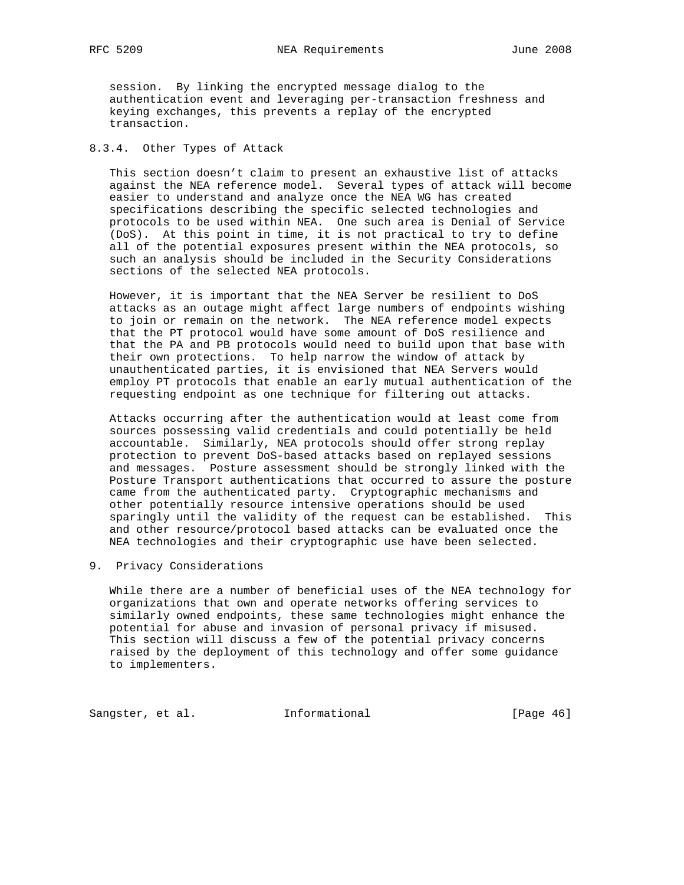session. By linking the encrypted message dialog to the authentication event and leveraging per-transaction freshness and keying exchanges, this prevents a replay of the encrypted transaction.

### 8.3.4. Other Types of Attack

This section doesn't claim to present an exhaustive list of attacks against the NEA reference model. Several types of attack will become easier to understand and analyze once the NEA WG has created specifications describing the specific selected technologies and protocols to be used within NEA. One such area is Denial of Service (DoS). At this point in time, it is not practical to try to define all of the potential exposures present within the NEA protocols, so such an analysis should be included in the Security Considerations sections of the selected NEA protocols.

However, it is important that the NEA Server be resilient to DoS attacks as an outage might affect large numbers of endpoints wishing to join or remain on the network. The NEA reference model expects that the PT protocol would have some amount of DoS resilience and that the PA and PB protocols would need to build upon that base with their own protections. To help narrow the window of attack by unauthenticated parties, it is envisioned that NEA Servers would employ PT protocols that enable an early mutual authentication of the requesting endpoint as one technique for filtering out attacks.

Attacks occurring after the authentication would at least come from sources possessing valid credentials and could potentially be held accountable. Similarly, NEA protocols should offer strong replay protection to prevent DoS-based attacks based on replayed sessions and messages. Posture assessment should be strongly linked with the Posture Transport authentications that occurred to assure the posture came from the authenticated party. Cryptographic mechanisms and other potentially resource intensive operations should be used sparingly until the validity of the request can be established. This and other resource/protocol based attacks can be evaluated once the NEA technologies and their cryptographic use have been selected.

## 9. Privacy Considerations

While there are a number of beneficial uses of the NEA technology for organizations that own and operate networks offering services to similarly owned endpoints, these same technologies might enhance the potential for abuse and invasion of personal privacy if misused. This section will discuss a few of the potential privacy concerns raised by the deployment of this technology and offer some guidance to implementers.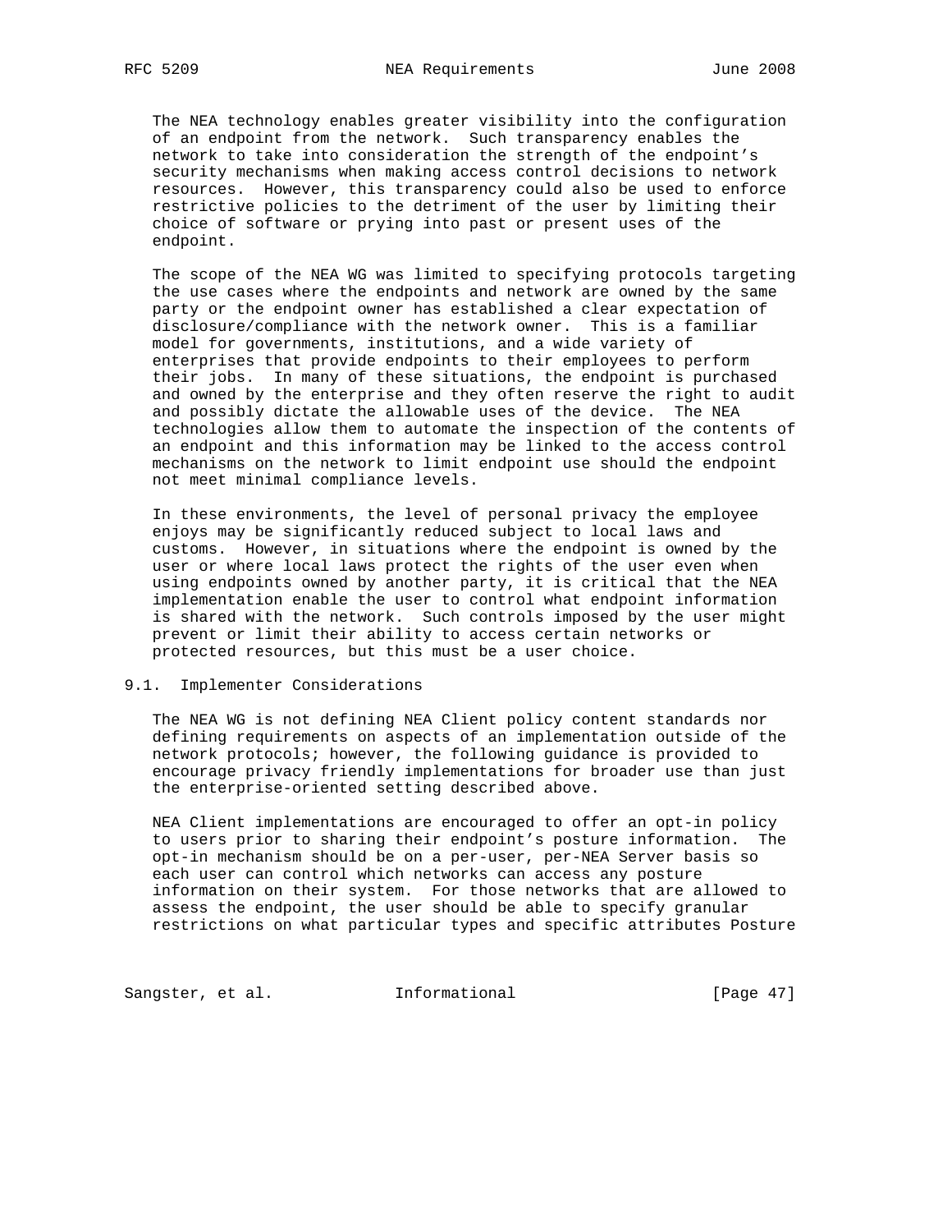The NEA technology enables greater visibility into the configuration of an endpoint from the network. Such transparency enables the network to take into consideration the strength of the endpoint's security mechanisms when making access control decisions to network resources. However, this transparency could also be used to enforce restrictive policies to the detriment of the user by limiting their choice of software or prying into past or present uses of the endpoint.

The scope of the NEA WG was limited to specifying protocols targeting the use cases where the endpoints and network are owned by the same party or the endpoint owner has established a clear expectation of disclosure/compliance with the network owner. This is a familiar model for governments, institutions, and a wide variety of enterprises that provide endpoints to their employees to perform their jobs. In many of these situations, the endpoint is purchased and owned by the enterprise and they often reserve the right to audit and possibly dictate the allowable uses of the device. The NEA technologies allow them to automate the inspection of the contents of an endpoint and this information may be linked to the access control mechanisms on the network to limit endpoint use should the endpoint not meet minimal compliance levels.

In these environments, the level of personal privacy the employee enjoys may be significantly reduced subject to local laws and customs. However, in situations where the endpoint is owned by the user or where local laws protect the rights of the user even when using endpoints owned by another party, it is critical that the NEA implementation enable the user to control what endpoint information is shared with the network. Such controls imposed by the user might prevent or limit their ability to access certain networks or protected resources, but this must be a user choice.

## 9.1. Implementer Considerations

The NEA WG is not defining NEA Client policy content standards nor defining requirements on aspects of an implementation outside of the network protocols; however, the following guidance is provided to encourage privacy friendly implementations for broader use than just the enterprise-oriented setting described above.

NEA Client implementations are encouraged to offer an opt-in policy to users prior to sharing their endpoint's posture information. The opt-in mechanism should be on a per-user, per-NEA Server basis so each user can control which networks can access any posture information on their system. For those networks that are allowed to assess the endpoint, the user should be able to specify granular restrictions on what particular types and specific attributes Posture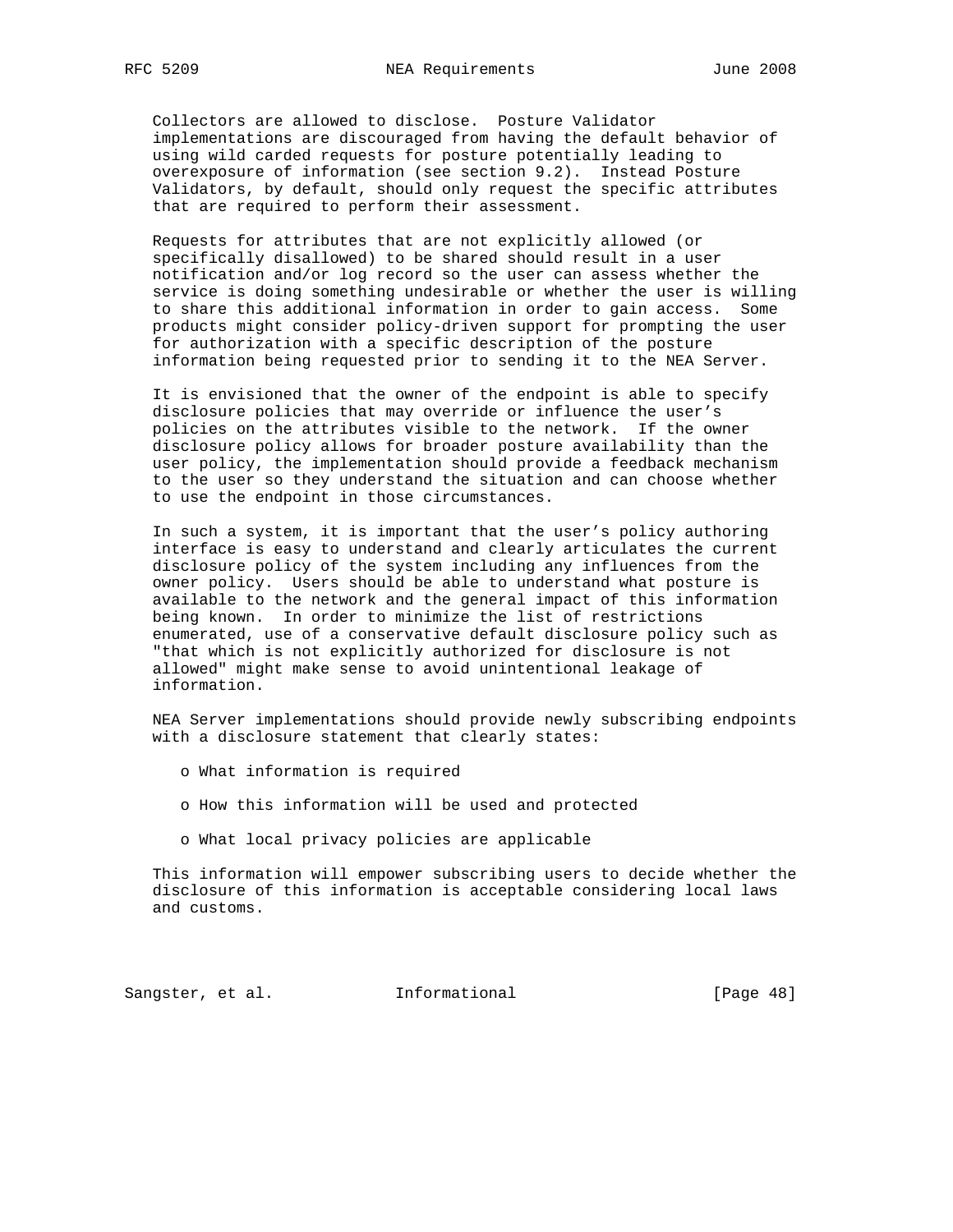Collectors are allowed to disclose. Posture Validator implementations are discouraged from having the default behavior of using wild carded requests for posture potentially leading to overexposure of information (see section 9.2). Instead Posture Validators, by default, should only request the specific attributes that are required to perform their assessment.

Requests for attributes that are not explicitly allowed (or specifically disallowed) to be shared should result in a user notification and/or log record so the user can assess whether the service is doing something undesirable or whether the user is willing to share this additional information in order to gain access. Some products might consider policy-driven support for prompting the user for authorization with a specific description of the posture information being requested prior to sending it to the NEA Server.

It is envisioned that the owner of the endpoint is able to specify disclosure policies that may override or influence the user's policies on the attributes visible to the network. If the owner disclosure policy allows for broader posture availability than the user policy, the implementation should provide a feedback mechanism to the user so they understand the situation and can choose whether to use the endpoint in those circumstances.

In such a system, it is important that the user's policy authoring interface is easy to understand and clearly articulates the current disclosure policy of the system including any influences from the owner policy. Users should be able to understand what posture is available to the network and the general impact of this information being known. In order to minimize the list of restrictions enumerated, use of a conservative default disclosure policy such as "that which is not explicitly authorized for disclosure is not allowed" might make sense to avoid unintentional leakage of information.

NEA Server implementations should provide newly subscribing endpoints with a disclosure statement that clearly states:

- What information is required
- How this information will be used and protected
- What local privacy policies are applicable

This information will empower subscribing users to decide whether the disclosure of this information is acceptable considering local laws and customs.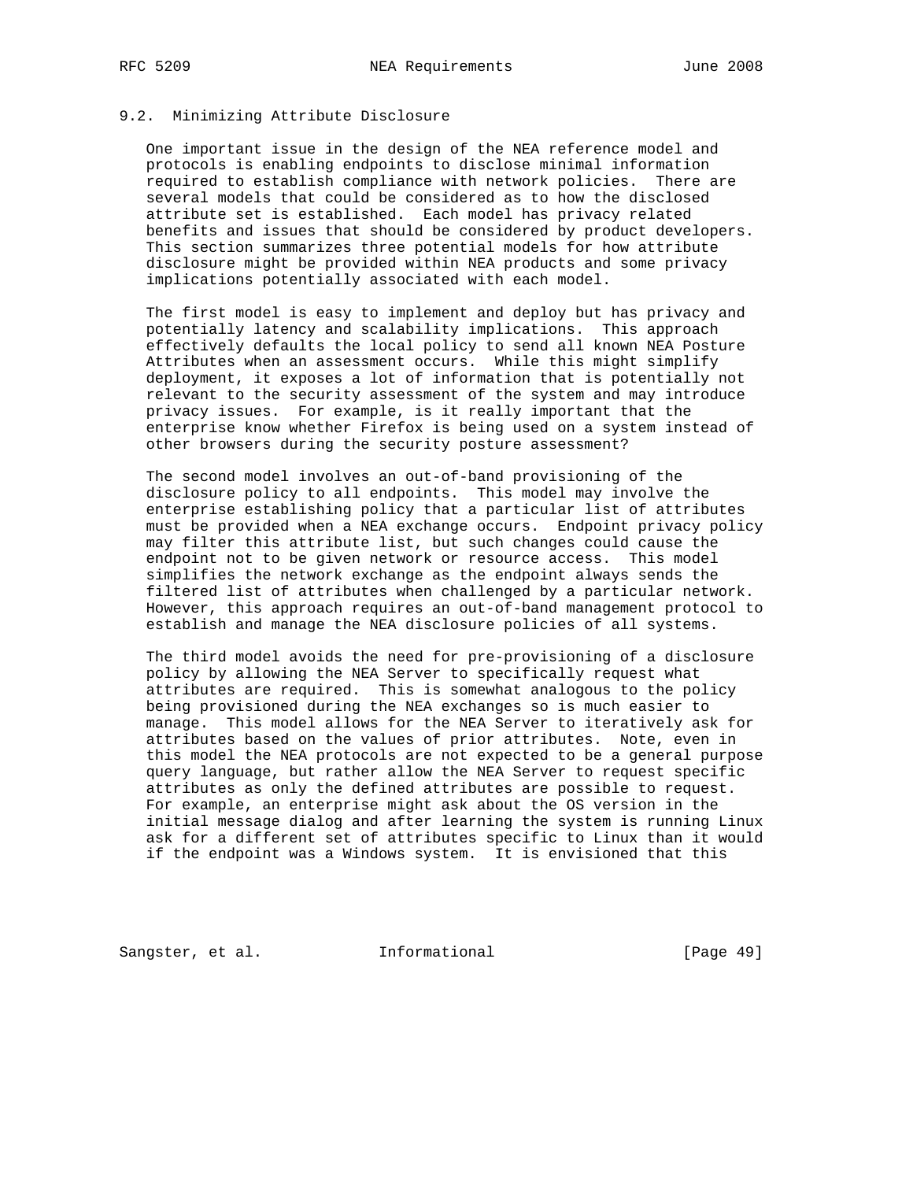## 9.2. Minimizing Attribute Disclosure

One important issue in the design of the NEA reference model and protocols is enabling endpoints to disclose minimal information required to establish compliance with network policies. There are several models that could be considered as to how the disclosed attribute set is established. Each model has privacy related benefits and issues that should be considered by product developers. This section summarizes three potential models for how attribute disclosure might be provided within NEA products and some privacy implications potentially associated with each model.

The first model is easy to implement and deploy but has privacy and potentially latency and scalability implications. This approach effectively defaults the local policy to send all known NEA Posture Attributes when an assessment occurs. While this might simplify deployment, it exposes a lot of information that is potentially not relevant to the security assessment of the system and may introduce privacy issues. For example, is it really important that the enterprise know whether Firefox is being used on a system instead of other browsers during the security posture assessment?

The second model involves an out-of-band provisioning of the disclosure policy to all endpoints. This model may involve the enterprise establishing policy that a particular list of attributes must be provided when a NEA exchange occurs. Endpoint privacy policy may filter this attribute list, but such changes could cause the endpoint not to be given network or resource access. This model simplifies the network exchange as the endpoint always sends the filtered list of attributes when challenged by a particular network. However, this approach requires an out-of-band management protocol to establish and manage the NEA disclosure policies of all systems.

The third model avoids the need for pre-provisioning of a disclosure policy by allowing the NEA Server to specifically request what attributes are required. This is somewhat analogous to the policy being provisioned during the NEA exchanges so is much easier to manage. This model allows for the NEA Server to iteratively ask for attributes based on the values of prior attributes. Note, even in this model the NEA protocols are not expected to be a general purpose query language, but rather allow the NEA Server to request specific attributes as only the defined attributes are possible to request. For example, an enterprise might ask about the OS version in the initial message dialog and after learning the system is running Linux ask for a different set of attributes specific to Linux than it would if the endpoint was a Windows system. It is envisioned that this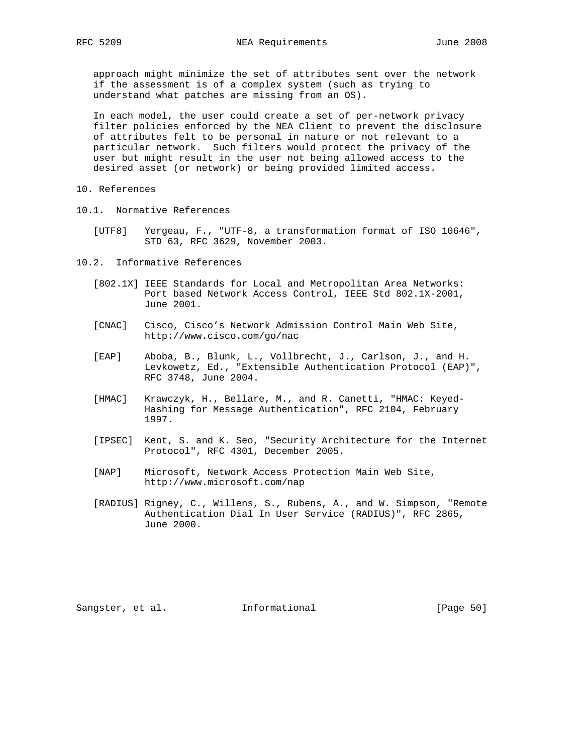approach might minimize the set of attributes sent over the network if the assessment is of a complex system (such as trying to understand what patches are missing from an OS).

In each model, the user could create a set of per-network privacy filter policies enforced by the NEA Client to prevent the disclosure of attributes felt to be personal in nature or not relevant to a particular network. Such filters would protect the privacy of the user but might result in the user not being allowed access to the desired asset (or network) or being provided limited access.

# 10. References

## 10.1. Normative References

[UTF8] Yergeau, F., "UTF-8, a transformation format of ISO 10646", STD 63, RFC 3629, November 2003.

## 10.2. Informative References

[802.1X] IEEE Standards for Local and Metropolitan Area Networks: Port based Network Access Control, IEEE Std 802.1X-2001, June 2001.

[CNAC] Cisco, Cisco's Network Admission Control Main Web Site, http://www.cisco.com/go/nac

[EAP] Aboba, B., Blunk, L., Vollbrecht, J., Carlson, J., and H. Levkowetz, Ed., "Extensible Authentication Protocol (EAP)", RFC 3748, June 2004.

[HMAC] Krawczyk, H., Bellare, M., and R. Canetti, "HMAC: Keyed-Hashing for Message Authentication", RFC 2104, February 1997.

[IPSEC] Kent, S. and K. Seo, "Security Architecture for the Internet Protocol", RFC 4301, December 2005.

[NAP] Microsoft, Network Access Protection Main Web Site, http://www.microsoft.com/nap

[RADIUS] Rigney, C., Willens, S., Rubens, A., and W. Simpson, "Remote Authentication Dial In User Service (RADIUS)", RFC 2865, June 2000.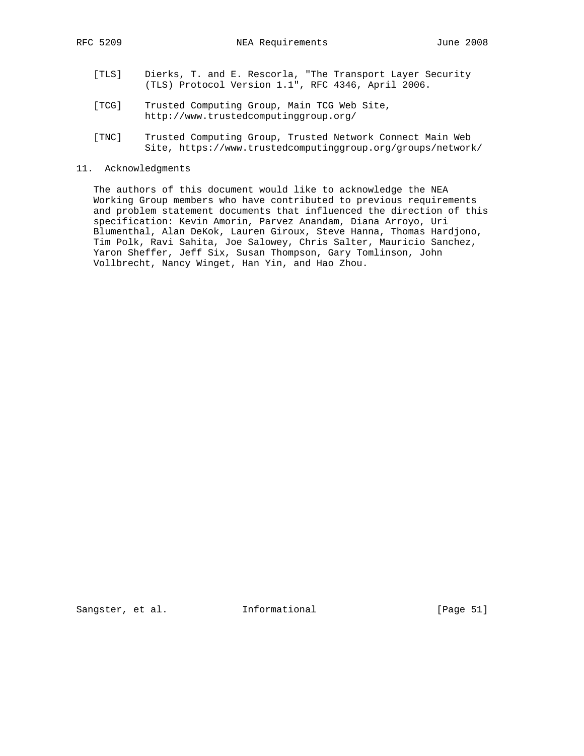[TLS] Dierks, T. and E. Rescorla, "The Transport Layer Security (TLS) Protocol Version 1.1", RFC 4346, April 2006.

[TCG] Trusted Computing Group, Main TCG Web Site, http://www.trustedcomputinggroup.org/

[TNC] Trusted Computing Group, Trusted Network Connect Main Web Site, https://www.trustedcomputinggroup.org/groups/network/

## 11. Acknowledgments

The authors of this document would like to acknowledge the NEA Working Group members who have contributed to previous requirements and problem statement documents that influenced the direction of this specification: Kevin Amorin, Parvez Anandam, Diana Arroyo, Uri Blumenthal, Alan DeKok, Lauren Giroux, Steve Hanna, Thomas Hardjono, Tim Polk, Ravi Sahita, Joe Salowey, Chris Salter, Mauricio Sanchez, Yaron Sheffer, Jeff Six, Susan Thompson, Gary Tomlinson, John Vollbrecht, Nancy Winget, Han Yin, and Hao Zhou.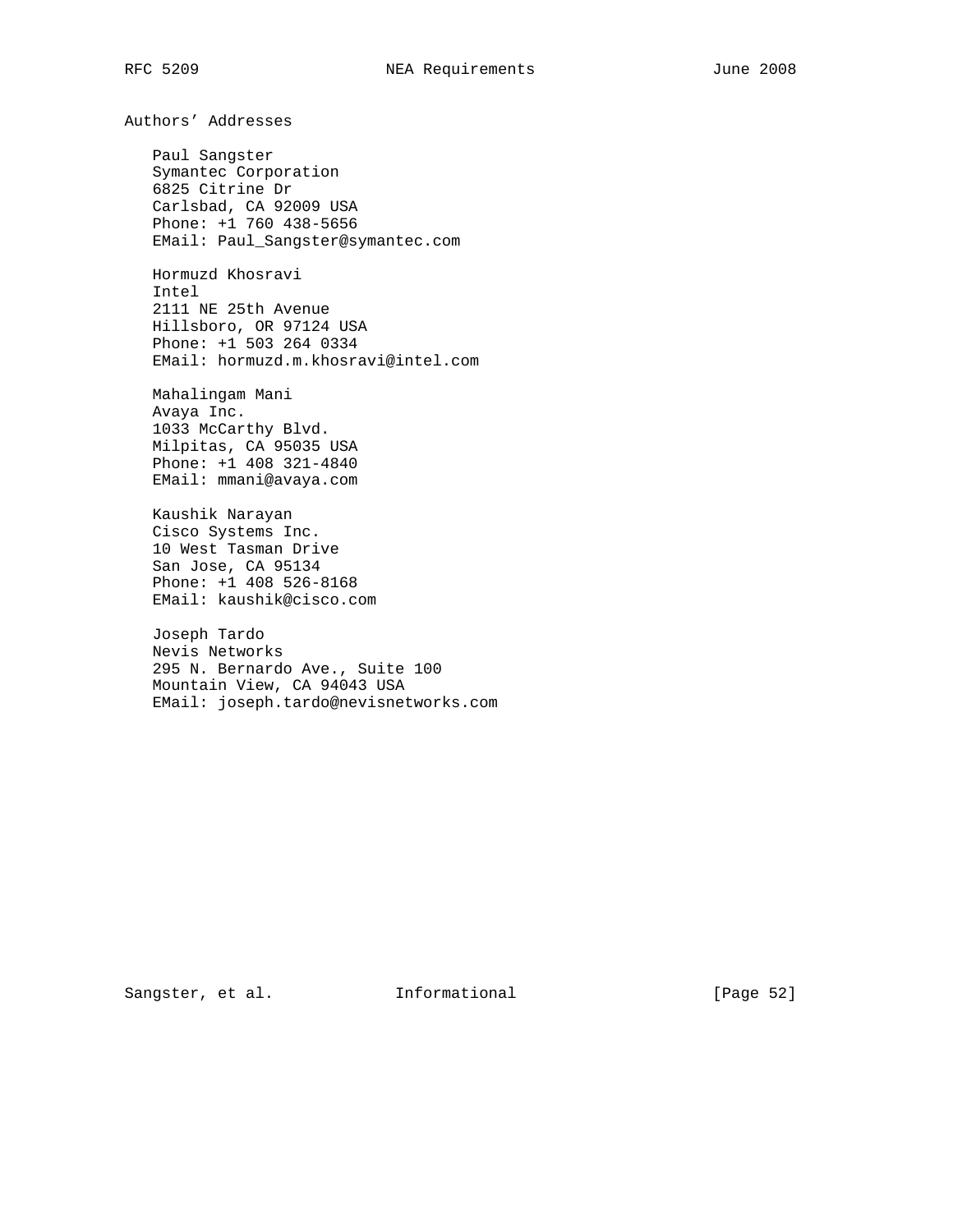## Authors' Addresses

Paul Sangster
Symantec Corporation
6825 Citrine Dr
Carlsbad, CA 92009 USA
Phone: +1 760 438-5656
EMail: Paul_Sangster@symantec.com

Hormuzd Khosravi
Intel
2111 NE 25th Avenue
Hillsboro, OR 97124 USA
Phone: +1 503 264 0334
EMail: hormuzd.m.khosravi@intel.com

Mahalingam Mani
Avaya Inc.
1033 McCarthy Blvd.
Milpitas, CA 95035 USA
Phone: +1 408 321-4840
EMail: mmani@avaya.com

Kaushik Narayan
Cisco Systems Inc.
10 West Tasman Drive
San Jose, CA 95134
Phone: +1 408 526-8168
EMail: kaushik@cisco.com

Joseph Tardo
Nevis Networks
295 N. Bernardo Ave., Suite 100
Mountain View, CA 94043 USA
EMail: joseph.tardo@nevisnetworks.com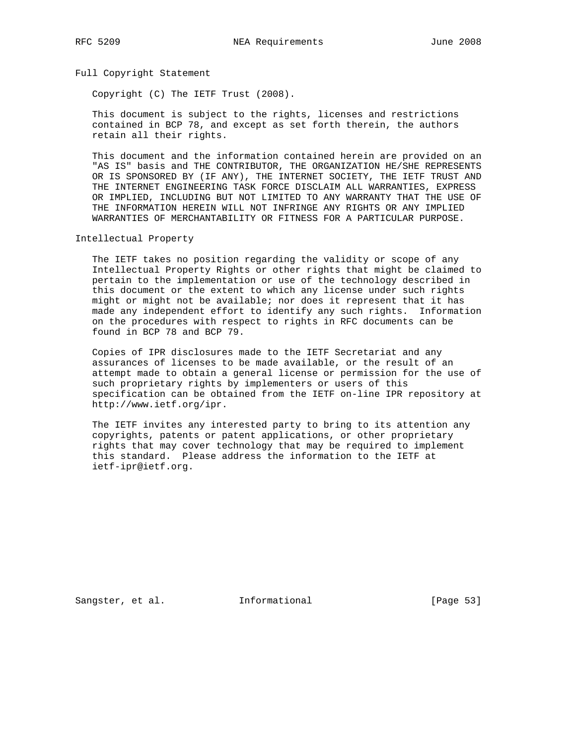## Full Copyright Statement

Copyright (C) The IETF Trust (2008).

This document is subject to the rights, licenses and restrictions contained in BCP 78, and except as set forth therein, the authors retain all their rights.

This document and the information contained herein are provided on an "AS IS" basis and THE CONTRIBUTOR, THE ORGANIZATION HE/SHE REPRESENTS OR IS SPONSORED BY (IF ANY), THE INTERNET SOCIETY, THE IETF TRUST AND THE INTERNET ENGINEERING TASK FORCE DISCLAIM ALL WARRANTIES, EXPRESS OR IMPLIED, INCLUDING BUT NOT LIMITED TO ANY WARRANTY THAT THE USE OF THE INFORMATION HEREIN WILL NOT INFRINGE ANY RIGHTS OR ANY IMPLIED WARRANTIES OF MERCHANTABILITY OR FITNESS FOR A PARTICULAR PURPOSE.

## Intellectual Property

The IETF takes no position regarding the validity or scope of any Intellectual Property Rights or other rights that might be claimed to pertain to the implementation or use of the technology described in this document or the extent to which any license under such rights might or might not be available; nor does it represent that it has made any independent effort to identify any such rights. Information on the procedures with respect to rights in RFC documents can be found in BCP 78 and BCP 79.

Copies of IPR disclosures made to the IETF Secretariat and any assurances of licenses to be made available, or the result of an attempt made to obtain a general license or permission for the use of such proprietary rights by implementers or users of this specification can be obtained from the IETF on-line IPR repository at http://www.ietf.org/ipr.

The IETF invites any interested party to bring to its attention any copyrights, patents or patent applications, or other proprietary rights that may cover technology that may be required to implement this standard. Please address the information to the IETF at ietf-ipr@ietf.org.